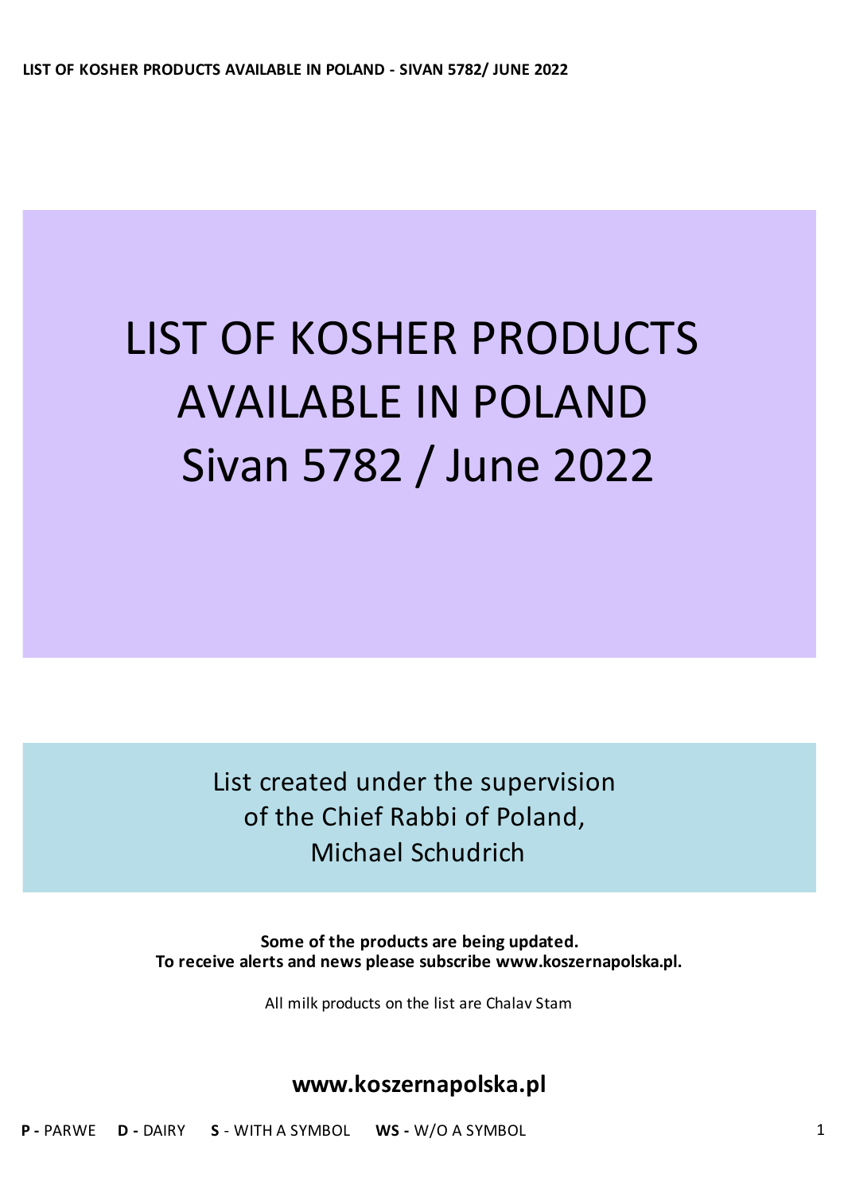# LIST OF KOSHER PRODUCTS AVAILABLE IN POLAND
# Sivan 5782 / June 2022

List created under the supervision
of the Chief Rabbi of Poland,
Michael Schudrich

**Some of the products are being updated.**
**To receive alerts and news please subscribe www.koszernapolska.pl.**

All milk products on the list are Chalav Stam

## www.koszernapolska.pl

**P -** PARWE **D -** DAIRY **S** - WITH A SYMBOL **WS -** W/O A SYMBOL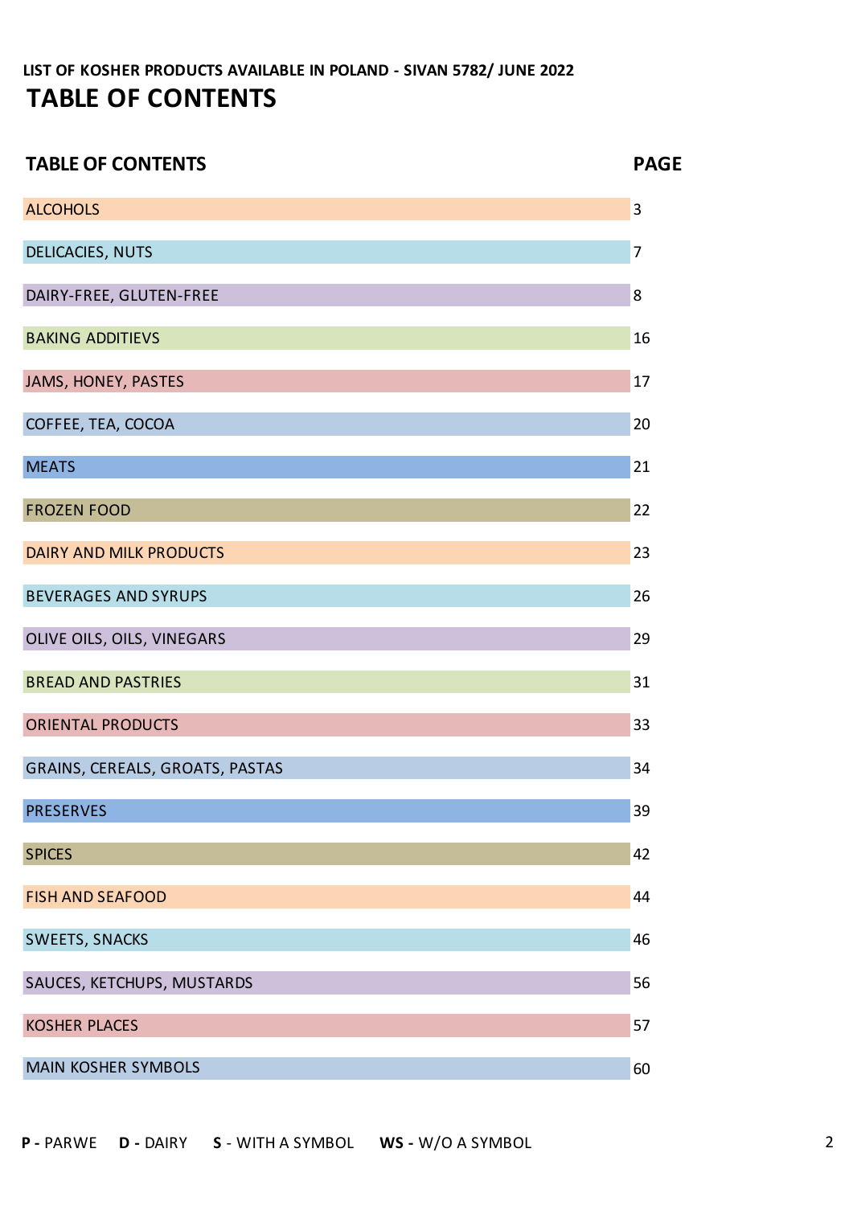**LIST OF KOSHER PRODUCTS AVAILABLE IN POLAND - SIVAN 5782/ JUNE 2022**

# TABLE OF CONTENTS

| TABLE OF CONTENTS | PAGE |
|---|---|
| ALCOHOLS | 3 |
| DELICACIES, NUTS | 7 |
| DAIRY-FREE, GLUTEN-FREE | 8 |
| BAKING ADDITIEVS | 16 |
| JAMS, HONEY, PASTES | 17 |
| COFFEE, TEA, COCOA | 20 |
| MEATS | 21 |
| FROZEN FOOD | 22 |
| DAIRY AND MILK PRODUCTS | 23 |
| BEVERAGES AND SYRUPS | 26 |
| OLIVE OILS, OILS, VINEGARS | 29 |
| BREAD AND PASTRIES | 31 |
| ORIENTAL PRODUCTS | 33 |
| GRAINS, CEREALS, GROATS, PASTAS | 34 |
| PRESERVES | 39 |
| SPICES | 42 |
| FISH AND SEAFOOD | 44 |
| SWEETS, SNACKS | 46 |
| SAUCES, KETCHUPS, MUSTARDS | 56 |
| KOSHER PLACES | 57 |
| MAIN KOSHER SYMBOLS | 60 |

**P -** PARWE **D -** DAIRY **S** - WITH A SYMBOL **WS -** W/O A SYMBOL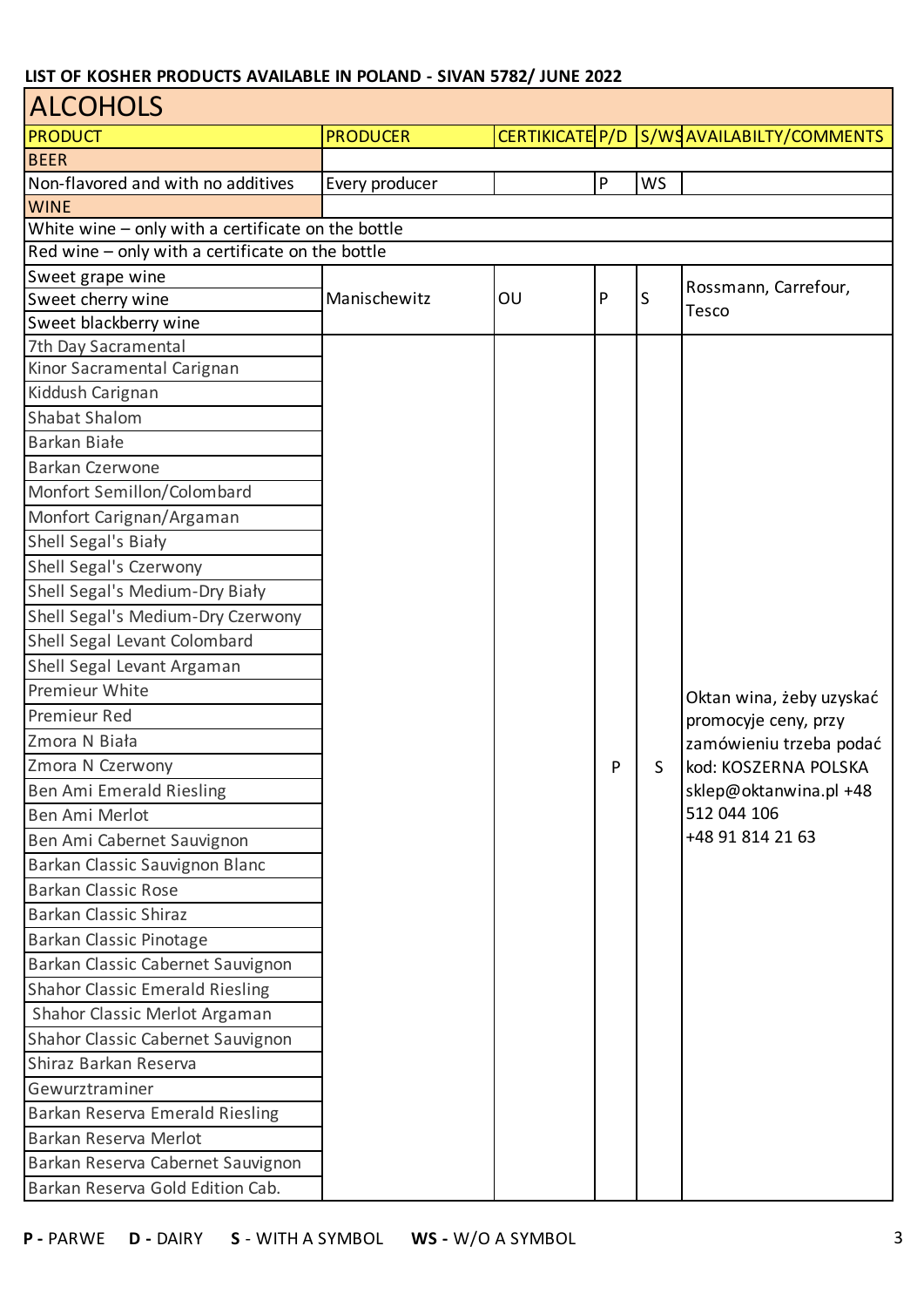LIST OF KOSHER PRODUCTS AVAILABLE IN POLAND - SIVAN 5782/ JUNE 2022

## ALCOHOLS

| PRODUCT | PRODUCER | CERTIKICATE | P/D | S/WS | AVAILABILTY/COMMENTS |
|---|---|---|---|---|---|
| BEER | | | | | |
| Non-flavored and with no additives | Every producer | | P | WS | |
| WINE | | | | | |
| White wine – only with a certificate on the bottle | | | | | |
| Red wine – only with a certificate on the bottle | | | | | |
| Sweet grape wine | Manischewitz | OU | P | S | Rossmann, Carrefour, Tesco |
| Sweet cherry wine | | | | | |
| Sweet blackberry wine | | | | | |
| 7th Day Sacramental | | | P | S | Oktan wina, żeby uzyskać promocyje ceny, przy zamówieniu trzeba podać kod: KOSZERNA POLSKA sklep@oktanwina.pl +48 512 044 106 +48 91 814 21 63 |
| Kinor Sacramental Carignan | | | | | |
| Kiddush Carignan | | | | | |
| Shabat Shalom | | | | | |
| Barkan Białe | | | | | |
| Barkan Czerwone | | | | | |
| Monfort Semillon/Colombard | | | | | |
| Monfort Carignan/Argaman | | | | | |
| Shell Segal's Biały | | | | | |
| Shell Segal's Czerwony | | | | | |
| Shell Segal's Medium-Dry Biały | | | | | |
| Shell Segal's Medium-Dry Czerwony | | | | | |
| Shell Segal Levant Colombard | | | | | |
| Shell Segal Levant Argaman | | | | | |
| Premieur White | | | | | |
| Premieur Red | | | | | |
| Zmora N Biała | | | | | |
| Zmora N Czerwony | | | | | |
| Ben Ami Emerald Riesling | | | | | |
| Ben Ami Merlot | | | | | |
| Ben Ami Cabernet Sauvignon | | | | | |
| Barkan Classic Sauvignon Blanc | | | | | |
| Barkan Classic Rose | | | | | |
| Barkan Classic Shiraz | | | | | |
| Barkan Classic Pinotage | | | | | |
| Barkan Classic Cabernet Sauvignon | | | | | |
| Shahor Classic Emerald Riesling | | | | | |
| Shahor Classic Merlot Argaman | | | | | |
| Shahor Classic Cabernet Sauvignon | | | | | |
| Shiraz Barkan Reserva | | | | | |
| Gewurztraminer | | | | | |
| Barkan Reserva Emerald Riesling | | | | | |
| Barkan Reserva Merlot | | | | | |
| Barkan Reserva Cabernet Sauvignon | | | | | |
| Barkan Reserva Gold Edition Cab. | | | | | |

**P -** PARWE **D -** DAIRY **S** - WITH A SYMBOL **WS -** W/O A SYMBOL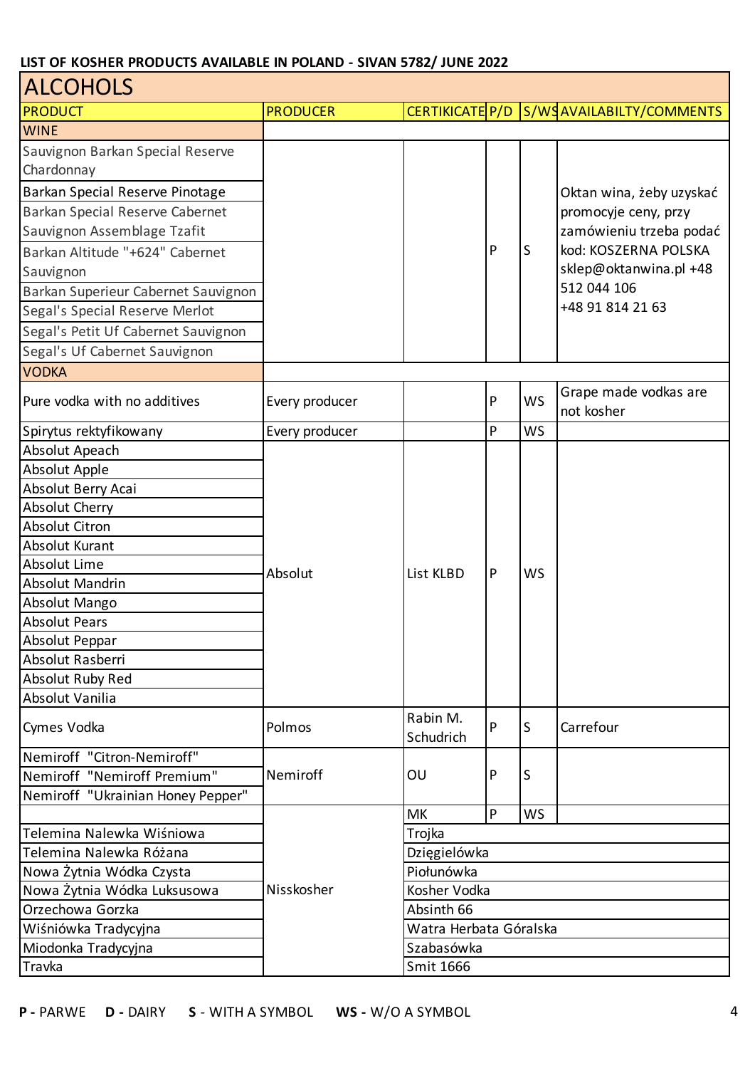**LIST OF KOSHER PRODUCTS AVAILABLE IN POLAND - SIVAN 5782/ JUNE 2022**

## ALCOHOLS

| PRODUCT | PRODUCER | CERTIKICATE | P/D | S/WS | AVAILABILTY/COMMENTS |
|---|---|---|---|---|---|
| **WINE** | | | | | |
| Sauvignon Barkan Special Reserve Chardonnay | | | P | S | Oktan wina, żeby uzyskać promocyje ceny, przy zamówieniu trzeba podać kod: KOSZERNA POLSKA sklep@oktanwina.pl +48 512 044 106 +48 91 814 21 63 |
| Barkan Special Reserve Pinotage | | | | | |
| Barkan Special Reserve Cabernet Sauvignon Assemblage Tzafit | | | | | |
| Barkan Altitude "+624" Cabernet Sauvignon | | | | | |
| Barkan Superieur Cabernet Sauvignon | | | | | |
| Segal's Special Reserve Merlot | | | | | |
| Segal's Petit Uf Cabernet Sauvignon | | | | | |
| Segal's Uf Cabernet Sauvignon | | | | | |
| **VODKA** | | | | | |
| Pure vodka with no additives | Every producer | | P | WS | Grape made vodkas are not kosher |
| Spirytus rektyfikowany | Every producer | | P | WS | |
| Absolut Apeach | Absolut | List KLBD | P | WS | |
| Absolut Apple | | | | | |
| Absolut Berry Acai | | | | | |
| Absolut Cherry | | | | | |
| Absolut Citron | | | | | |
| Absolut Kurant | | | | | |
| Absolut Lime | | | | | |
| Absolut Mandrin | | | | | |
| Absolut Mango | | | | | |
| Absolut Pears | | | | | |
| Absolut Peppar | | | | | |
| Absolut Rasberri | | | | | |
| Absolut Ruby Red | | | | | |
| Absolut Vanilia | | | | | |
| Cymes Vodka | Polmos | Rabin M. Schudrich | P | S | Carrefour |
| Nemiroff "Citron-Nemiroff" | Nemiroff | OU | P | S | |
| Nemiroff "Nemiroff Premium" | | | | | |
| Nemiroff "Ukrainian Honey Pepper" | | | | | |
| | Nisskosher | MK | P | WS | |
| Telemina Nalewka Wiśniowa | | Trojka | | | |
| Telemina Nalewka Różana | | Dzięgielówka | | | |
| Nowa Żytnia Wódka Czysta | | Piołunówka | | | |
| Nowa Żytnia Wódka Luksusowa | | Kosher Vodka | | | |
| Orzechowa Gorzka | | Absinth 66 | | | |
| Wiśniówka Tradycyjna | | Watra Herbata Góralska | | | |
| Miodonka Tradycyjna | | Szabasówka | | | |
| Travka | | Smit 1666 | | | |

**P -** PARWE **D -** DAIRY **S** - WITH A SYMBOL **WS -** W/O A SYMBOL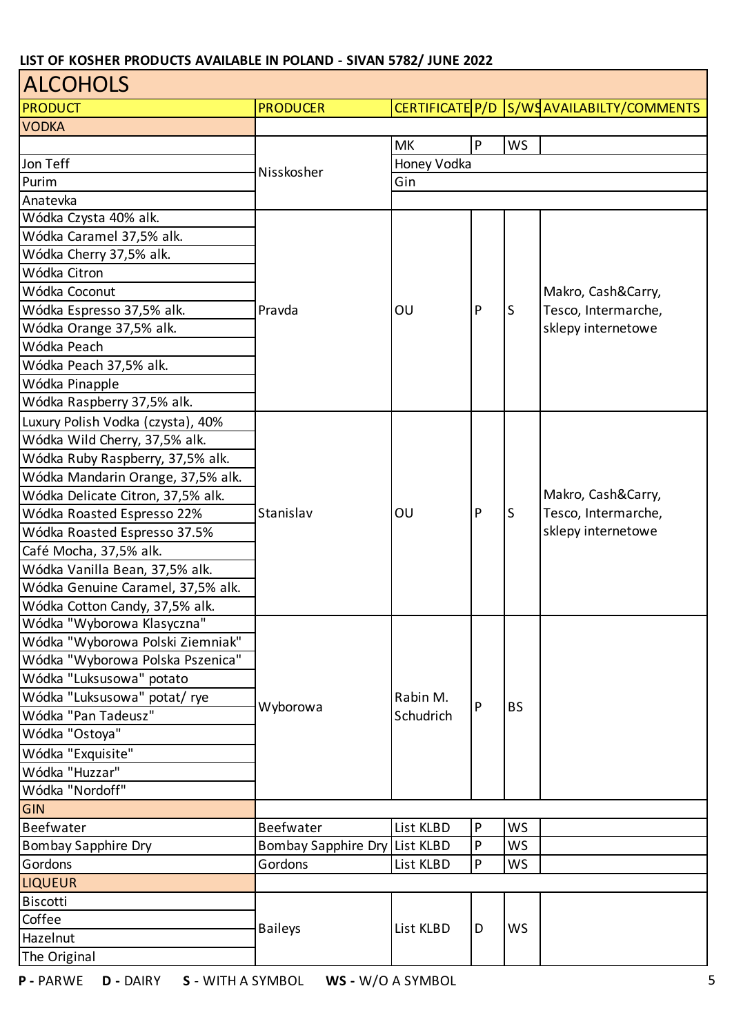**LIST OF KOSHER PRODUCTS AVAILABLE IN POLAND - SIVAN 5782/ JUNE 2022**

# ALCOHOLS

| PRODUCT | PRODUCER | CERTIFICATE | P/D | S/WS | AVAILABILTY/COMMENTS |
|---|---|---|---|---|---|
| **VODKA** | | | | | |
| | Nisskosher | MK | P | WS | |
| Jon Teff | Nisskosher | Honey Vodka | | | |
| Purim | Nisskosher | Gin | | | |
| Anatevka | Nisskosher | | | | |
| Wódka Czysta 40% alk. | Pravda | OU | P | S | Makro, Cash&Carry, Tesco, Intermarche, sklepy internetowe |
| Wódka Caramel 37,5% alk. | Pravda | OU | P | S | Makro, Cash&Carry, Tesco, Intermarche, sklepy internetowe |
| Wódka Cherry 37,5% alk. | Pravda | OU | P | S | Makro, Cash&Carry, Tesco, Intermarche, sklepy internetowe |
| Wódka Citron | Pravda | OU | P | S | Makro, Cash&Carry, Tesco, Intermarche, sklepy internetowe |
| Wódka Coconut | Pravda | OU | P | S | Makro, Cash&Carry, Tesco, Intermarche, sklepy internetowe |
| Wódka Espresso 37,5% alk. | Pravda | OU | P | S | Makro, Cash&Carry, Tesco, Intermarche, sklepy internetowe |
| Wódka Orange 37,5% alk. | Pravda | OU | P | S | Makro, Cash&Carry, Tesco, Intermarche, sklepy internetowe |
| Wódka Peach | Pravda | OU | P | S | Makro, Cash&Carry, Tesco, Intermarche, sklepy internetowe |
| Wódka Peach 37,5% alk. | Pravda | OU | P | S | Makro, Cash&Carry, Tesco, Intermarche, sklepy internetowe |
| Wódka Pinapple | Pravda | OU | P | S | Makro, Cash&Carry, Tesco, Intermarche, sklepy internetowe |
| Wódka Raspberry 37,5% alk. | Pravda | OU | P | S | Makro, Cash&Carry, Tesco, Intermarche, sklepy internetowe |
| Luxury Polish Vodka (czysta), 40% | Stanislav | OU | P | S | Makro, Cash&Carry, Tesco, Intermarche, sklepy internetowe |
| Wódka Wild Cherry, 37,5% alk. | Stanislav | OU | P | S | Makro, Cash&Carry, Tesco, Intermarche, sklepy internetowe |
| Wódka Ruby Raspberry, 37,5% alk. | Stanislav | OU | P | S | Makro, Cash&Carry, Tesco, Intermarche, sklepy internetowe |
| Wódka Mandarin Orange, 37,5% alk. | Stanislav | OU | P | S | Makro, Cash&Carry, Tesco, Intermarche, sklepy internetowe |
| Wódka Delicate Citron, 37,5% alk. | Stanislav | OU | P | S | Makro, Cash&Carry, Tesco, Intermarche, sklepy internetowe |
| Wódka Roasted Espresso 22% | Stanislav | OU | P | S | Makro, Cash&Carry, Tesco, Intermarche, sklepy internetowe |
| Wódka Roasted Espresso 37.5% | Stanislav | OU | P | S | Makro, Cash&Carry, Tesco, Intermarche, sklepy internetowe |
| Café Mocha, 37,5% alk. | Stanislav | OU | P | S | Makro, Cash&Carry, Tesco, Intermarche, sklepy internetowe |
| Wódka Vanilla Bean, 37,5% alk. | Stanislav | OU | P | S | Makro, Cash&Carry, Tesco, Intermarche, sklepy internetowe |
| Wódka Genuine Caramel, 37,5% alk. | Stanislav | OU | P | S | Makro, Cash&Carry, Tesco, Intermarche, sklepy internetowe |
| Wódka Cotton Candy, 37,5% alk. | Stanislav | OU | P | S | Makro, Cash&Carry, Tesco, Intermarche, sklepy internetowe |
| Wódka "Wyborowa Klasyczna" | Wyborowa | Rabin M. Schudrich | P | BS | |
| Wódka "Wyborowa Polski Ziemniak" | Wyborowa | Rabin M. Schudrich | P | BS | |
| Wódka "Wyborowa Polska Pszenica" | Wyborowa | Rabin M. Schudrich | P | BS | |
| Wódka "Luksusowa" potato | Wyborowa | Rabin M. Schudrich | P | BS | |
| Wódka "Luksusowa" potat/ rye | Wyborowa | Rabin M. Schudrich | P | BS | |
| Wódka "Pan Tadeusz" | Wyborowa | Rabin M. Schudrich | P | BS | |
| Wódka "Ostoya" | Wyborowa | Rabin M. Schudrich | P | BS | |
| Wódka "Exquisite" | Wyborowa | Rabin M. Schudrich | P | BS | |
| Wódka "Huzzar" | Wyborowa | Rabin M. Schudrich | P | BS | |
| Wódka "Nordoff" | Wyborowa | Rabin M. Schudrich | P | BS | |
| **GIN** | | | | | |
| Beefwater | Beefwater | List KLBD | P | WS | |
| Bombay Sapphire Dry | Bombay Sapphire Dry | List KLBD | P | WS | |
| Gordons | Gordons | List KLBD | P | WS | |
| **LIQUEUR** | | | | | |
| Biscotti | Baileys | List KLBD | D | WS | |
| Coffee | Baileys | List KLBD | D | WS | |
| Hazelnut | Baileys | List KLBD | D | WS | |
| The Original | Baileys | List KLBD | D | WS | |

**P -** PARWE **D -** DAIRY **S** - WITH A SYMBOL **WS -** W/O A SYMBOL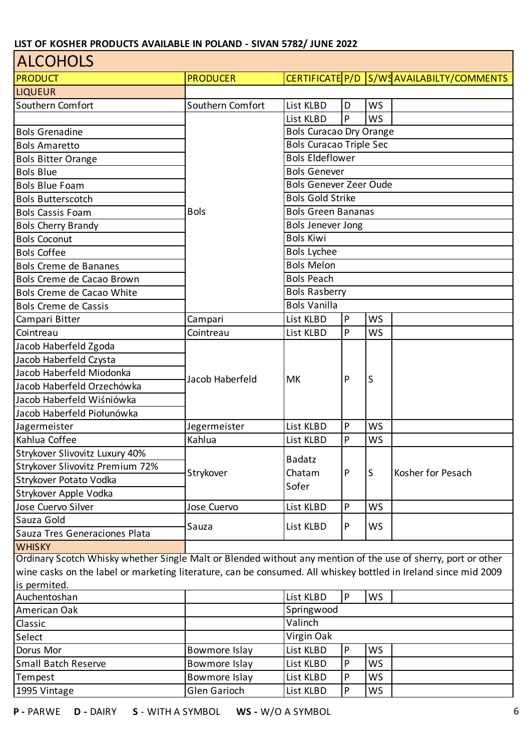**LIST OF KOSHER PRODUCTS AVAILABLE IN POLAND - SIVAN 5782/ JUNE 2022**

# ALCOHOLS

| PRODUCT | PRODUCER | CERTIFICATE | P/D | S/WS | AVAILABILTY/COMMENTS |
|---|---|---|---|---|---|
| **LIQUEUR** | | | | | |
| Southern Comfort | Southern Comfort | List KLBD | D | WS | |
| | Bols | List KLBD | P | WS | |
| Bols Grenadine | Bols | Bols Curacao Dry Orange | | | |
| Bols Amaretto | Bols | Bols Curacao Triple Sec | | | |
| Bols Bitter Orange | Bols | Bols Eldeflower | | | |
| Bols Blue | Bols | Bols Genever | | | |
| Bols Blue Foam | Bols | Bols Genever Zeer Oude | | | |
| Bols Butterscotch | Bols | Bols Gold Strike | | | |
| Bols Cassis Foam | Bols | Bols Green Bananas | | | |
| Bols Cherry Brandy | Bols | Bols Jenever Jong | | | |
| Bols Coconut | Bols | Bols Kiwi | | | |
| Bols Coffee | Bols | Bols Lychee | | | |
| Bols Creme de Bananes | Bols | Bols Melon | | | |
| Bols Creme de Cacao Brown | Bols | Bols Peach | | | |
| Bols Creme de Cacao White | Bols | Bols Rasberry | | | |
| Bols Creme de Cassis | Bols | Bols Vanilla | | | |
| Campari Bitter | Campari | List KLBD | P | WS | |
| Cointreau | Cointreau | List KLBD | P | WS | |
| Jacob Haberfeld Zgoda | Jacob Haberfeld | MK | P | S | |
| Jacob Haberfeld Czysta | Jacob Haberfeld | MK | P | S | |
| Jacob Haberfeld Miodonka | Jacob Haberfeld | MK | P | S | |
| Jacob Haberfeld Orzechówka | Jacob Haberfeld | MK | P | S | |
| Jacob Haberfeld Wiśniówka | Jacob Haberfeld | MK | P | S | |
| Jacob Haberfeld Piołunówka | Jacob Haberfeld | MK | P | S | |
| Jagermeister | Jegermeister | List KLBD | P | WS | |
| Kahlua Coffee | Kahlua | List KLBD | P | WS | |
| Strykover Slivovitz Luxury 40% | Strykover | Badatz Chatam Sofer | P | S | Kosher for Pesach |
| Strykover Slivovitz Premium 72% | Strykover | Badatz Chatam Sofer | P | S | Kosher for Pesach |
| Strykover Potato Vodka | Strykover | Badatz Chatam Sofer | P | S | Kosher for Pesach |
| Strykover Apple Vodka | Strykover | Badatz Chatam Sofer | P | S | Kosher for Pesach |
| Jose Cuervo Silver | Jose Cuervo | List KLBD | P | WS | |
| Sauza Gold | Sauza | List KLBD | P | WS | |
| Sauza Tres Generaciones Plata | Sauza | List KLBD | P | WS | |
| **WHISKY** | | | | | |
| Ordinary Scotch Whisky whether Single Malt or Blended without any mention of the use of sherry, port or other wine casks on the label or marketing literature, can be consumed. All whiskey bottled in Ireland since mid 2009 is permited. | | | | | |
| Auchentoshan | | List KLBD | P | WS | |
| American Oak | | Springwood | | | |
| Classic | | Valinch | | | |
| Select | | Virgin Oak | | | |
| Dorus Mor | Bowmore Islay | List KLBD | P | WS | |
| Small Batch Reserve | Bowmore Islay | List KLBD | P | WS | |
| Tempest | Bowmore Islay | List KLBD | P | WS | |
| 1995 Vintage | Glen Garioch | List KLBD | P | WS | |

**P -** PARWE **D -** DAIRY **S** - WITH A SYMBOL **WS -** W/O A SYMBOL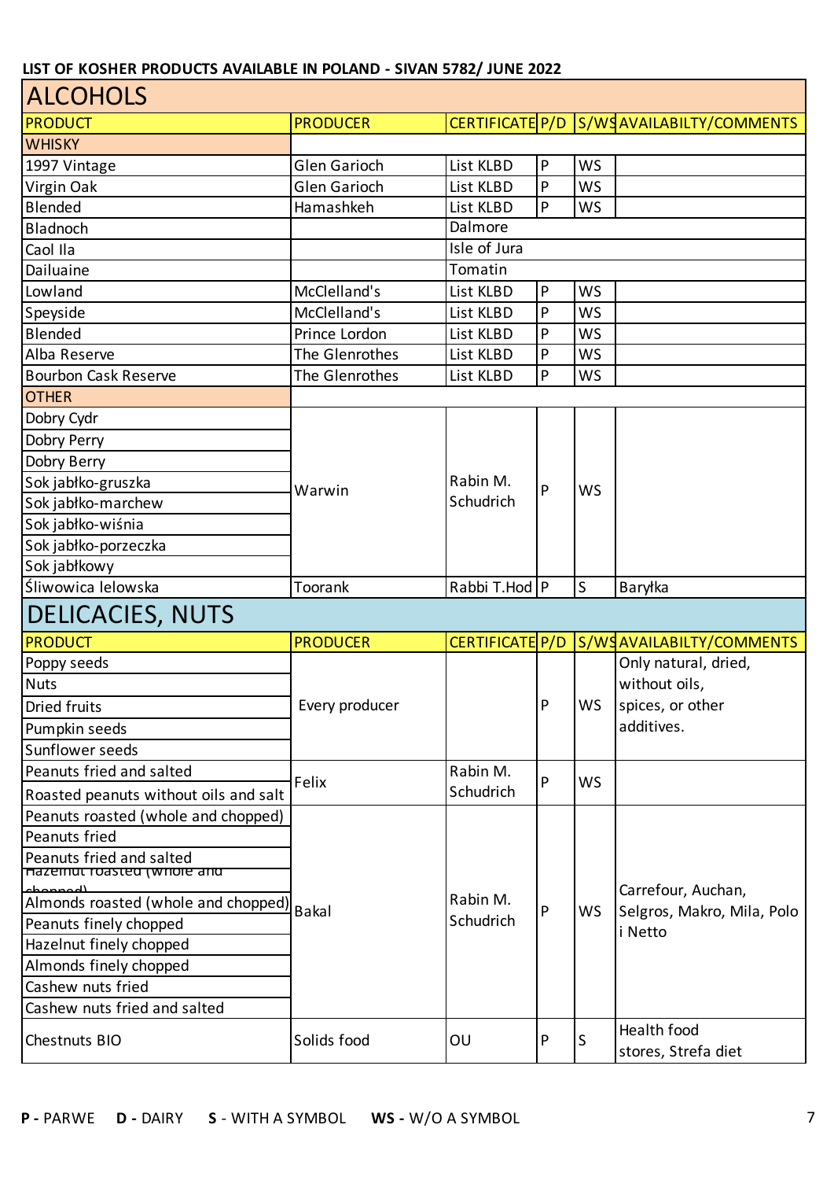**LIST OF KOSHER PRODUCTS AVAILABLE IN POLAND - SIVAN 5782/ JUNE 2022**

## ALCOHOLS

| PRODUCT | PRODUCER | CERTIFICATE | P/D | S/WS | AVAILABILTY/COMMENTS |
|---|---|---|---|---|---|
| **WHISKY** | | | | | |
| 1997 Vintage | Glen Garioch | List KLBD | P | WS | |
| Virgin Oak | Glen Garioch | List KLBD | P | WS | |
| Blended | Hamashkeh | List KLBD | P | WS | |
| Bladnoch | | Dalmore | | | |
| Caol Ila | | Isle of Jura | | | |
| Dailuaine | | Tomatin | | | |
| Lowland | McClelland's | List KLBD | P | WS | |
| Speyside | McClelland's | List KLBD | P | WS | |
| Blended | Prince Lordon | List KLBD | P | WS | |
| Alba Reserve | The Glenrothes | List KLBD | P | WS | |
| Bourbon Cask Reserve | The Glenrothes | List KLBD | P | WS | |
| **OTHER** | | | | | |
| Dobry Cydr | Warwin | Rabin M. Schudrich | P | WS | |
| Dobry Perry | Warwin | Rabin M. Schudrich | P | WS | |
| Dobry Berry | Warwin | Rabin M. Schudrich | P | WS | |
| Sok jabłko-gruszka | Warwin | Rabin M. Schudrich | P | WS | |
| Sok jabłko-marchew | Warwin | Rabin M. Schudrich | P | WS | |
| Sok jabłko-wiśnia | Warwin | Rabin M. Schudrich | P | WS | |
| Sok jabłko-porzeczka | Warwin | Rabin M. Schudrich | P | WS | |
| Sok jabłkowy | Warwin | Rabin M. Schudrich | P | WS | |
| Śliwowica lelowska | Toorank | Rabbi T.Hod | P | S | Baryłka |

## DELICACIES, NUTS

| PRODUCT | PRODUCER | CERTIFICATE | P/D | S/WS | AVAILABILTY/COMMENTS |
|---|---|---|---|---|---|
| Poppy seeds | Every producer | | P | WS | Only natural, dried, without oils, spices, or other additives. |
| Nuts | Every producer | | P | WS | Only natural, dried, without oils, spices, or other additives. |
| Dried fruits | Every producer | | P | WS | Only natural, dried, without oils, spices, or other additives. |
| Pumpkin seeds | Every producer | | P | WS | Only natural, dried, without oils, spices, or other additives. |
| Sunflower seeds | Every producer | | P | WS | Only natural, dried, without oils, spices, or other additives. |
| Peanuts fried and salted | Felix | Rabin M. Schudrich | P | WS | |
| Roasted peanuts without oils and salt | Felix | Rabin M. Schudrich | P | WS | |
| Peanuts roasted (whole and chopped) | Bakal | Rabin M. Schudrich | P | WS | Carrefour, Auchan, Selgros, Makro, Mila, Polo i Netto |
| Peanuts fried | Bakal | Rabin M. Schudrich | P | WS | Carrefour, Auchan, Selgros, Makro, Mila, Polo i Netto |
| Peanuts fried and salted | Bakal | Rabin M. Schudrich | P | WS | Carrefour, Auchan, Selgros, Makro, Mila, Polo i Netto |
| Hazelnut roasted (whole and chopped) | Bakal | Rabin M. Schudrich | P | WS | Carrefour, Auchan, Selgros, Makro, Mila, Polo i Netto |
| Almonds roasted (whole and chopped) | Bakal | Rabin M. Schudrich | P | WS | Carrefour, Auchan, Selgros, Makro, Mila, Polo i Netto |
| Peanuts finely chopped | Bakal | Rabin M. Schudrich | P | WS | Carrefour, Auchan, Selgros, Makro, Mila, Polo i Netto |
| Hazelnut finely chopped | Bakal | Rabin M. Schudrich | P | WS | Carrefour, Auchan, Selgros, Makro, Mila, Polo i Netto |
| Almonds finely chopped | Bakal | Rabin M. Schudrich | P | WS | Carrefour, Auchan, Selgros, Makro, Mila, Polo i Netto |
| Cashew nuts fried | Bakal | Rabin M. Schudrich | P | WS | Carrefour, Auchan, Selgros, Makro, Mila, Polo i Netto |
| Cashew nuts fried and salted | Bakal | Rabin M. Schudrich | P | WS | Carrefour, Auchan, Selgros, Makro, Mila, Polo i Netto |
| Chestnuts BIO | Solids food | OU | P | S | Health food stores, Strefa diet |

**P -** PARWE **D -** DAIRY **S** - WITH A SYMBOL **WS -** W/O A SYMBOL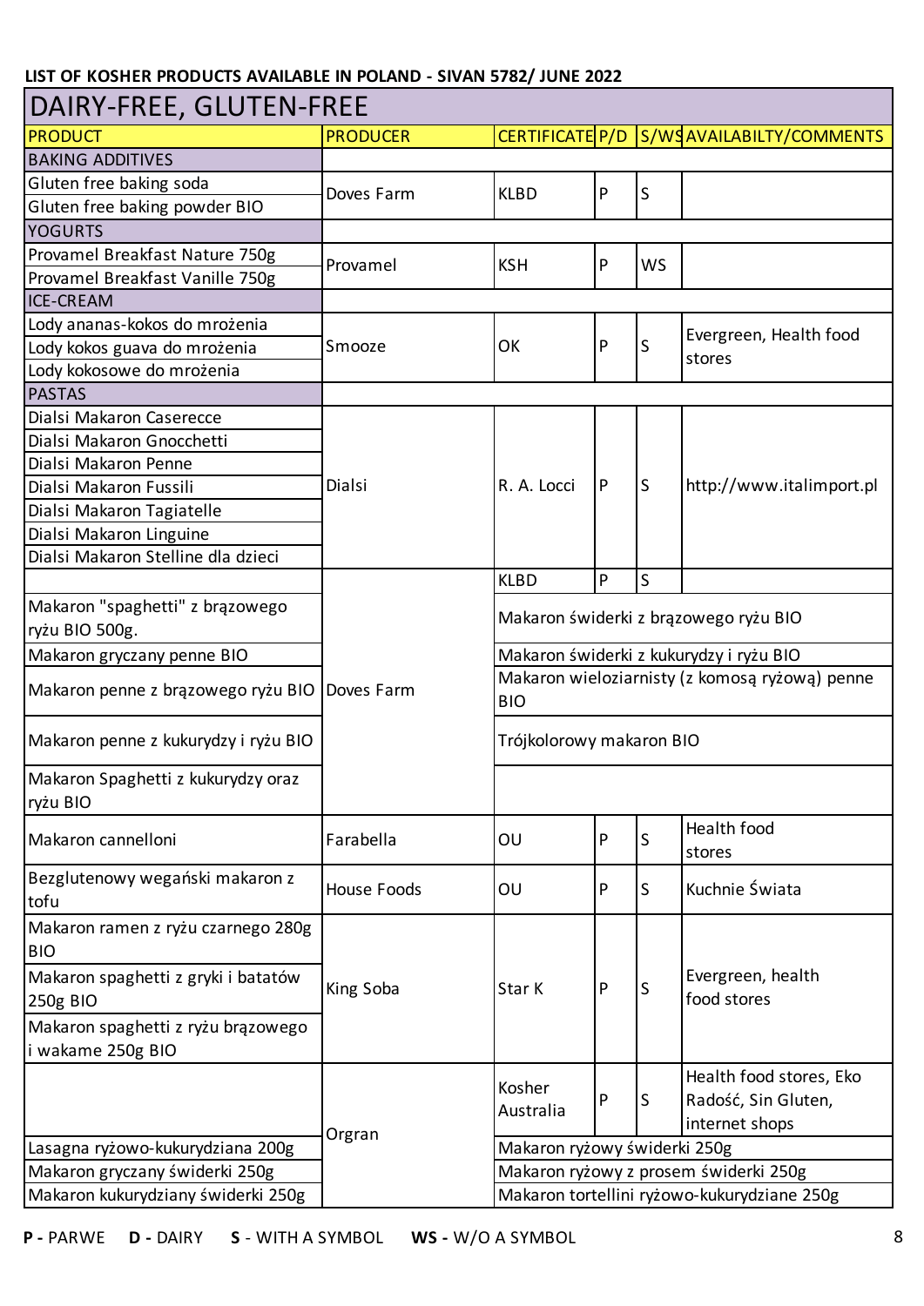**LIST OF KOSHER PRODUCTS AVAILABLE IN POLAND - SIVAN 5782/ JUNE 2022**

## DAIRY-FREE, GLUTEN-FREE

| PRODUCT | PRODUCER | CERTIFICATE | P/D | S/WS | AVAILABILTY/COMMENTS |
|---|---|---|---|---|---|
| **BAKING ADDITIVES** | | | | | |
| Gluten free baking soda | Doves Farm | KLBD | P | S | |
| Gluten free baking powder BIO | Doves Farm | KLBD | P | S | |
| **YOGURTS** | | | | | |
| Provamel Breakfast Nature 750g | Provamel | KSH | P | WS | |
| Provamel Breakfast Vanille 750g | Provamel | KSH | P | WS | |
| **ICE-CREAM** | | | | | |
| Lody ananas-kokos do mrożenia | Smooze | OK | P | S | Evergreen, Health food stores |
| Lody kokos guava do mrożenia | Smooze | OK | P | S | Evergreen, Health food stores |
| Lody kokosowe do mrożenia | Smooze | OK | P | S | Evergreen, Health food stores |
| **PASTAS** | | | | | |
| Dialsi Makaron Caserecce | Dialsi | R. A. Locci | P | S | http://www.italimport.pl |
| Dialsi Makaron Gnocchetti | Dialsi | R. A. Locci | P | S | http://www.italimport.pl |
| Dialsi Makaron Penne | Dialsi | R. A. Locci | P | S | http://www.italimport.pl |
| Dialsi Makaron Fussili | Dialsi | R. A. Locci | P | S | http://www.italimport.pl |
| Dialsi Makaron Tagiatelle | Dialsi | R. A. Locci | P | S | http://www.italimport.pl |
| Dialsi Makaron Linguine | Dialsi | R. A. Locci | P | S | http://www.italimport.pl |
| Dialsi Makaron Stelline dla dzieci | Dialsi | R. A. Locci | P | S | http://www.italimport.pl |
| Makaron "spaghetti" z brązowego ryżu BIO 500g. | Doves Farm | KLBD | P | S | |
| Makaron gryczany penne BIO | Doves Farm | KLBD | P | S | |
| Makaron penne z brązowego ryżu BIO | Doves Farm | KLBD | P | S | |
| Makaron penne z kukurydzy i ryżu BIO | Doves Farm | KLBD | P | S | |
| Makaron Spaghetti z kukurydzy oraz ryżu BIO | Doves Farm | KLBD | P | S | |
| Makaron świderki z brązowego ryżu BIO | Doves Farm | KLBD | P | S | |
| Makaron świderki z kukurydzy i ryżu BIO | Doves Farm | KLBD | P | S | |
| Makaron wieloziarnisty (z komosą ryżową) penne BIO | Doves Farm | KLBD | P | S | |
| Trójkolorowy makaron BIO | Doves Farm | KLBD | P | S | |
| Makaron cannelloni | Farabella | OU | P | S | Health food stores |
| Bezglutenowy wegański makaron z tofu | House Foods | OU | P | S | Kuchnie Świata |
| Makaron ramen z ryżu czarnego 280g BIO | King Soba | Star K | P | S | Evergreen, health food stores |
| Makaron spaghetti z gryki i batatów 250g BIO | King Soba | Star K | P | S | Evergreen, health food stores |
| Makaron spaghetti z ryżu brązowego i wakame 250g BIO | King Soba | Star K | P | S | Evergreen, health food stores |
| Lasagna ryżowo-kukurydziana 200g | Orgran | Kosher Australia | P | S | Health food stores, Eko Radość, Sin Gluten, internet shops |
| Makaron gryczany świderki 250g | Orgran | Kosher Australia | P | S | Health food stores, Eko Radość, Sin Gluten, internet shops |
| Makaron kukurydziany świderki 250g | Orgran | Kosher Australia | P | S | Health food stores, Eko Radość, Sin Gluten, internet shops |
| Makaron ryżowy świderki 250g | Orgran | Kosher Australia | P | S | Health food stores, Eko Radość, Sin Gluten, internet shops |
| Makaron ryżowy z prosem świderki 250g | Orgran | Kosher Australia | P | S | Health food stores, Eko Radość, Sin Gluten, internet shops |
| Makaron tortellini ryżowo-kukurydziane 250g | Orgran | Kosher Australia | P | S | Health food stores, Eko Radość, Sin Gluten, internet shops |

**P -** PARWE **D -** DAIRY **S** - WITH A SYMBOL **WS -** W/O A SYMBOL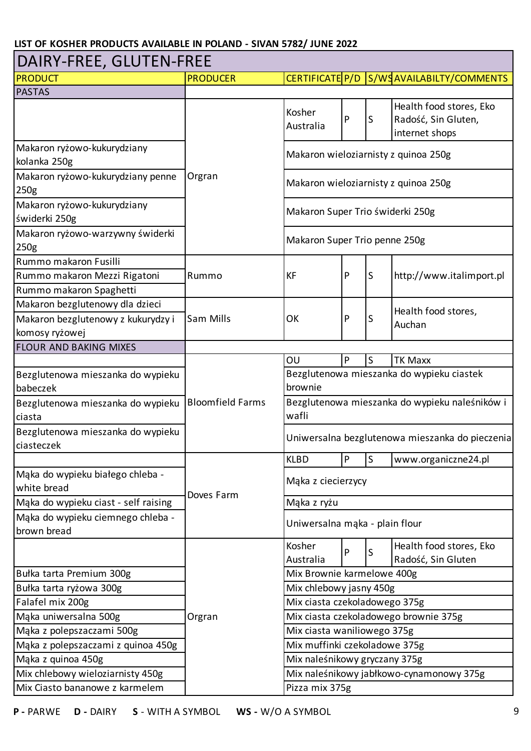**LIST OF KOSHER PRODUCTS AVAILABLE IN POLAND - SIVAN 5782/ JUNE 2022**

## DAIRY-FREE, GLUTEN-FREE

| PRODUCT | PRODUCER | CERTIFICATE | P/D | S/WS | AVAILABILTY/COMMENTS |
|---|---|---|---|---|---|
| PASTAS | | | | | |
| | Orgran | Kosher Australia | P | S | Health food stores, Eko Radość, Sin Gluten, internet shops |
| Makaron ryżowo-kukurydziany kolanka 250g | Orgran | Makaron wieloziarnisty z quinoa 250g | | | |
| Makaron ryżowo-kukurydziany penne 250g | Orgran | Makaron wieloziarnisty z quinoa 250g | | | |
| Makaron ryżowo-kukurydziany świderki 250g | Orgran | Makaron Super Trio świderki 250g | | | |
| Makaron ryżowo-warzywny świderki 250g | Orgran | Makaron Super Trio penne 250g | | | |
| Rummo makaron Fusilli | Rummo | KF | P | S | http://www.italimport.pl |
| Rummo makaron Mezzi Rigatoni | Rummo | KF | P | S | http://www.italimport.pl |
| Rummo makaron Spaghetti | Rummo | KF | P | S | http://www.italimport.pl |
| Makaron bezglutenowy dla dzieci | Sam Mills | OK | P | S | Health food stores, Auchan |
| Makaron bezglutenowy z kukurydzy i komosy ryżowej | Sam Mills | OK | P | S | Health food stores, Auchan |
| FLOUR AND BAKING MIXES | | | | | |
| | Bloomfield Farms | OU | P | S | TK Maxx |
| Bezglutenowa mieszanka do wypieku babeczek | Bloomfield Farms | Bezglutenowa mieszanka do wypieku ciastek brownie | | | |
| Bezglutenowa mieszanka do wypieku ciasta | Bloomfield Farms | Bezglutenowa mieszanka do wypieku naleśników i wafli | | | |
| Bezglutenowa mieszanka do wypieku ciasteczek | Bloomfield Farms | Uniwersalna bezglutenowa mieszanka do pieczenia | | | |
| | Doves Farm | KLBD | P | S | www.organiczne24.pl |
| Mąka do wypieku białego chleba - white bread | Doves Farm | Mąka z ciecierzycy | | | |
| Mąka do wypieku ciast - self raising | Doves Farm | Mąka z ryżu | | | |
| Mąka do wypieku ciemnego chleba - brown bread | Doves Farm | Uniwersalna mąka - plain flour | | | |
| | Orgran | Kosher Australia | P | S | Health food stores, Eko Radość, Sin Gluten |
| Bułka tarta Premium 300g | Orgran | Mix Brownie karmelowe 400g | | | |
| Bułka tarta ryżowa 300g | Orgran | Mix chlebowy jasny 450g | | | |
| Falafel mix 200g | Orgran | Mix ciasta czekoladowego 375g | | | |
| Mąka uniwersalna 500g | Orgran | Mix ciasta czekoladowego brownie 375g | | | |
| Mąka z polepszaczami 500g | Orgran | Mix ciasta waniliowego 375g | | | |
| Mąka z polepszaczami z quinoa 450g | Orgran | Mix muffinki czekoladowe 375g | | | |
| Mąka z quinoa 450g | Orgran | Mix naleśnikowy gryczany 375g | | | |
| Mix chlebowy wieloziarnisty 450g | Orgran | Mix naleśnikowy jabłkowo-cynamonowy 375g | | | |
| Mix Ciasto bananowe z karmelem | Orgran | Pizza mix 375g | | | |

**P -** PARWE **D -** DAIRY **S** - WITH A SYMBOL **WS -** W/O A SYMBOL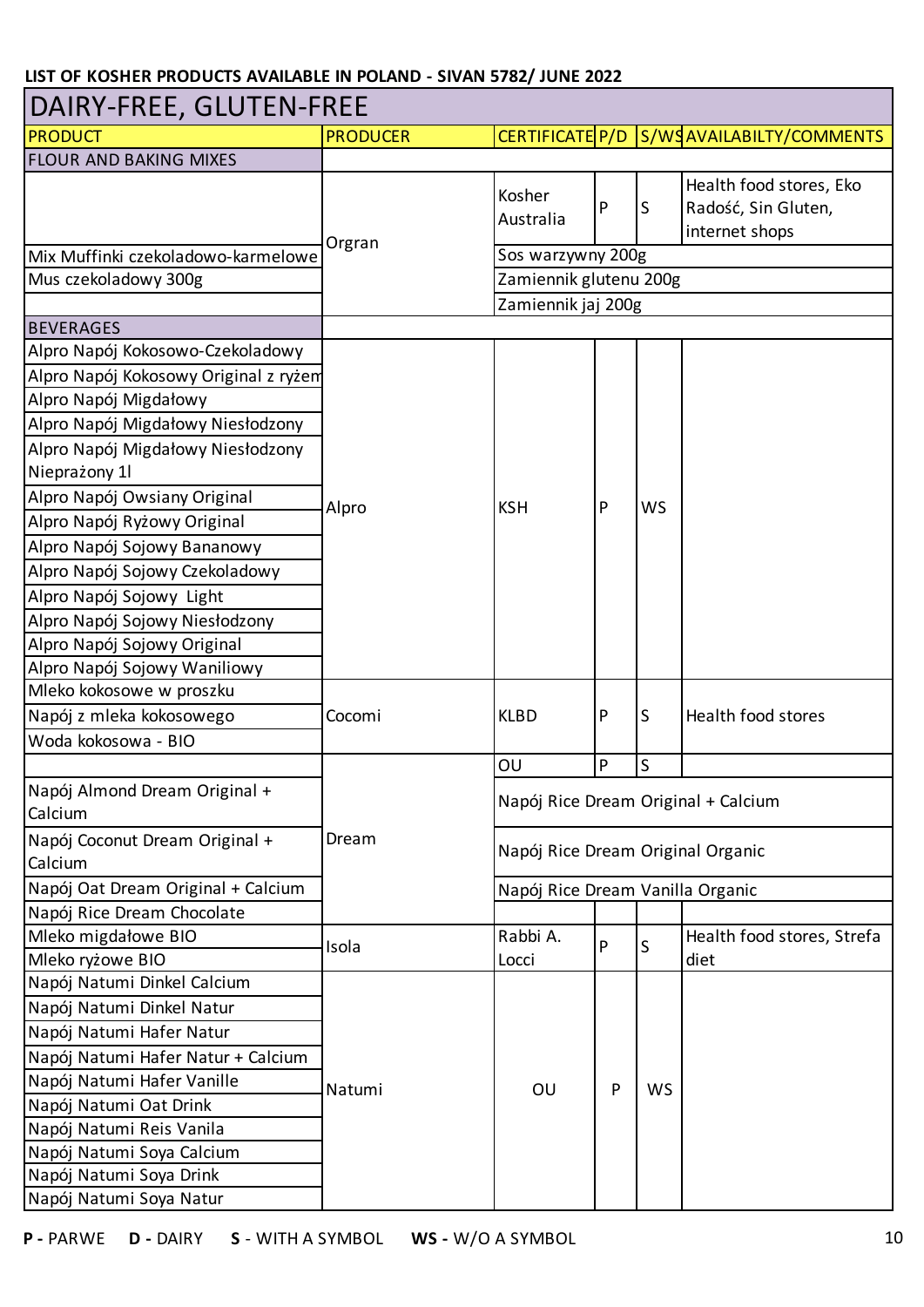LIST OF KOSHER PRODUCTS AVAILABLE IN POLAND - SIVAN 5782/ JUNE 2022

## DAIRY-FREE, GLUTEN-FREE

| PRODUCT | PRODUCER | CERTIFICATE | P/D | S/WS | AVAILABILTY/COMMENTS |
|---|---|---|---|---|---|
| **FLOUR AND BAKING MIXES** | | | | | |
| | Orgran | Kosher Australia | P | S | Health food stores, Eko Radość, Sin Gluten, internet shops |
| Mix Muffinki czekoladowo-karmelowe | Orgran | Sos warzywny 200g | | | |
| Mus czekoladowy 300g | Orgran | Zamiennik glutenu 200g | | | |
| | Orgran | Zamiennik jaj 200g | | | |
| **BEVERAGES** | | | | | |
| Alpro Napój Kokosowo-Czekoladowy | Alpro | KSH | P | WS | |
| Alpro Napój Kokosowy Original z ryżem | Alpro | KSH | P | WS | |
| Alpro Napój Migdałowy | Alpro | KSH | P | WS | |
| Alpro Napój Migdałowy Niesłodzony | Alpro | KSH | P | WS | |
| Alpro Napój Migdałowy Niesłodzony Nieprażony 1l | Alpro | KSH | P | WS | |
| Alpro Napój Owsiany Original | Alpro | KSH | P | WS | |
| Alpro Napój Ryżowy Original | Alpro | KSH | P | WS | |
| Alpro Napój Sojowy Bananowy | Alpro | KSH | P | WS | |
| Alpro Napój Sojowy Czekoladowy | Alpro | KSH | P | WS | |
| Alpro Napój Sojowy Light | Alpro | KSH | P | WS | |
| Alpro Napój Sojowy Niesłodzony | Alpro | KSH | P | WS | |
| Alpro Napój Sojowy Original | Alpro | KSH | P | WS | |
| Alpro Napój Sojowy Waniliowy | Alpro | KSH | P | WS | |
| Mleko kokosowe w proszku | Cocomi | KLBD | P | S | Health food stores |
| Napój z mleka kokosowego | Cocomi | KLBD | P | S | Health food stores |
| Woda kokosowa - BIO | Cocomi | KLBD | P | S | Health food stores |
| | Dream | OU | P | S | |
| Napój Almond Dream Original + Calcium | Dream | Napój Rice Dream Original + Calcium | | | |
| Napój Coconut Dream Original + Calcium | Dream | Napój Rice Dream Original Organic | | | |
| Napój Oat Dream Original + Calcium | Dream | Napój Rice Dream Vanilla Organic | | | |
| Napój Rice Dream Chocolate | Dream | | | | |
| Mleko migdałowe BIO | Isola | Rabbi A. Locci | P | S | Health food stores, Strefa diet |
| Mleko ryżowe BIO | Isola | Rabbi A. Locci | P | S | Health food stores, Strefa diet |
| Napój Natumi Dinkel Calcium | Natumi | OU | P | WS | |
| Napój Natumi Dinkel Natur | Natumi | OU | P | WS | |
| Napój Natumi Hafer Natur | Natumi | OU | P | WS | |
| Napój Natumi Hafer Natur + Calcium | Natumi | OU | P | WS | |
| Napój Natumi Hafer Vanille | Natumi | OU | P | WS | |
| Napój Natumi Oat Drink | Natumi | OU | P | WS | |
| Napój Natumi Reis Vanila | Natumi | OU | P | WS | |
| Napój Natumi Soya Calcium | Natumi | OU | P | WS | |
| Napój Natumi Soya Drink | Natumi | OU | P | WS | |
| Napój Natumi Soya Natur | Natumi | OU | P | WS | |

**P -** PARWE **D -** DAIRY **S** - WITH A SYMBOL **WS -** W/O A SYMBOL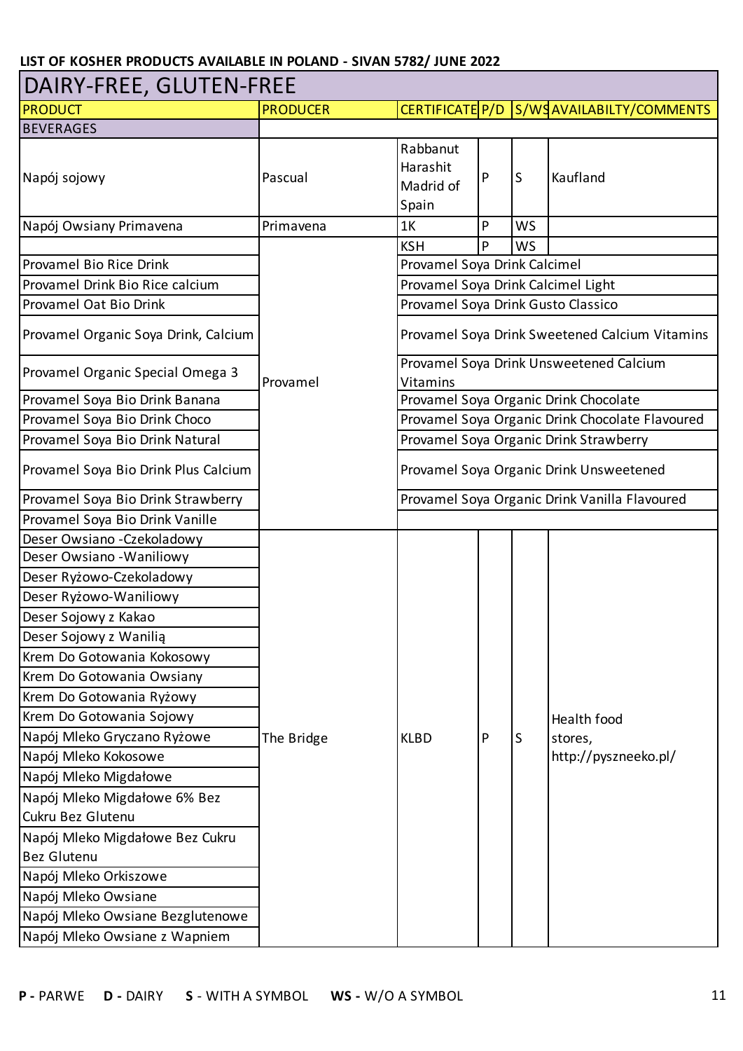LIST OF KOSHER PRODUCTS AVAILABLE IN POLAND - SIVAN 5782/ JUNE 2022

## DAIRY-FREE, GLUTEN-FREE

| PRODUCT | PRODUCER | CERTIFICATE | P/D | S/WS | AVAILABILTY/COMMENTS |
|---|---|---|---|---|---|
| **BEVERAGES** | | | | | |
| Napój sojowy | Pascual | Rabbanut Harashit Madrid of Spain | P | S | Kaufland |
| Napój Owsiany Primavena | Primavena | 1K | P | WS | |
| | Provamel | KSH | P | WS | |
| Provamel Bio Rice Drink | Provamel | Provamel Soya Drink Calcimel | | | |
| Provamel Drink Bio Rice calcium | Provamel | Provamel Soya Drink Calcimel Light | | | |
| Provamel Oat Bio Drink | Provamel | Provamel Soya Drink Gusto Classico | | | |
| Provamel Organic Soya Drink, Calcium | Provamel | Provamel Soya Drink Sweetened Calcium Vitamins | | | |
| Provamel Organic Special Omega 3 | Provamel | Provamel Soya Drink Unsweetened Calcium Vitamins | | | |
| Provamel Soya Bio Drink Banana | Provamel | Provamel Soya Organic Drink Chocolate | | | |
| Provamel Soya Bio Drink Choco | Provamel | Provamel Soya Organic Drink Chocolate Flavoured | | | |
| Provamel Soya Bio Drink Natural | Provamel | Provamel Soya Organic Drink Strawberry | | | |
| Provamel Soya Bio Drink Plus Calcium | Provamel | Provamel Soya Organic Drink Unsweetened | | | |
| Provamel Soya Bio Drink Strawberry | Provamel | Provamel Soya Organic Drink Vanilla Flavoured | | | |
| Provamel Soya Bio Drink Vanille | Provamel | | | | |
| Deser Owsiano -Czekoladowy | The Bridge | KLBD | P | S | Health food stores, http://pyszneeko.pl/ |
| Deser Owsiano -Waniliowy | The Bridge | KLBD | P | S | Health food stores, http://pyszneeko.pl/ |
| Deser Ryżowo-Czekoladowy | The Bridge | KLBD | P | S | Health food stores, http://pyszneeko.pl/ |
| Deser Ryżowo-Waniliowy | The Bridge | KLBD | P | S | Health food stores, http://pyszneeko.pl/ |
| Deser Sojowy z Kakao | The Bridge | KLBD | P | S | Health food stores, http://pyszneeko.pl/ |
| Deser Sojowy z Wanilią | The Bridge | KLBD | P | S | Health food stores, http://pyszneeko.pl/ |
| Krem Do Gotowania Kokosowy | The Bridge | KLBD | P | S | Health food stores, http://pyszneeko.pl/ |
| Krem Do Gotowania Owsiany | The Bridge | KLBD | P | S | Health food stores, http://pyszneeko.pl/ |
| Krem Do Gotowania Ryżowy | The Bridge | KLBD | P | S | Health food stores, http://pyszneeko.pl/ |
| Krem Do Gotowania Sojowy | The Bridge | KLBD | P | S | Health food stores, http://pyszneeko.pl/ |
| Napój Mleko Gryczano Ryżowe | The Bridge | KLBD | P | S | Health food stores, http://pyszneeko.pl/ |
| Napój Mleko Kokosowe | The Bridge | KLBD | P | S | Health food stores, http://pyszneeko.pl/ |
| Napój Mleko Migdałowe | The Bridge | KLBD | P | S | Health food stores, http://pyszneeko.pl/ |
| Napój Mleko Migdałowe 6% Bez Cukru Bez Glutenu | The Bridge | KLBD | P | S | Health food stores, http://pyszneeko.pl/ |
| Napój Mleko Migdałowe Bez Cukru Bez Glutenu | The Bridge | KLBD | P | S | Health food stores, http://pyszneeko.pl/ |
| Napój Mleko Orkiszowe | The Bridge | KLBD | P | S | Health food stores, http://pyszneeko.pl/ |
| Napój Mleko Owsiane | The Bridge | KLBD | P | S | Health food stores, http://pyszneeko.pl/ |
| Napój Mleko Owsiane Bezglutenowe | The Bridge | KLBD | P | S | Health food stores, http://pyszneeko.pl/ |
| Napój Mleko Owsiane z Wapniem | The Bridge | KLBD | P | S | Health food stores, http://pyszneeko.pl/ |

**P -** PARWE **D -** DAIRY **S** - WITH A SYMBOL **WS -** W/O A SYMBOL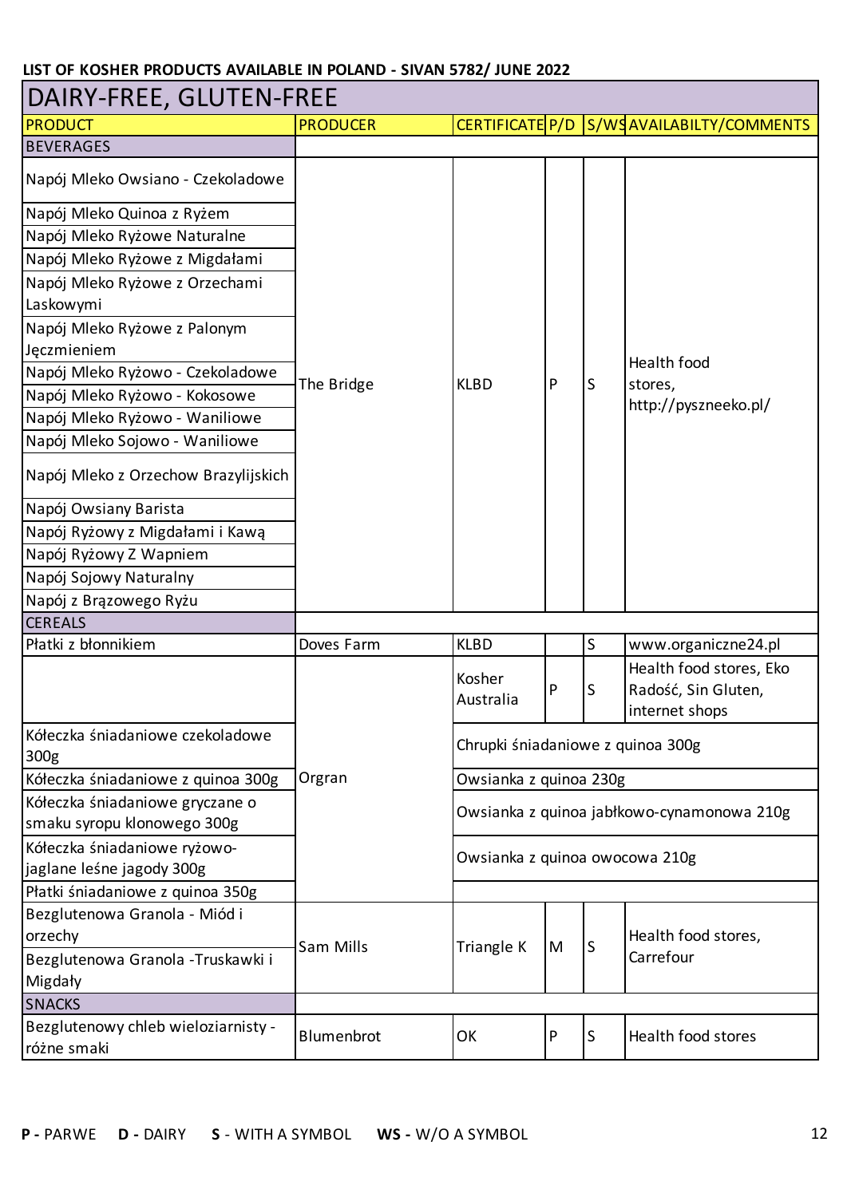**LIST OF KOSHER PRODUCTS AVAILABLE IN POLAND - SIVAN 5782/ JUNE 2022**

# DAIRY-FREE, GLUTEN-FREE

| PRODUCT | PRODUCER | CERTIFICATE | P/D | S/WS | AVAILABILTY/COMMENTS |
|---|---|---|---|---|---|
| **BEVERAGES** | | | | | |
| Napój Mleko Owsiano - Czekoladowe | The Bridge | KLBD | P | S | Health food stores, http://pyszneeko.pl/ |
| Napój Mleko Quinoa z Ryżem | | | | | |
| Napój Mleko Ryżowe Naturalne | | | | | |
| Napój Mleko Ryżowe z Migdałami | | | | | |
| Napój Mleko Ryżowe z Orzechami Laskowymi | | | | | |
| Napój Mleko Ryżowe z Palonym Jęczmieniem | | | | | |
| Napój Mleko Ryżowo - Czekoladowe | | | | | |
| Napój Mleko Ryżowo - Kokosowe | | | | | |
| Napój Mleko Ryżowo - Waniliowe | | | | | |
| Napój Mleko Sojowo - Waniliowe | | | | | |
| Napój Mleko z Orzechow Brazylijskich | | | | | |
| Napój Owsiany Barista | | | | | |
| Napój Ryżowy z Migdałami i Kawą | | | | | |
| Napój Ryżowy Z Wapniem | | | | | |
| Napój Sojowy Naturalny | | | | | |
| Napój z Brązowego Ryżu | | | | | |
| **CEREALS** | | | | | |
| Płatki z błonnikiem | Doves Farm | KLBD | | S | www.organiczne24.pl |
| | Orgran | Kosher Australia | P | S | Health food stores, Eko Radość, Sin Gluten, internet shops |
| Kółeczka śniadaniowe czekoladowe 300g | | Chrupki śniadaniowe z quinoa 300g | | | |
| Kółeczka śniadaniowe z quinoa 300g | | Owsianka z quinoa 230g | | | |
| Kółeczka śniadaniowe gryczane o smaku syropu klonowego 300g | | Owsianka z quinoa jabłkowo-cynamonowa 210g | | | |
| Kółeczka śniadaniowe ryżowo-jaglane leśne jagody 300g | | Owsianka z quinoa owocowa 210g | | | |
| Płatki śniadaniowe z quinoa 350g | | | | | |
| Bezglutenowa Granola - Miód i orzechy | Sam Mills | Triangle K | M | S | Health food stores, Carrefour |
| Bezglutenowa Granola -Truskawki i Migdały | | | | | |
| **SNACKS** | | | | | |
| Bezglutenowy chleb wieloziarnisty - różne smaki | Blumenbrot | OK | P | S | Health food stores |

**P -** PARWE **D -** DAIRY **S -** WITH A SYMBOL **WS -** W/O A SYMBOL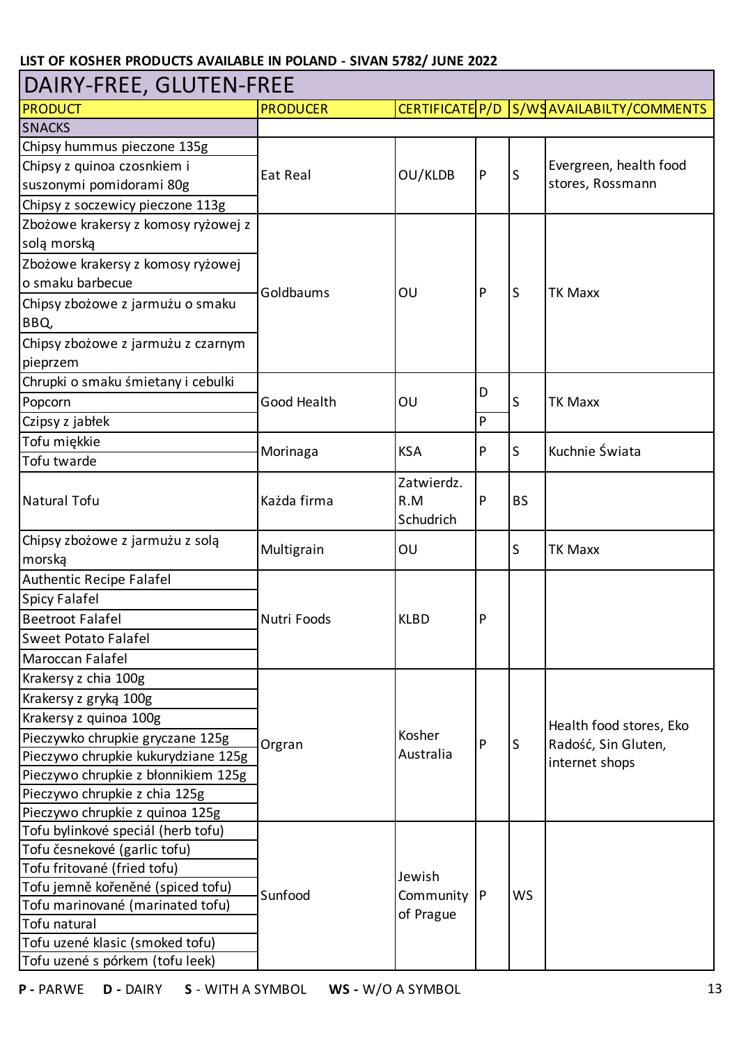LIST OF KOSHER PRODUCTS AVAILABLE IN POLAND - SIVAN 5782/ JUNE 2022

## DAIRY-FREE, GLUTEN-FREE

| PRODUCT | PRODUCER | CERTIFICATE | P/D | S/WS | AVAILABILTY/COMMENTS |
|---|---|---|---|---|---|
| **SNACKS** | | | | | |
| Chipsy hummus pieczone 135g | Eat Real | OU/KLDB | P | S | Evergreen, health food stores, Rossmann |
| Chipsy z quinoa czosnkiem i suszonymi pomidorami 80g | Eat Real | OU/KLDB | P | S | Evergreen, health food stores, Rossmann |
| Chipsy z soczewicy pieczone 113g | Eat Real | OU/KLDB | P | S | Evergreen, health food stores, Rossmann |
| Zbożowe krakersy z komosy ryżowej z solą morską | Goldbaums | OU | P | S | TK Maxx |
| Zbożowe krakersy z komosy ryżowej o smaku barbecue | Goldbaums | OU | P | S | TK Maxx |
| Chipsy zbożowe z jarmużu o smaku BBQ, | Goldbaums | OU | P | S | TK Maxx |
| Chipsy zbożowe z jarmużu z czarnym pieprzem | Goldbaums | OU | P | S | TK Maxx |
| Chrupki o smaku śmietany i cebulki | Good Health | OU | D | S | TK Maxx |
| Popcorn | Good Health | OU | D | S | TK Maxx |
| Czipsy z jabłek | Good Health | OU | P | S | TK Maxx |
| Tofu miękkie | Morinaga | KSA | P | S | Kuchnie Świata |
| Tofu twarde | Morinaga | KSA | P | S | Kuchnie Świata |
| Natural Tofu | Każda firma | Zatwierdz. R.M Schudrich | P | BS | |
| Chipsy zbożowe z jarmużu z solą morską | Multigrain | OU | | S | TK Maxx |
| Authentic Recipe Falafel | Nutri Foods | KLBD | P | | |
| Spicy Falafel | Nutri Foods | KLBD | P | | |
| Beetroot Falafel | Nutri Foods | KLBD | P | | |
| Sweet Potato Falafel | Nutri Foods | KLBD | P | | |
| Maroccan Falafel | Nutri Foods | KLBD | P | | |
| Krakersy z chia 100g | Orgran | Kosher Australia | P | S | Health food stores, Eko Radość, Sin Gluten, internet shops |
| Krakersy z gryką 100g | Orgran | Kosher Australia | P | S | Health food stores, Eko Radość, Sin Gluten, internet shops |
| Krakersy z quinoa 100g | Orgran | Kosher Australia | P | S | Health food stores, Eko Radość, Sin Gluten, internet shops |
| Pieczywko chrupkie gryczane 125g | Orgran | Kosher Australia | P | S | Health food stores, Eko Radość, Sin Gluten, internet shops |
| Pieczywo chrupkie kukurydziane 125g | Orgran | Kosher Australia | P | S | Health food stores, Eko Radość, Sin Gluten, internet shops |
| Pieczywo chrupkie z błonnikiem 125g | Orgran | Kosher Australia | P | S | Health food stores, Eko Radość, Sin Gluten, internet shops |
| Pieczywo chrupkie z chia 125g | Orgran | Kosher Australia | P | S | Health food stores, Eko Radość, Sin Gluten, internet shops |
| Pieczywo chrupkie z quinoa 125g | Orgran | Kosher Australia | P | S | Health food stores, Eko Radość, Sin Gluten, internet shops |
| Tofu bylinkové speciál (herb tofu) | Sunfood | Jewish Community of Prague | P | WS | |
| Tofu česnekové (garlic tofu) | Sunfood | Jewish Community of Prague | P | WS | |
| Tofu fritované (fried tofu) | Sunfood | Jewish Community of Prague | P | WS | |
| Tofu jemně kořeněné (spiced tofu) | Sunfood | Jewish Community of Prague | P | WS | |
| Tofu marinované (marinated tofu) | Sunfood | Jewish Community of Prague | P | WS | |
| Tofu natural | Sunfood | Jewish Community of Prague | P | WS | |
| Tofu uzené klasic (smoked tofu) | Sunfood | Jewish Community of Prague | P | WS | |
| Tofu uzené s pórkem (tofu leek) | Sunfood | Jewish Community of Prague | P | WS | |

**P -** PARWE **D -** DAIRY **S** - WITH A SYMBOL **WS -** W/O A SYMBOL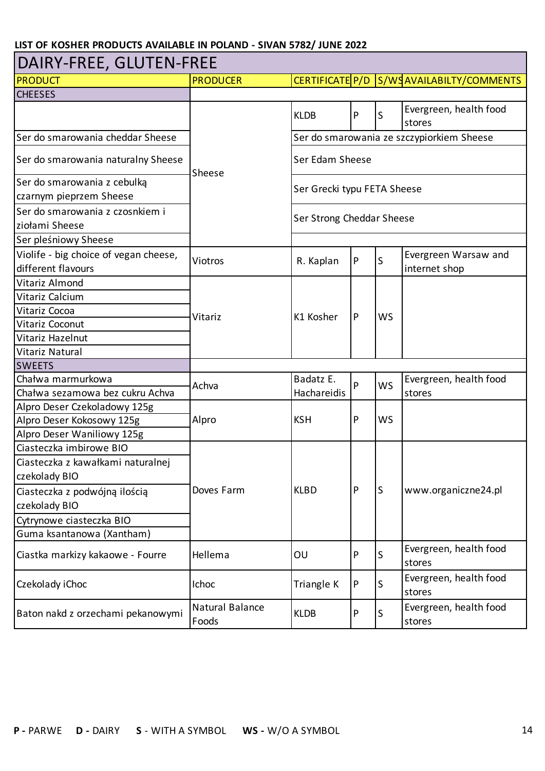**LIST OF KOSHER PRODUCTS AVAILABLE IN POLAND - SIVAN 5782/ JUNE 2022**

## DAIRY-FREE, GLUTEN-FREE

| PRODUCT | PRODUCER | CERTIFICATE | P/D | S/WS | AVAILABILTY/COMMENTS |
|---|---|---|---|---|---|
| **CHEESES** | | | | | |
| | Sheese | KLDB | P | S | Evergreen, health food stores |
| Ser do smarowania cheddar Sheese | Sheese | Ser do smarowania ze szczypiorkiem Sheese | | | |
| Ser do smarowania naturalny Sheese | Sheese | Ser Edam Sheese | | | |
| Ser do smarowania z cebulką czarnym pieprzem Sheese | Sheese | Ser Grecki typu FETA Sheese | | | |
| Ser do smarowania z czosnkiem i ziołami Sheese | Sheese | Ser Strong Cheddar Sheese | | | |
| Ser pleśniowy Sheese | Sheese | | | | |
| Violife - big choice of vegan cheese, different flavours | Viotros | R. Kaplan | P | S | Evergreen Warsaw and internet shop |
| Vitariz Almond | Vitariz | K1 Kosher | P | WS | |
| Vitariz Calcium | Vitariz | K1 Kosher | P | WS | |
| Vitariz Cocoa | Vitariz | K1 Kosher | P | WS | |
| Vitariz Coconut | Vitariz | K1 Kosher | P | WS | |
| Vitariz Hazelnut | Vitariz | K1 Kosher | P | WS | |
| Vitariz Natural | Vitariz | K1 Kosher | P | WS | |
| **SWEETS** | | | | | |
| Chałwa marmurkowa | Achva | Badatz E. Hachareidis | P | WS | Evergreen, health food stores |
| Chałwa sezamowa bez cukru Achva | Achva | Badatz E. Hachareidis | P | WS | Evergreen, health food stores |
| Alpro Deser Czekoladowy 125g | Alpro | KSH | P | WS | |
| Alpro Deser Kokosowy 125g | Alpro | KSH | P | WS | |
| Alpro Deser Waniliowy 125g | Alpro | KSH | P | WS | |
| Ciasteczka imbirowe BIO | Doves Farm | KLBD | P | S | www.organiczne24.pl |
| Ciasteczka z kawałkami naturalnej czekolady BIO | Doves Farm | KLBD | P | S | www.organiczne24.pl |
| Ciasteczka z podwójną ilością czekolady BIO | Doves Farm | KLBD | P | S | www.organiczne24.pl |
| Cytrynowe ciasteczka BIO | Doves Farm | KLBD | P | S | www.organiczne24.pl |
| Guma ksantanowa (Xantham) | Doves Farm | KLBD | P | S | www.organiczne24.pl |
| Ciastka markizy kakaowe - Fourre | Hellema | OU | P | S | Evergreen, health food stores |
| Czekolady iChoc | Ichoc | Triangle K | P | S | Evergreen, health food stores |
| Baton nakd z orzechami pekanowymi | Natural Balance Foods | KLDB | P | S | Evergreen, health food stores |

**P** - PARWE **D** - DAIRY **S** - WITH A SYMBOL **WS** - W/O A SYMBOL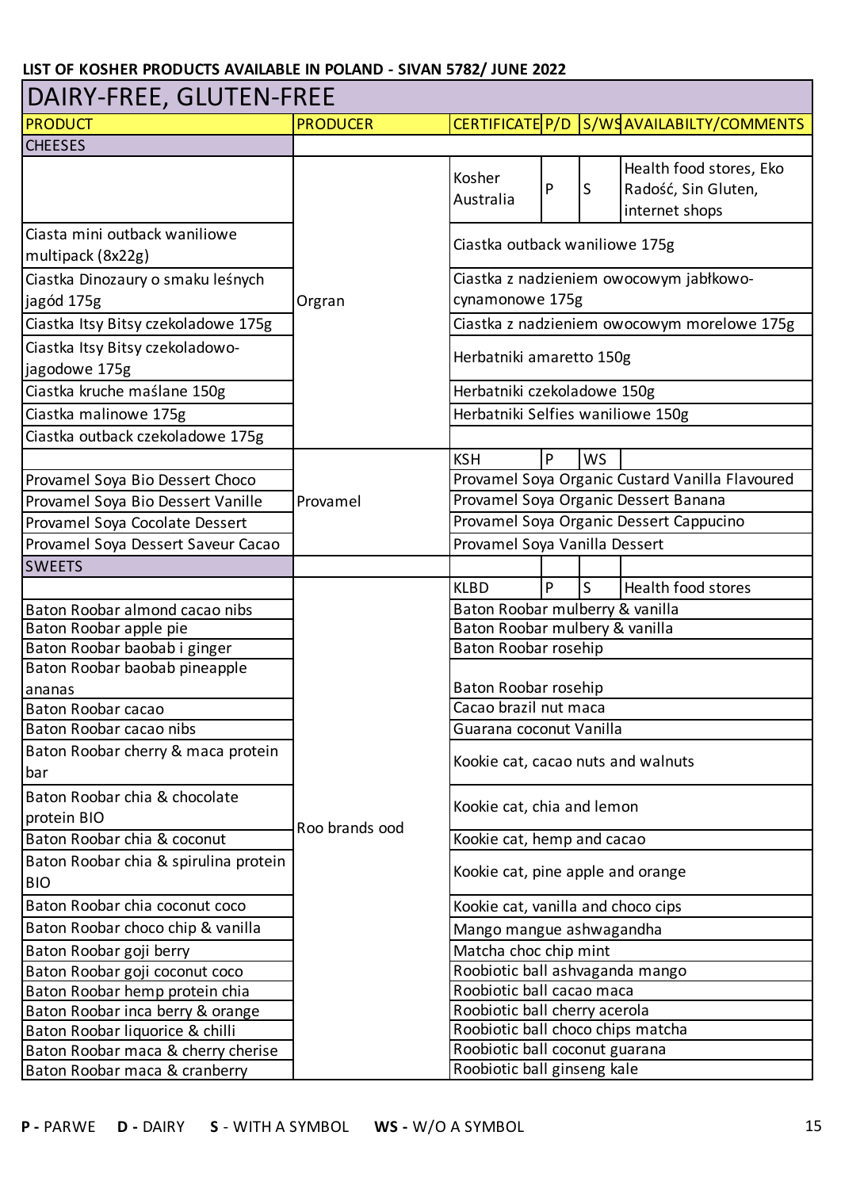LIST OF KOSHER PRODUCTS AVAILABLE IN POLAND - SIVAN 5782/ JUNE 2022

## DAIRY-FREE, GLUTEN-FREE

| PRODUCT | PRODUCER | CERTIFICATE | P/D | S/WS | AVAILABILTY/COMMENTS |
|---|---|---|---|---|---|
| CHEESES | | | | | |
| | Orgran | Kosher Australia | P | S | Health food stores, Eko Radość, Sin Gluten, internet shops |
| Ciasta mini outback waniliowe multipack (8x22g) | | Ciastka outback waniliowe 175g | | | |
| Ciastka Dinozaury o smaku leśnych jagód 175g | | Ciastka z nadzieniem owocowym jabłkowo-cynamonowe 175g | | | |
| Ciastka Itsy Bitsy czekoladowe 175g | | Ciastka z nadzieniem owocowym morelowe 175g | | | |
| Ciastka Itsy Bitsy czekoladowo-jagodowe 175g | | Herbatniki amaretto 150g | | | |
| Ciastka kruche maślane 150g | | Herbatniki czekoladowe 150g | | | |
| Ciastka malinowe 175g | | Herbatniki Selfies waniliowe 150g | | | |
| Ciastka outback czekoladowe 175g | | | | | |
| | Provamel | KSH | P | WS | |
| Provamel Soya Bio Dessert Choco | | Provamel Soya Organic Custard Vanilla Flavoured | | | |
| Provamel Soya Bio Dessert Vanille | | Provamel Soya Organic Dessert Banana | | | |
| Provamel Soya Cocolate Dessert | | Provamel Soya Organic Dessert Cappucino | | | |
| Provamel Soya Dessert Saveur Cacao | | Provamel Soya Vanilla Dessert | | | |
| SWEETS | | | | | |
| | Roo brands ood | KLBD | P | S | Health food stores |
| Baton Roobar almond cacao nibs | | Baton Roobar mulberry & vanilla | | | |
| Baton Roobar apple pie | | Baton Roobar mulbery & vanilla | | | |
| Baton Roobar baobab i ginger | | Baton Roobar rosehip | | | |
| Baton Roobar baobab pineapple ananas | | Baton Roobar rosehip | | | |
| Baton Roobar cacao | | Cacao brazil nut maca | | | |
| Baton Roobar cacao nibs | | Guarana coconut Vanilla | | | |
| Baton Roobar cherry & maca protein bar | | Kookie cat, cacao nuts and walnuts | | | |
| Baton Roobar chia & chocolate protein BIO | | Kookie cat, chia and lemon | | | |
| Baton Roobar chia & coconut | | Kookie cat, hemp and cacao | | | |
| Baton Roobar chia & spirulina protein BIO | | Kookie cat, pine apple and orange | | | |
| Baton Roobar chia coconut coco | | Kookie cat, vanilla and choco cips | | | |
| Baton Roobar choco chip & vanilla | | Mango mangue ashwagandha | | | |
| Baton Roobar goji berry | | Matcha choc chip mint | | | |
| Baton Roobar goji coconut coco | | Roobiotic ball ashvaganda mango | | | |
| Baton Roobar hemp protein chia | | Roobiotic ball cacao maca | | | |
| Baton Roobar inca berry & orange | | Roobiotic ball cherry acerola | | | |
| Baton Roobar liquorice & chilli | | Roobiotic ball choco chips matcha | | | |
| Baton Roobar maca & cherry cherise | | Roobiotic ball coconut guarana | | | |
| Baton Roobar maca & cranberry | | Roobiotic ball ginseng kale | | | |

**P -** PARWE **D -** DAIRY **S** - WITH A SYMBOL **WS -** W/O A SYMBOL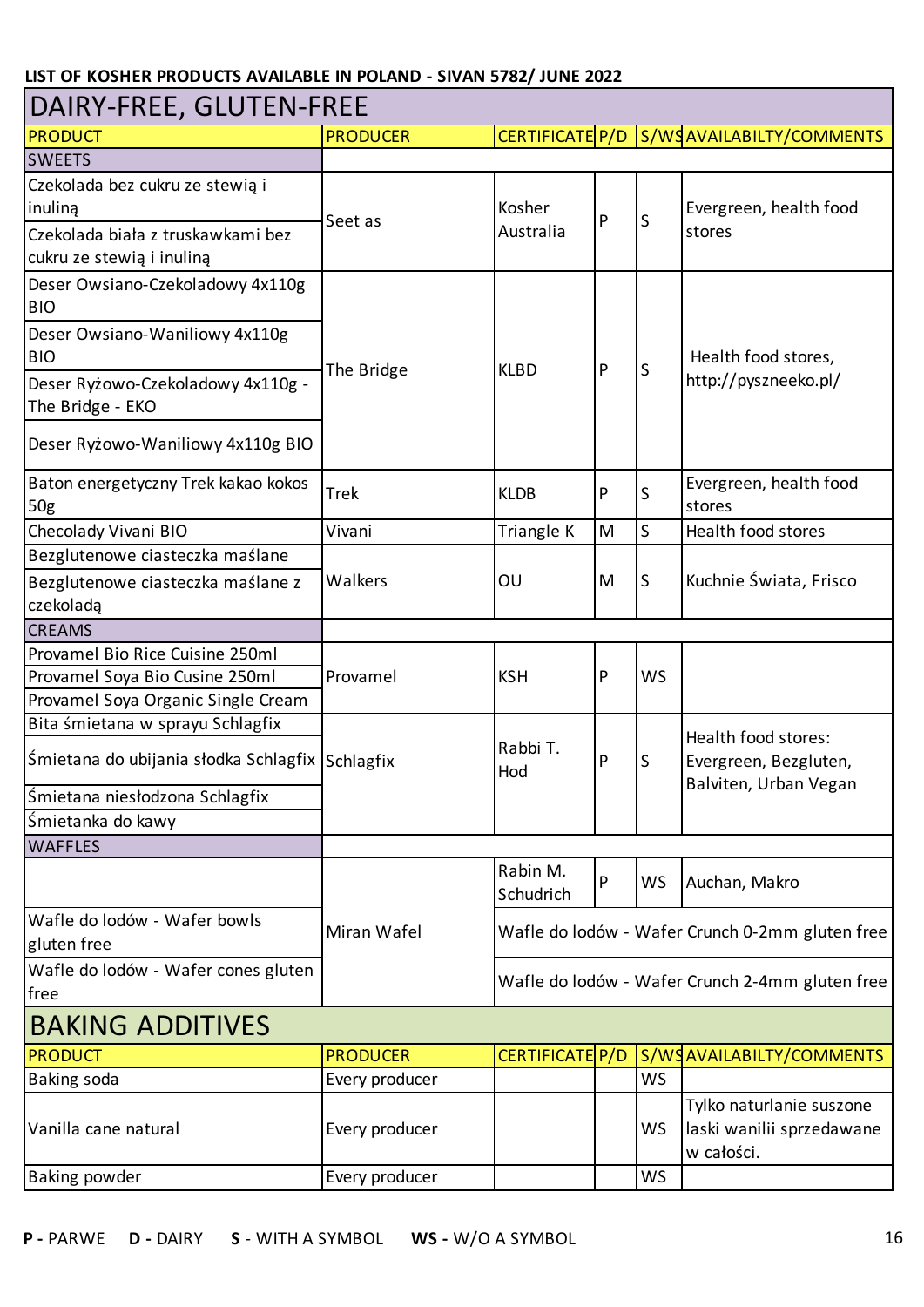**LIST OF KOSHER PRODUCTS AVAILABLE IN POLAND - SIVAN 5782/ JUNE 2022**

## DAIRY-FREE, GLUTEN-FREE

| PRODUCT | PRODUCER | CERTIFICATE | P/D | S/WS | AVAILABILTY/COMMENTS |
|---|---|---|---|---|---|
| SWEETS | | | | | |
| Czekolada bez cukru ze stewią i inuliną | Seet as | Kosher Australia | P | S | Evergreen, health food stores |
| Czekolada biała z truskawkami bez cukru ze stewią i inuliną | | | | | |
| Deser Owsiano-Czekoladowy 4x110g BIO | The Bridge | KLBD | P | S | Health food stores, http://pyszneeko.pl/ |
| Deser Owsiano-Waniliowy 4x110g BIO | | | | | |
| Deser Ryżowo-Czekoladowy 4x110g - The Bridge - EKO | | | | | |
| Deser Ryżowo-Waniliowy 4x110g BIO | | | | | |
| Baton energetyczny Trek kakao kokos 50g | Trek | KLDB | P | S | Evergreen, health food stores |
| Checolady Vivani BIO | Vivani | Triangle K | M | S | Health food stores |
| Bezglutenowe ciasteczka maślane | Walkers | OU | M | S | Kuchnie Świata, Frisco |
| Bezglutenowe ciasteczka maślane z czekoladą | | | | | |
| CREAMS | | | | | |
| Provamel Bio Rice Cuisine 250ml | Provamel | KSH | P | WS | |
| Provamel Soya Bio Cusine 250ml | | | | | |
| Provamel Soya Organic Single Cream | | | | | |
| Bita śmietana w sprayu Schlagfix | Schlagfix | Rabbi T. Hod | P | S | Health food stores: Evergreen, Bezgluten, Balviten, Urban Vegan |
| Śmietana do ubijania słodka Schlagfix | | | | | |
| Śmietana niesłodzona Schlagfix | | | | | |
| Śmietanka do kawy | | | | | |
| WAFFLES | | | | | |
| | Miran Wafel | Rabin M. Schudrich | P | WS | Auchan, Makro |
| Wafle do lodów - Wafer bowls gluten free | | Wafle do lodów - Wafer Crunch 0-2mm gluten free | | | |
| Wafle do lodów - Wafer cones gluten free | | Wafle do lodów - Wafer Crunch 2-4mm gluten free | | | |

## BAKING ADDITIVES

| PRODUCT | PRODUCER | CERTIFICATE | P/D | S/WS | AVAILABILTY/COMMENTS |
|---|---|---|---|---|---|
| Baking soda | Every producer | | | WS | |
| Vanilla cane natural | Every producer | | | WS | Tylko naturlanie suszone laski wanilii sprzedawane w całości. |
| Baking powder | Every producer | | | WS | |

**P -** PARWE **D -** DAIRY **S** - WITH A SYMBOL **WS -** W/O A SYMBOL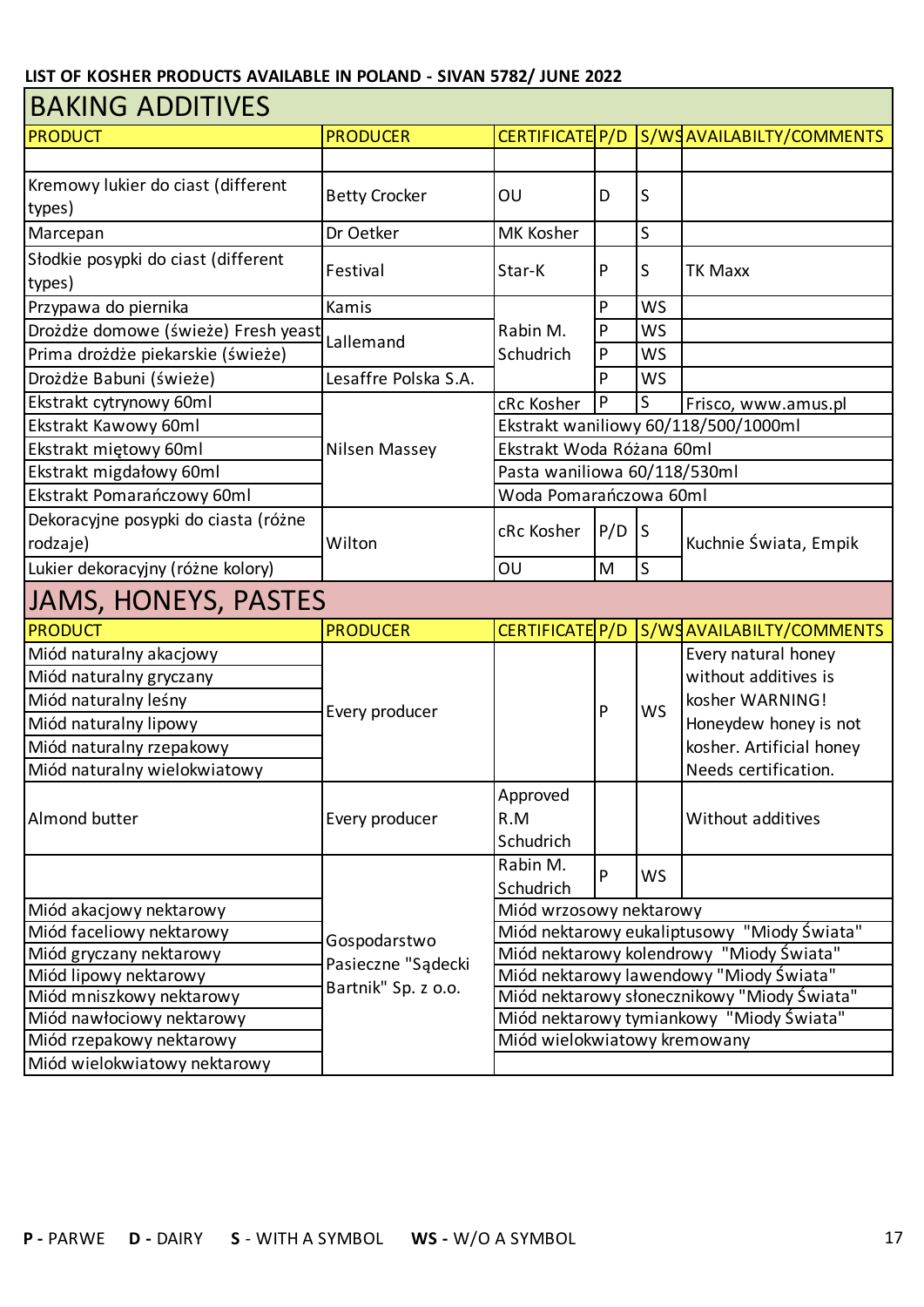LIST OF KOSHER PRODUCTS AVAILABLE IN POLAND - SIVAN 5782/ JUNE 2022

## BAKING ADDITIVES

| PRODUCT | PRODUCER | CERTIFICATE | P/D | S/WS | AVAILABILTY/COMMENTS |
|---|---|---|---|---|---|
| | | | | | |
| Kremowy lukier do ciast (different types) | Betty Crocker | OU | D | S | |
| Marcepan | Dr Oetker | MK Kosher | | S | |
| Słodkie posypki do ciast (different types) | Festival | Star-K | P | S | TK Maxx |
| Przypawa do piernika | Kamis | Rabin M. Schudrich | P | WS | |
| Drożdże domowe (świeże) Fresh yeast | Lallemand | Rabin M. Schudrich | P | WS | |
| Prima drożdże piekarskie (świeże) | Lallemand | Rabin M. Schudrich | P | WS | |
| Drożdże Babuni (świeże) | Lesaffre Polska S.A. | Rabin M. Schudrich | P | WS | |
| Ekstrakt cytrynowy 60ml | Nilsen Massey | cRc Kosher | P | S | Frisco, www.amus.pl |
| Ekstrakt Kawowy 60ml | Nilsen Massey | Ekstrakt waniliowy 60/118/500/1000ml | | | |
| Ekstrakt miętowy 60ml | Nilsen Massey | Ekstrakt Woda Różana 60ml | | | |
| Ekstrakt migdałowy 60ml | Nilsen Massey | Pasta waniliowa 60/118/530ml | | | |
| Ekstrakt Pomarańczowy 60ml | Nilsen Massey | Woda Pomarańczowa 60ml | | | |
| Dekoracyjne posypki do ciasta (różne rodzaje) | Wilton | cRc Kosher | P/D | S | Kuchnie Świata, Empik |
| Lukier dekoracyjny (różne kolory) | Wilton | OU | M | S | Kuchnie Świata, Empik |

## JAMS, HONEYS, PASTES

| PRODUCT | PRODUCER | CERTIFICATE | P/D | S/WS | AVAILABILTY/COMMENTS |
|---|---|---|---|---|---|
| Miód naturalny akacjowy | Every producer | | P | WS | Every natural honey without additives is kosher WARNING! Honeydew honey is not kosher. Artificial honey Needs certification. |
| Miód naturalny gryczany | Every producer | | P | WS | |
| Miód naturalny leśny | Every producer | | P | WS | |
| Miód naturalny lipowy | Every producer | | P | WS | |
| Miód naturalny rzepakowy | Every producer | | P | WS | |
| Miód naturalny wielokwiatowy | Every producer | | P | WS | |
| Almond butter | Every producer | Approved R.M Schudrich | | | Without additives |
| | Gospodarstwo Pasieczne "Sądecki Bartnik" Sp. z o.o. | Rabin M. Schudrich | P | WS | |
| Miód akacjowy nektarowy | Gospodarstwo Pasieczne "Sądecki Bartnik" Sp. z o.o. | Miód wrzosowy nektarowy | | | |
| Miód faceliowy nektarowy | Gospodarstwo Pasieczne "Sądecki Bartnik" Sp. z o.o. | Miód nektarowy eukaliptusowy "Miody Świata" | | | |
| Miód gryczany nektarowy | Gospodarstwo Pasieczne "Sądecki Bartnik" Sp. z o.o. | Miód nektarowy kolendrowy "Miody Świata" | | | |
| Miód lipowy nektarowy | Gospodarstwo Pasieczne "Sądecki Bartnik" Sp. z o.o. | Miód nektarowy lawendowy "Miody Świata" | | | |
| Miód mniszkowy nektarowy | Gospodarstwo Pasieczne "Sądecki Bartnik" Sp. z o.o. | Miód nektarowy słonecznikowy "Miody Świata" | | | |
| Miód nawłociowy nektarowy | Gospodarstwo Pasieczne "Sądecki Bartnik" Sp. z o.o. | Miód nektarowy tymiankowy "Miody Świata" | | | |
| Miód rzepakowy nektarowy | Gospodarstwo Pasieczne "Sądecki Bartnik" Sp. z o.o. | Miód wielokwiatowy kremowany | | | |
| Miód wielokwiatowy nektarowy | Gospodarstwo Pasieczne "Sądecki Bartnik" Sp. z o.o. | | | | |

**P -** PARWE **D -** DAIRY **S** - WITH A SYMBOL **WS -** W/O A SYMBOL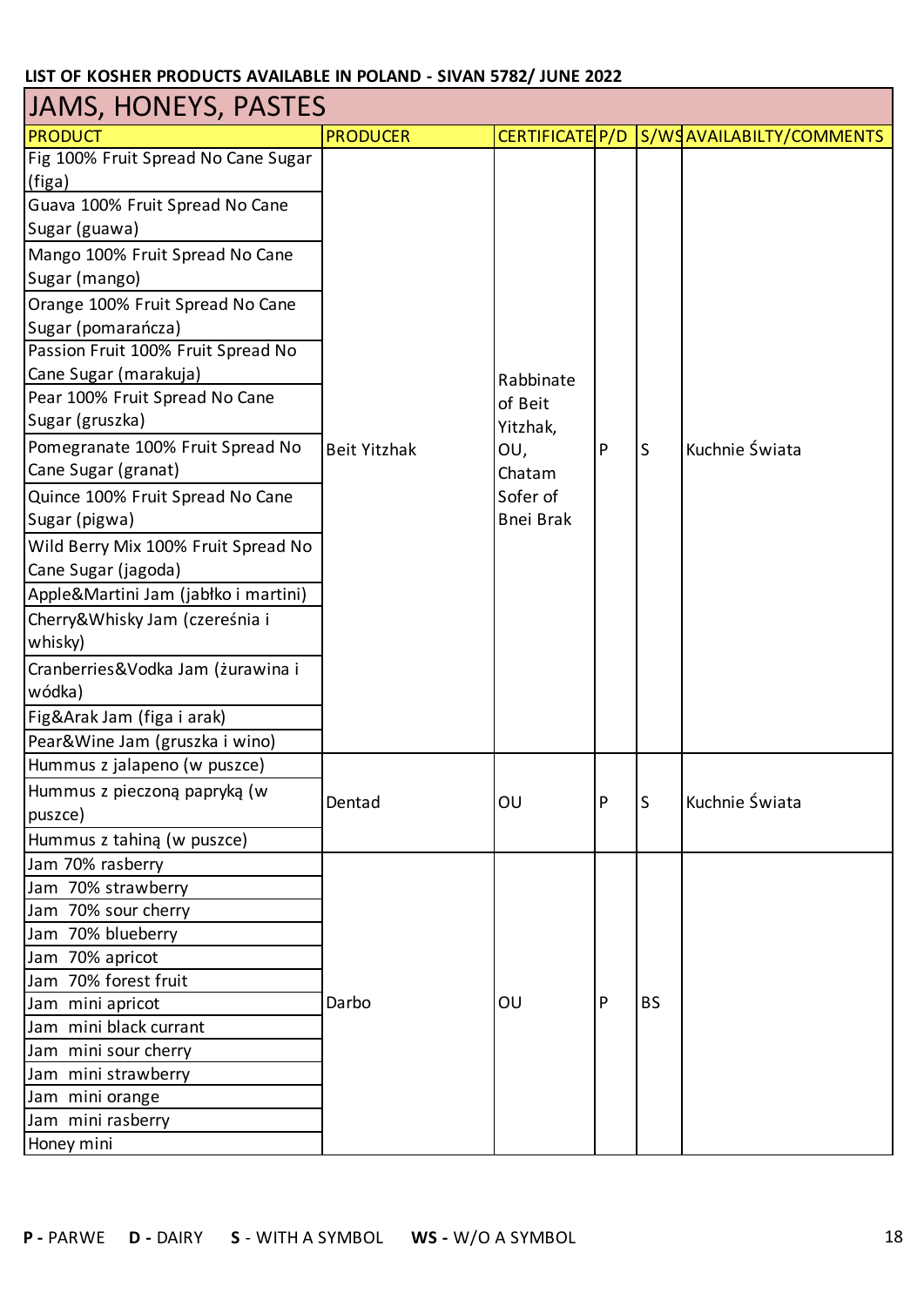**LIST OF KOSHER PRODUCTS AVAILABLE IN POLAND - SIVAN 5782/ JUNE 2022**

## JAMS, HONEYS, PASTES

| PRODUCT | PRODUCER | CERTIFICATE | P/D | S/WS | AVAILABILTY/COMMENTS |
|---|---|---|---|---|---|
| Fig 100% Fruit Spread No Cane Sugar (figa) | Beit Yitzhak | Rabbinate of Beit Yitzhak, OU, Chatam Sofer of Bnei Brak | P | S | Kuchnie Świata |
| Guava 100% Fruit Spread No Cane Sugar (guawa) | | | | | |
| Mango 100% Fruit Spread No Cane Sugar (mango) | | | | | |
| Orange 100% Fruit Spread No Cane Sugar (pomarańcza) | | | | | |
| Passion Fruit 100% Fruit Spread No Cane Sugar (marakuja) | | | | | |
| Pear 100% Fruit Spread No Cane Sugar (gruszka) | | | | | |
| Pomegranate 100% Fruit Spread No Cane Sugar (granat) | | | | | |
| Quince 100% Fruit Spread No Cane Sugar (pigwa) | | | | | |
| Wild Berry Mix 100% Fruit Spread No Cane Sugar (jagoda) | | | | | |
| Apple&Martini Jam (jabłko i martini) | | | | | |
| Cherry&Whisky Jam (czereśnia i whisky) | | | | | |
| Cranberries&Vodka Jam (żurawina i wódka) | | | | | |
| Fig&Arak Jam (figa i arak) | | | | | |
| Pear&Wine Jam (gruszka i wino) | | | | | |
| Hummus z jalapeno (w puszce) | Dentad | OU | P | S | Kuchnie Świata |
| Hummus z pieczoną papryką (w puszce) | | | | | |
| Hummus z tahiną (w puszce) | | | | | |
| Jam 70% rasberry | Darbo | OU | P | BS | |
| Jam 70% strawberry | | | | | |
| Jam 70% sour cherry | | | | | |
| Jam 70% blueberry | | | | | |
| Jam 70% apricot | | | | | |
| Jam 70% forest fruit | | | | | |
| Jam mini apricot | | | | | |
| Jam mini black currant | | | | | |
| Jam mini sour cherry | | | | | |
| Jam mini strawberry | | | | | |
| Jam mini orange | | | | | |
| Jam mini rasberry | | | | | |
| Honey mini | | | | | |

**P -** PARWE **D -** DAIRY **S** - WITH A SYMBOL **WS -** W/O A SYMBOL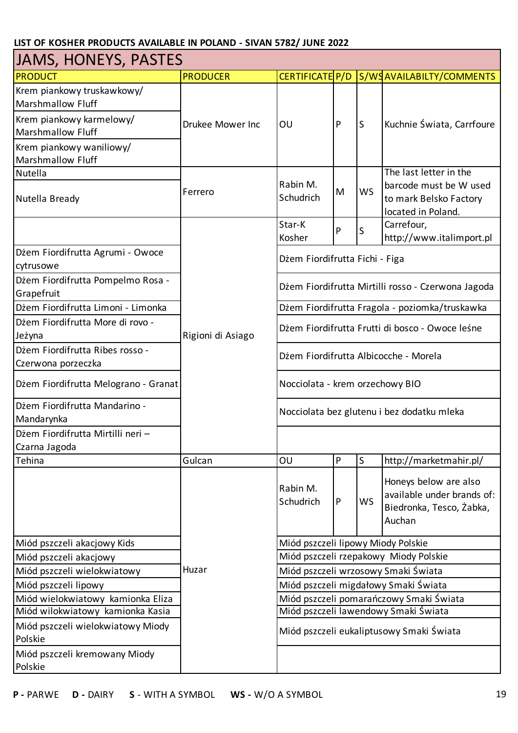**LIST OF KOSHER PRODUCTS AVAILABLE IN POLAND - SIVAN 5782/ JUNE 2022**

# JAMS, HONEYS, PASTES

| PRODUCT | PRODUCER | CERTIFICATE | P/D | S/WS | AVAILABILTY/COMMENTS |
|---|---|---|---|---|---|
| Krem piankowy truskawkowy/ Marshmallow Fluff | Drukee Mower Inc | OU | P | S | Kuchnie Świata, Carrfoure |
| Krem piankowy karmelowy/ Marshmallow Fluff | Drukee Mower Inc | OU | P | S | Kuchnie Świata, Carrfoure |
| Krem piankowy waniliowy/ Marshmallow Fluff | Drukee Mower Inc | OU | P | S | Kuchnie Świata, Carrfoure |
| Nutella | Ferrero | Rabin M. Schudrich | M | WS | The last letter in the barcode must be W used to mark Belsko Factory located in Poland. |
| Nutella Bready | Ferrero | Rabin M. Schudrich | M | WS | The last letter in the barcode must be W used to mark Belsko Factory located in Poland. |
| | Rigioni di Asiago | Star-K Kosher | P | S | Carrefour, http://www.italimport.pl |
| Dżem Fiordifrutta Agrumi - Owoce cytrusowe | Rigioni di Asiago | Dżem Fiordifrutta Fichi - Figa | | | |
| Dżem Fiordifrutta Pompelmo Rosa - Grapefruit | Rigioni di Asiago | Dżem Fiordifrutta Mirtilli rosso - Czerwona Jagoda | | | |
| Dżem Fiordifrutta Limoni - Limonka | Rigioni di Asiago | Dżem Fiordifrutta Fragola - poziomka/truskawka | | | |
| Dżem Fiordifrutta More di rovo - Jeżyna | Rigioni di Asiago | Dżem Fiordifrutta Frutti di bosco - Owoce leśne | | | |
| Dżem Fiordifrutta Ribes rosso - Czerwona porzeczka | Rigioni di Asiago | Dżem Fiordifrutta Albicocche - Morela | | | |
| Dżem Fiordifrutta Melograno - Granat | Rigioni di Asiago | Nocciolata - krem orzechowy BIO | | | |
| Dżem Fiordifrutta Mandarino - Mandarynka | Rigioni di Asiago | Nocciolata bez glutenu i bez dodatku mleka | | | |
| Dżem Fiordifrutta Mirtilli neri – Czarna Jagoda | Rigioni di Asiago | | | | |
| Tehina | Gulcan | OU | P | S | http://marketmahir.pl/ |
| | Huzar | Rabin M. Schudrich | P | WS | Honeys below are also available under brands of: Biedronka, Tesco, Żabka, Auchan |
| Miód pszczeli akacjowy Kids | Huzar | Miód pszczeli lipowy Miody Polskie | | | |
| Miód pszczeli akacjowy | Huzar | Miód pszczeli rzepakowy Miody Polskie | | | |
| Miód pszczeli wielokwiatowy | Huzar | Miód pszczeli wrzosowy Smaki Świata | | | |
| Miód pszczeli lipowy | Huzar | Miód pszczeli migdałowy Smaki Świata | | | |
| Miód wielokwiatowy kamionka Eliza | Huzar | Miód pszczeli pomarańczowy Smaki Świata | | | |
| Miód wilokwiatowy kamionka Kasia | Huzar | Miód pszczeli lawendowy Smaki Świata | | | |
| Miód pszczeli wielokwiatowy Miody Polskie | Huzar | Miód pszczeli eukaliptusowy Smaki Świata | | | |
| Miód pszczeli kremowany Miody Polskie | Huzar | | | | |

**P -** PARWE **D -** DAIRY **S** - WITH A SYMBOL **WS -** W/O A SYMBOL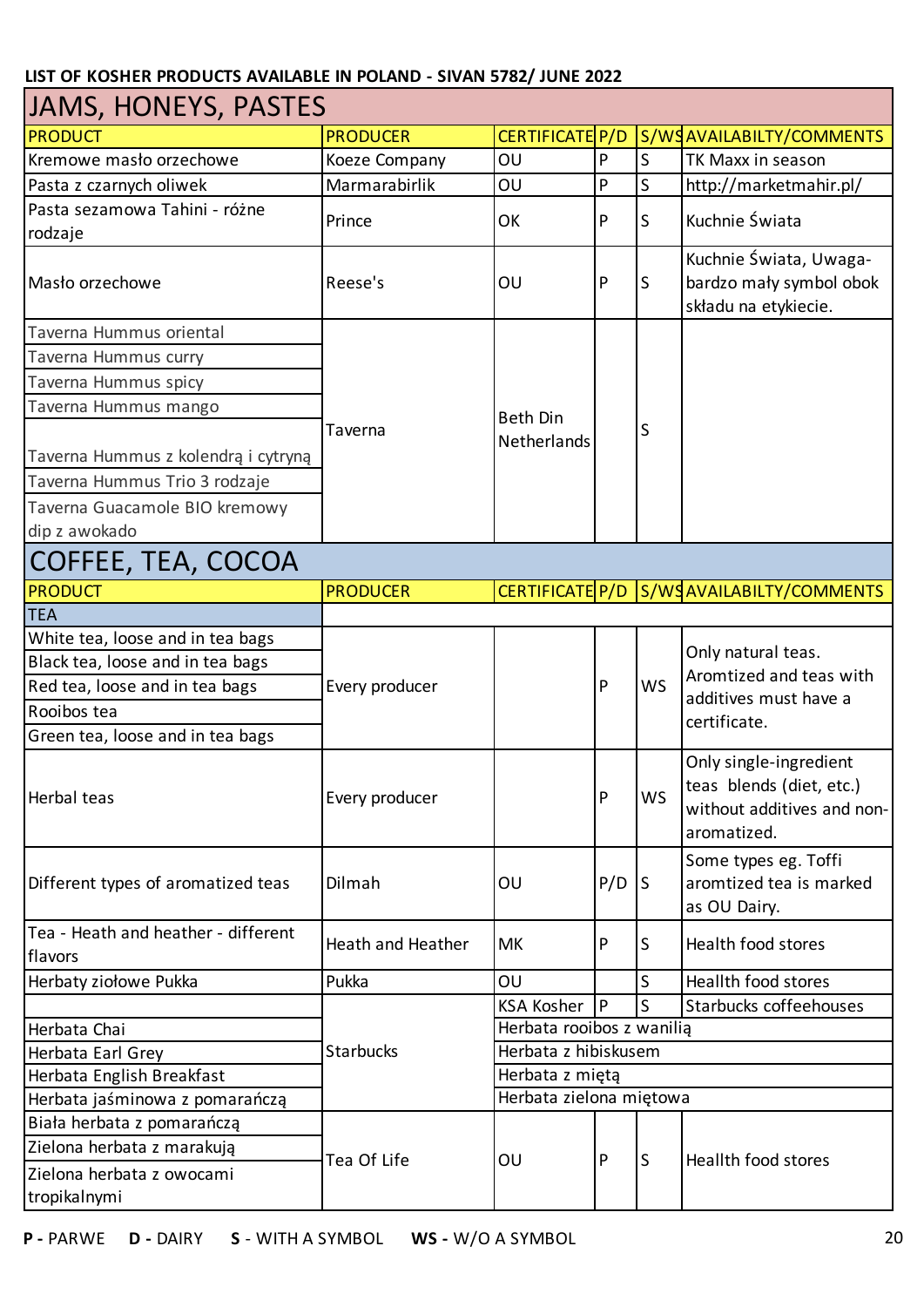**LIST OF KOSHER PRODUCTS AVAILABLE IN POLAND - SIVAN 5782/ JUNE 2022**

## JAMS, HONEYS, PASTES

| PRODUCT | PRODUCER | CERTIFICATE | P/D | S/WS | AVAILABILTY/COMMENTS |
|---|---|---|---|---|---|
| Kremowe masło orzechowe | Koeze Company | OU | P | S | TK Maxx in season |
| Pasta z czarnych oliwek | Marmarabirlik | OU | P | S | http://marketmahir.pl/ |
| Pasta sezamowa Tahini - różne rodzaje | Prince | OK | P | S | Kuchnie Świata |
| Masło orzechowe | Reese's | OU | P | S | Kuchnie Świata, Uwaga- bardzo mały symbol obok składu na etykiecie. |
| Taverna Hummus oriental | Taverna | Beth Din Netherlands | | S | |
| Taverna Hummus curry | | | | | |
| Taverna Hummus spicy | | | | | |
| Taverna Hummus mango | | | | | |
| Taverna Hummus z kolendrą i cytryną | | | | | |
| Taverna Hummus Trio 3 rodzaje | | | | | |
| Taverna Guacamole BIO kremowy dip z awokado | | | | | |

## COFFEE, TEA, COCOA

| PRODUCT | PRODUCER | CERTIFICATE | P/D | S/WS | AVAILABILTY/COMMENTS |
|---|---|---|---|---|---|
| **TEA** | | | | | |
| White tea, loose and in tea bags | Every producer | | P | WS | Only natural teas. Aromtized and teas with additives must have a certificate. |
| Black tea, loose and in tea bags | | | | | |
| Red tea, loose and in tea bags | | | | | |
| Rooibos tea | | | | | |
| Green tea, loose and in tea bags | | | | | |
| Herbal teas | Every producer | | P | WS | Only single-ingredient teas blends (diet, etc.) without additives and non-aromatized. |
| Different types of aromatized teas | Dilmah | OU | P/D | S | Some types eg. Toffi aromtized tea is marked as OU Dairy. |
| Tea - Heath and heather - different flavors | Heath and Heather | MK | P | S | Health food stores |
| Herbaty ziołowe Pukka | Pukka | OU | | S | Heallth food stores |
| | Starbucks | KSA Kosher | P | S | Starbucks coffeehouses |
| Herbata Chai | | Herbata rooibos z wanilią | | | |
| Herbata Earl Grey | | Herbata z hibiskusem | | | |
| Herbata English Breakfast | | Herbata z miętą | | | |
| Herbata jaśminowa z pomarańczą | | Herbata zielona miętowa | | | |
| Biała herbata z pomarańczą | Tea Of Life | OU | P | S | Heallth food stores |
| Zielona herbata z marakują | | | | | |
| Zielona herbata z owocami tropikalnymi | | | | | |

**P -** PARWE **D -** DAIRY **S** - WITH A SYMBOL **WS -** W/O A SYMBOL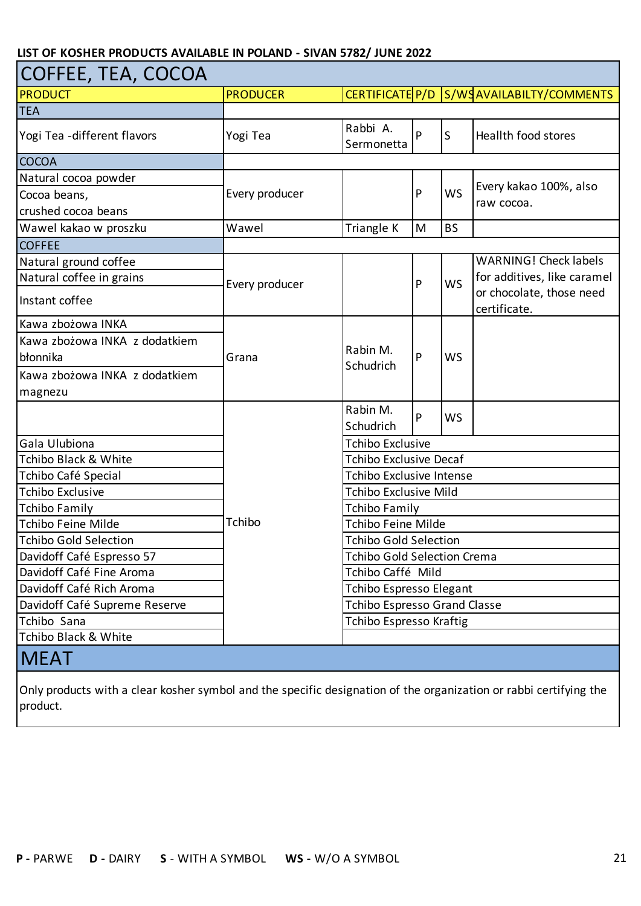LIST OF KOSHER PRODUCTS AVAILABLE IN POLAND - SIVAN 5782/ JUNE 2022

## COFFEE, TEA, COCOA

| PRODUCT | PRODUCER | CERTIFICATE | P/D | S/WS | AVAILABILTY/COMMENTS |
|---|---|---|---|---|---|
| TEA | | | | | |
| Yogi Tea -different flavors | Yogi Tea | Rabbi A. Sermonetta | P | S | Heallth food stores |
| COCOA | | | | | |
| Natural cocoa powder<br>Cocoa beans,<br>crushed cocoa beans | Every producer | | P | WS | Every kakao 100%, also raw cocoa. |
| Wawel kakao w proszku | Wawel | Triangle K | M | BS | |
| COFFEE | | | | | |
| Natural ground coffee<br>Natural coffee in grains<br>Instant coffee | Every producer | | P | WS | WARNING! Check labels for additives, like caramel or chocolate, those need certificate. |
| Kawa zbożowa INKA<br>Kawa zbożowa INKA z dodatkiem błonnika<br>Kawa zbożowa INKA z dodatkiem magnezu | Grana | Rabin M. Schudrich | P | WS | |
| | Tchibo | Rabin M. Schudrich | P | WS | |
| Gala Ulubiona | Tchibo | Tchibo Exclusive | | | |
| Tchibo Black & White | Tchibo | Tchibo Exclusive Decaf | | | |
| Tchibo Café Special | Tchibo | Tchibo Exclusive Intense | | | |
| Tchibo Exclusive | Tchibo | Tchibo Exclusive Mild | | | |
| Tchibo Family | Tchibo | Tchibo Family | | | |
| Tchibo Feine Milde | Tchibo | Tchibo Feine Milde | | | |
| Tchibo Gold Selection | Tchibo | Tchibo Gold Selection | | | |
| Davidoff Café Espresso 57 | Tchibo | Tchibo Gold Selection Crema | | | |
| Davidoff Café Fine Aroma | Tchibo | Tchibo Caffé Mild | | | |
| Davidoff Café Rich Aroma | Tchibo | Tchibo Espresso Elegant | | | |
| Davidoff Café Supreme Reserve | Tchibo | Tchibo Espresso Grand Classe | | | |
| Tchibo Sana | Tchibo | Tchibo Espresso Kraftig | | | |
| Tchibo Black & White | Tchibo | | | | |

## MEAT

Only products with a clear kosher symbol and the specific designation of the organization or rabbi certifying the product.

**P -** PARWE **D -** DAIRY **S** - WITH A SYMBOL **WS -** W/O A SYMBOL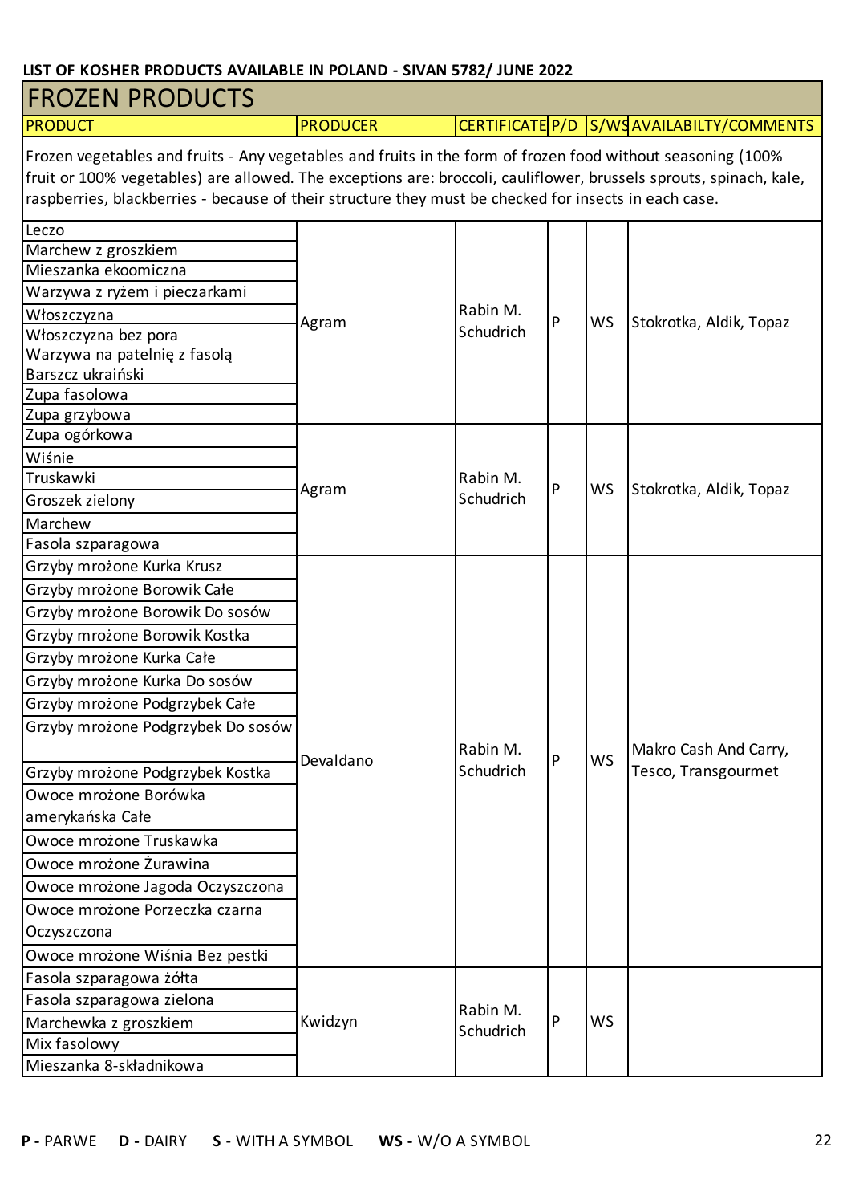**LIST OF KOSHER PRODUCTS AVAILABLE IN POLAND - SIVAN 5782/ JUNE 2022**

## FROZEN PRODUCTS

| PRODUCT | PRODUCER | CERTIFICATE | P/D | S/WS | AVAILABILTY/COMMENTS |
|---|---|---|---|---|---|
| Frozen vegetables and fruits - Any vegetables and fruits in the form of frozen food without seasoning (100% fruit or 100% vegetables) are allowed. The exceptions are: broccoli, cauliflower, brussels sprouts, spinach, kale, raspberries, blackberries - because of their structure they must be checked for insects in each case. | | | | | |
| Leczo | Agram | Rabin M. Schudrich | P | WS | Stokrotka, Aldik, Topaz |
| Marchew z groszkiem | Agram | Rabin M. Schudrich | P | WS | Stokrotka, Aldik, Topaz |
| Mieszanka ekoomiczna | Agram | Rabin M. Schudrich | P | WS | Stokrotka, Aldik, Topaz |
| Warzywa z ryżem i pieczarkami | Agram | Rabin M. Schudrich | P | WS | Stokrotka, Aldik, Topaz |
| Włoszczyzna | Agram | Rabin M. Schudrich | P | WS | Stokrotka, Aldik, Topaz |
| Włoszczyzna bez pora | Agram | Rabin M. Schudrich | P | WS | Stokrotka, Aldik, Topaz |
| Warzywa na patelnię z fasolą | Agram | Rabin M. Schudrich | P | WS | Stokrotka, Aldik, Topaz |
| Barszcz ukraiński | Agram | Rabin M. Schudrich | P | WS | Stokrotka, Aldik, Topaz |
| Zupa fasolowa | Agram | Rabin M. Schudrich | P | WS | Stokrotka, Aldik, Topaz |
| Zupa grzybowa | Agram | Rabin M. Schudrich | P | WS | Stokrotka, Aldik, Topaz |
| Zupa ogórkowa | Agram | Rabin M. Schudrich | P | WS | Stokrotka, Aldik, Topaz |
| Wiśnie | Agram | Rabin M. Schudrich | P | WS | Stokrotka, Aldik, Topaz |
| Truskawki | Agram | Rabin M. Schudrich | P | WS | Stokrotka, Aldik, Topaz |
| Groszek zielony | Agram | Rabin M. Schudrich | P | WS | Stokrotka, Aldik, Topaz |
| Marchew | Agram | Rabin M. Schudrich | P | WS | Stokrotka, Aldik, Topaz |
| Fasola szparagowa | Agram | Rabin M. Schudrich | P | WS | Stokrotka, Aldik, Topaz |
| Grzyby mrożone Kurka Krusz | Devaldano | Rabin M. Schudrich | P | WS | Makro Cash And Carry, Tesco, Transgourmet |
| Grzyby mrożone Borowik Całe | Devaldano | Rabin M. Schudrich | P | WS | Makro Cash And Carry, Tesco, Transgourmet |
| Grzyby mrożone Borowik Do sosów | Devaldano | Rabin M. Schudrich | P | WS | Makro Cash And Carry, Tesco, Transgourmet |
| Grzyby mrożone Borowik Kostka | Devaldano | Rabin M. Schudrich | P | WS | Makro Cash And Carry, Tesco, Transgourmet |
| Grzyby mrożone Kurka Całe | Devaldano | Rabin M. Schudrich | P | WS | Makro Cash And Carry, Tesco, Transgourmet |
| Grzyby mrożone Kurka Do sosów | Devaldano | Rabin M. Schudrich | P | WS | Makro Cash And Carry, Tesco, Transgourmet |
| Grzyby mrożone Podgrzybek Całe | Devaldano | Rabin M. Schudrich | P | WS | Makro Cash And Carry, Tesco, Transgourmet |
| Grzyby mrożone Podgrzybek Do sosów | Devaldano | Rabin M. Schudrich | P | WS | Makro Cash And Carry, Tesco, Transgourmet |
| Grzyby mrożone Podgrzybek Kostka | Devaldano | Rabin M. Schudrich | P | WS | Makro Cash And Carry, Tesco, Transgourmet |
| Owoce mrożone Borówka amerykańska Całe | Devaldano | Rabin M. Schudrich | P | WS | Makro Cash And Carry, Tesco, Transgourmet |
| Owoce mrożone Truskawka | Devaldano | Rabin M. Schudrich | P | WS | Makro Cash And Carry, Tesco, Transgourmet |
| Owoce mrożone Żurawina | Devaldano | Rabin M. Schudrich | P | WS | Makro Cash And Carry, Tesco, Transgourmet |
| Owoce mrożone Jagoda Oczyszczona | Devaldano | Rabin M. Schudrich | P | WS | Makro Cash And Carry, Tesco, Transgourmet |
| Owoce mrożone Porzeczka czarna Oczyszczona | Devaldano | Rabin M. Schudrich | P | WS | Makro Cash And Carry, Tesco, Transgourmet |
| Owoce mrożone Wiśnia Bez pestki | Devaldano | Rabin M. Schudrich | P | WS | Makro Cash And Carry, Tesco, Transgourmet |
| Fasola szparagowa żółta | Kwidzyn | Rabin M. Schudrich | P | WS | |
| Fasola szparagowa zielona | Kwidzyn | Rabin M. Schudrich | P | WS | |
| Marchewka z groszkiem | Kwidzyn | Rabin M. Schudrich | P | WS | |
| Mix fasolowy | Kwidzyn | Rabin M. Schudrich | P | WS | |
| Mieszanka 8-składnikowa | Kwidzyn | Rabin M. Schudrich | P | WS | |

**P** - PARWE **D** - DAIRY **S** - WITH A SYMBOL **WS** - W/O A SYMBOL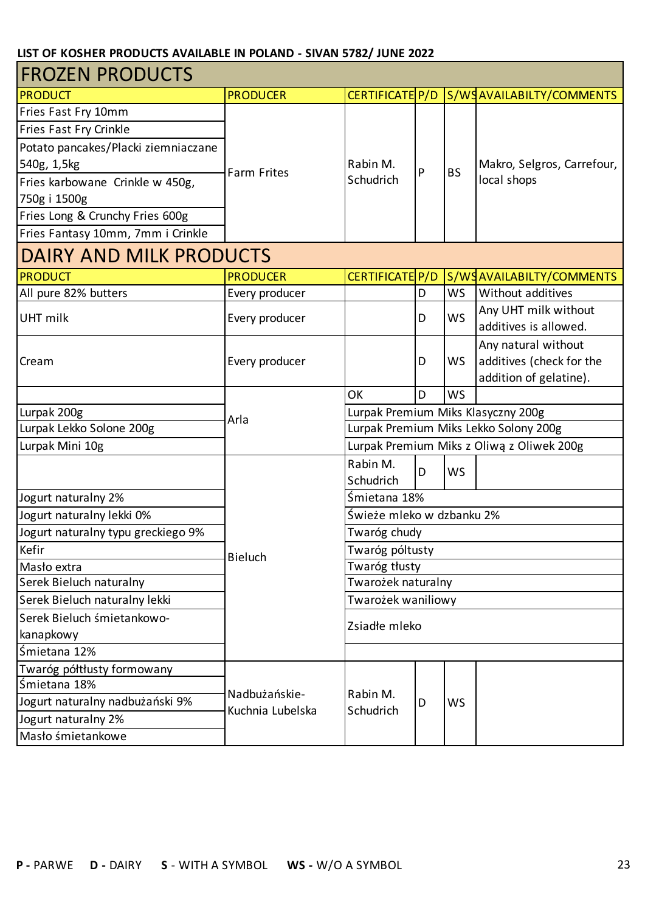**LIST OF KOSHER PRODUCTS AVAILABLE IN POLAND - SIVAN 5782/ JUNE 2022**

## FROZEN PRODUCTS

| PRODUCT | PRODUCER | CERTIFICATE | P/D | S/WS | AVAILABILTY/COMMENTS |
|---|---|---|---|---|---|
| Fries Fast Fry 10mm | Farm Frites | Rabin M. Schudrich | P | BS | Makro, Selgros, Carrefour, local shops |
| Fries Fast Fry Crinkle | | | | | |
| Potato pancakes/Placki ziemniaczane 540g, 1,5kg | | | | | |
| Fries karbowane Crinkle w 450g, 750g i 1500g | | | | | |
| Fries Long & Crunchy Fries 600g | | | | | |
| Fries Fantasy 10mm, 7mm i Crinkle | | | | | |

## DAIRY AND MILK PRODUCTS

| PRODUCT | PRODUCER | CERTIFICATE | P/D | S/WS | AVAILABILTY/COMMENTS |
|---|---|---|---|---|---|
| All pure 82% butters | Every producer | | D | WS | Without additives |
| UHT milk | Every producer | | D | WS | Any UHT milk without additives is allowed. |
| Cream | Every producer | | D | WS | Any natural without additives (check for the addition of gelatine). |
| | Arla | OK | D | WS | |
| Lurpak 200g | | Lurpak Premium Miks Klasyczny 200g | | | |
| Lurpak Lekko Solone 200g | | Lurpak Premium Miks Lekko Solony 200g | | | |
| Lurpak Mini 10g | | Lurpak Premium Miks z Oliwą z Oliwek 200g | | | |
| | Bieluch | Rabin M. Schudrich | D | WS | |
| Jogurt naturalny 2% | | Śmietana 18% | | | |
| Jogurt naturalny lekki 0% | | Świeże mleko w dzbanku 2% | | | |
| Jogurt naturalny typu greckiego 9% | | Twaróg chudy | | | |
| Kefir | | Twaróg półtusty | | | |
| Masło extra | | Twaróg tłusty | | | |
| Serek Bieluch naturalny | | Twarożek naturalny | | | |
| Serek Bieluch naturalny lekki | | Twarożek waniliowy | | | |
| Serek Bieluch śmietankowo-kanapkowy | | Zsiadłe mleko | | | |
| Śmietana 12% | | | | | |
| Twaróg półtłusty formowany | Nadbużańskie-Kuchnia Lubelska | Rabin M. Schudrich | D | WS | |
| Śmietana 18% | | | | | |
| Jogurt naturalny nadbużański 9% | | | | | |
| Jogurt naturalny 2% | | | | | |
| Masło śmietankowe | | | | | |

**P -** PARWE **D -** DAIRY **S** - WITH A SYMBOL **WS -** W/O A SYMBOL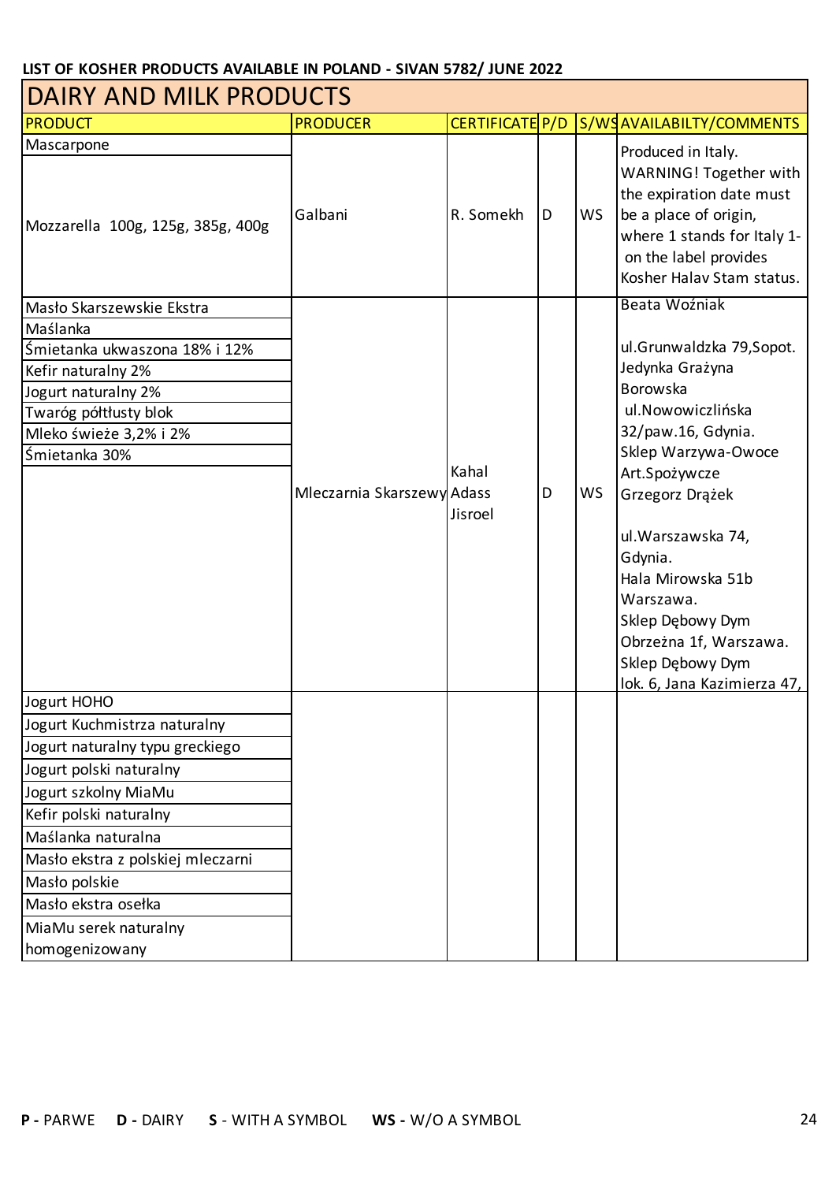**LIST OF KOSHER PRODUCTS AVAILABLE IN POLAND - SIVAN 5782/ JUNE 2022**

# DAIRY AND MILK PRODUCTS

| PRODUCT | PRODUCER | CERTIFICATE | P/D | S/WS | AVAILABILTY/COMMENTS |
|---|---|---|---|---|---|
| Mascarpone | Galbani | R. Somekh | D | WS | Produced in Italy. WARNING! Together with the expiration date must be a place of origin, where 1 stands for Italy 1- on the label provides Kosher Halav Stam status. |
| Mozzarella 100g, 125g, 385g, 400g | | | | | |
| Masło Skarszewskie Ekstra | Mleczarnia Skarszewy | Kahal Adass Jisroel | D | WS | Beata Woźniak ul.Grunwaldzka 79,Sopot. Jedynka Grażyna Borowska ul.Nowowiczlińska 32/paw.16, Gdynia. Sklep Warzywa-Owoce Art.Spożywcze Grzegorz Drążek ul.Warszawska 74, Gdynia. Hala Mirowska 51b Warszawa. Sklep Dębowy Dym Obrzeżna 1f, Warszawa. Sklep Dębowy Dym lok. 6, Jana Kazimierza 47, |
| Maślanka | | | | | |
| Śmietanka ukwaszona 18% i 12% | | | | | |
| Kefir naturalny 2% | | | | | |
| Jogurt naturalny 2% | | | | | |
| Twaróg półtłusty blok | | | | | |
| Mleko świeże 3,2% i 2% | | | | | |
| Śmietanka 30% | | | | | |
| Jogurt HOHO | | | | | |
| Jogurt Kuchmistrza naturalny | | | | | |
| Jogurt naturalny typu greckiego | | | | | |
| Jogurt polski naturalny | | | | | |
| Jogurt szkolny MiaMu | | | | | |
| Kefir polski naturalny | | | | | |
| Maślanka naturalna | | | | | |
| Masło ekstra z polskiej mleczarni | | | | | |
| Masło polskie | | | | | |
| Masło ekstra osełka | | | | | |
| MiaMu serek naturalny homogenizowany | | | | | |

**P -** PARWE **D -** DAIRY **S** - WITH A SYMBOL **WS -** W/O A SYMBOL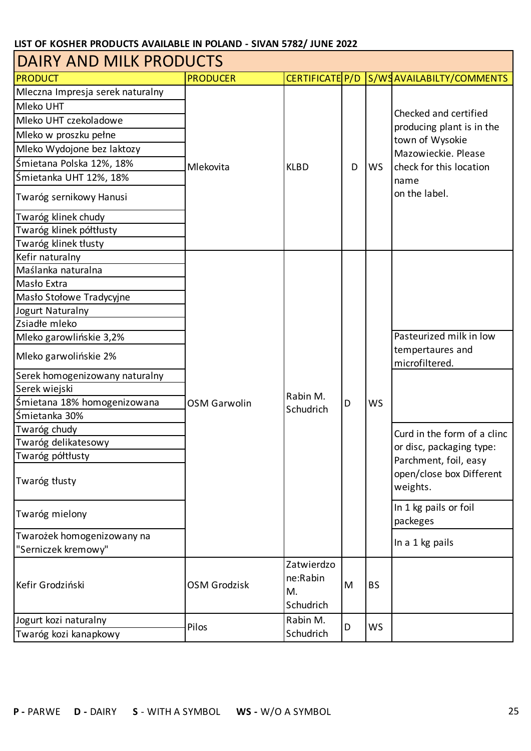**LIST OF KOSHER PRODUCTS AVAILABLE IN POLAND - SIVAN 5782/ JUNE 2022**

## DAIRY AND MILK PRODUCTS

| PRODUCT | PRODUCER | CERTIFICATE | P/D | S/WS | AVAILABILTY/COMMENTS |
|---|---|---|---|---|---|
| Mleczna Impresja serek naturalny | Mlekovita | KLBD | D | WS | Checked and certified producing plant is in the town of Wysokie Mazowieckie. Please check for this location name on the label. |
| Mleko UHT | | | | | |
| Mleko UHT czekoladowe | | | | | |
| Mleko w proszku pełne | | | | | |
| Mleko Wydojone bez laktozy | | | | | |
| Śmietana Polska 12%, 18% | | | | | |
| Śmietanka UHT 12%, 18% | | | | | |
| Twaróg sernikowy Hanusi | | | | | |
| Twaróg klinek chudy | | | | | |
| Twaróg klinek półtłusty | | | | | |
| Twaróg klinek tłusty | | | | | |
| Kefir naturalny | OSM Garwolin | Rabin M. Schudrich | D | WS | |
| Maślanka naturalna | | | | | |
| Masło Extra | | | | | |
| Masło Stołowe Tradycyjne | | | | | |
| Jogurt Naturalny | | | | | |
| Zsiadłe mleko | | | | | |
| Mleko garowlińskie 3,2% | | | | | Pasteurized milk in low tempertaures and microfiltered. |
| Mleko garwolińskie 2% | | | | | |
| Serek homogenizowany naturalny | | | | | |
| Serek wiejski | | | | | |
| Śmietana 18% homogenizowana | | | | | |
| Śmietanka 30% | | | | | |
| Twaróg chudy | | | | | Curd in the form of a clinc or disc, packaging type: Parchment, foil, easy open/close box Different weights. |
| Twaróg delikatesowy | | | | | |
| Twaróg półtłusty | | | | | |
| Twaróg tłusty | | | | | |
| Twaróg mielony | | | | | In 1 kg pails or foil packeges |
| Twarożek homogenizowany na "Serniczek kremowy" | | | | | In a 1 kg pails |
| Kefir Grodziński | OSM Grodzisk | Zatwierdzone:Rabin M. Schudrich | M | BS | |
| Jogurt kozi naturalny | Pilos | Rabin M. Schudrich | D | WS | |
| Twaróg kozi kanapkowy | | | | | |

**P** - PARWE **D** - DAIRY **S** - WITH A SYMBOL **WS** - W/O A SYMBOL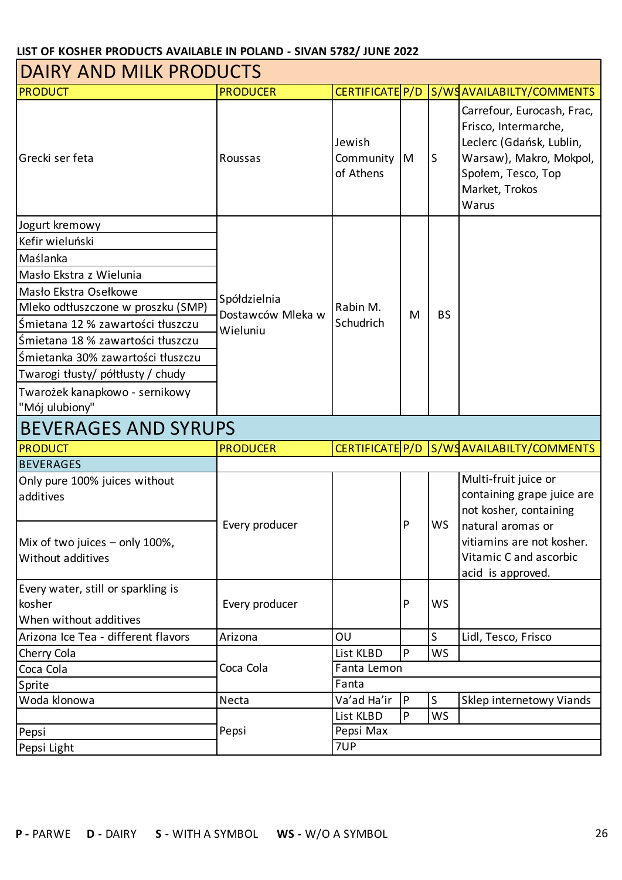**LIST OF KOSHER PRODUCTS AVAILABLE IN POLAND - SIVAN 5782/ JUNE 2022**

## DAIRY AND MILK PRODUCTS

| PRODUCT | PRODUCER | CERTIFICATE | P/D | S/WS | AVAILABILTY/COMMENTS |
|---|---|---|---|---|---|
| Grecki ser feta | Roussas | Jewish Community of Athens | M | S | Carrefour, Eurocash, Frac, Frisco, Intermarche, Leclerc (Gdańsk, Lublin, Warsaw), Makro, Mokpol, Społem, Tesco, Top Market, Trokos Warus |
| Jogurt kremowy | Spółdzielnia Dostawców Mleka w Wieluniu | Rabin M. Schudrich | M | BS | |
| Kefir wieluński | | | | | |
| Maślanka | | | | | |
| Masło Ekstra z Wielunia | | | | | |
| Masło Ekstra Osełkowe | | | | | |
| Mleko odtłuszczone w proszku (SMP) | | | | | |
| Śmietana 12 % zawartości tłuszczu | | | | | |
| Śmietana 18 % zawartości tłuszczu | | | | | |
| Śmietanka 30% zawartości tłuszczu | | | | | |
| Twarogi tłusty/ półtłusty / chudy | | | | | |
| Twarożek kanapkowo - sernikowy "Mój ulubiony" | | | | | |

## BEVERAGES AND SYRUPS

| PRODUCT | PRODUCER | CERTIFICATE | P/D | S/WS | AVAILABILTY/COMMENTS |
|---|---|---|---|---|---|
| **BEVERAGES** | | | | | |
| Only pure 100% juices without additives | Every producer | | P | WS | Multi-fruit juice or containing grape juice are not kosher, containing natural aromas or vitiamins are not kosher. Vitamic C and ascorbic acid is approved. |
| Mix of two juices – only 100%, Without additives | | | | | |
| Every water, still or sparkling is kosher When without additives | Every producer | | P | WS | |
| Arizona Ice Tea - different flavors | Arizona | OU | | S | Lidl, Tesco, Frisco |
| Cherry Cola | Coca Cola | List KLBD | P | WS | |
| Coca Cola | | Fanta Lemon | | | |
| Sprite | | Fanta | | | |
| Woda klonowa | Necta | Va'ad Ha'ir | P | S | Sklep internetowy Viands |
| | Pepsi | List KLBD | P | WS | |
| Pepsi | | Pepsi Max | | | |
| Pepsi Light | | 7UP | | | |

**P** - PARWE **D** - DAIRY **S** - WITH A SYMBOL **WS** - W/O A SYMBOL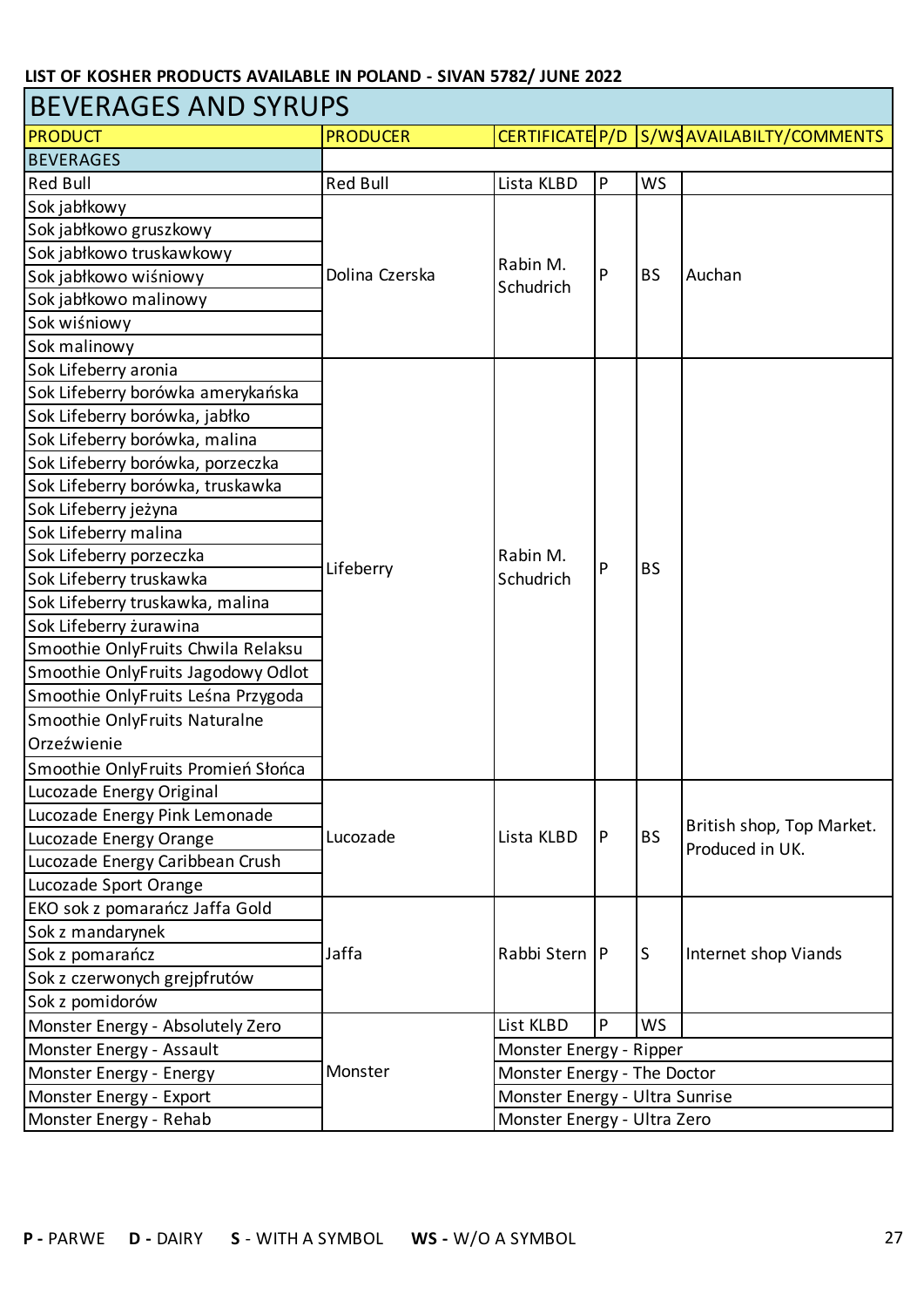LIST OF KOSHER PRODUCTS AVAILABLE IN POLAND - SIVAN 5782/ JUNE 2022

## BEVERAGES AND SYRUPS

| PRODUCT | PRODUCER | CERTIFICATE | P/D | S/WS | AVAILABILTY/COMMENTS |
|---|---|---|---|---|---|
| **BEVERAGES** | | | | | |
| Red Bull | Red Bull | Lista KLBD | P | WS | |
| Sok jabłkowy | Dolina Czerska | Rabin M. Schudrich | P | BS | Auchan |
| Sok jabłkowo gruszkowy | Dolina Czerska | Rabin M. Schudrich | P | BS | Auchan |
| Sok jabłkowo truskawkowy | Dolina Czerska | Rabin M. Schudrich | P | BS | Auchan |
| Sok jabłkowo wiśniowy | Dolina Czerska | Rabin M. Schudrich | P | BS | Auchan |
| Sok jabłkowo malinowy | Dolina Czerska | Rabin M. Schudrich | P | BS | Auchan |
| Sok wiśniowy | Dolina Czerska | Rabin M. Schudrich | P | BS | Auchan |
| Sok malinowy | Dolina Czerska | Rabin M. Schudrich | P | BS | Auchan |
| Sok Lifeberry aronia | Lifeberry | Rabin M. Schudrich | P | BS | |
| Sok Lifeberry borówka amerykańska | Lifeberry | Rabin M. Schudrich | P | BS | |
| Sok Lifeberry borówka, jabłko | Lifeberry | Rabin M. Schudrich | P | BS | |
| Sok Lifeberry borówka, malina | Lifeberry | Rabin M. Schudrich | P | BS | |
| Sok Lifeberry borówka, porzeczka | Lifeberry | Rabin M. Schudrich | P | BS | |
| Sok Lifeberry borówka, truskawka | Lifeberry | Rabin M. Schudrich | P | BS | |
| Sok Lifeberry jeżyna | Lifeberry | Rabin M. Schudrich | P | BS | |
| Sok Lifeberry malina | Lifeberry | Rabin M. Schudrich | P | BS | |
| Sok Lifeberry porzeczka | Lifeberry | Rabin M. Schudrich | P | BS | |
| Sok Lifeberry truskawka | Lifeberry | Rabin M. Schudrich | P | BS | |
| Sok Lifeberry truskawka, malina | Lifeberry | Rabin M. Schudrich | P | BS | |
| Sok Lifeberry żurawina | Lifeberry | Rabin M. Schudrich | P | BS | |
| Smoothie OnlyFruits Chwila Relaksu | Lifeberry | Rabin M. Schudrich | P | BS | |
| Smoothie OnlyFruits Jagodowy Odlot | Lifeberry | Rabin M. Schudrich | P | BS | |
| Smoothie OnlyFruits Leśna Przygoda | Lifeberry | Rabin M. Schudrich | P | BS | |
| Smoothie OnlyFruits Naturalne Orzeźwienie | Lifeberry | Rabin M. Schudrich | P | BS | |
| Smoothie OnlyFruits Promień Słońca | Lifeberry | Rabin M. Schudrich | P | BS | |
| Lucozade Energy Original | Lucozade | Lista KLBD | P | BS | British shop, Top Market. Produced in UK. |
| Lucozade Energy Pink Lemonade | Lucozade | Lista KLBD | P | BS | British shop, Top Market. Produced in UK. |
| Lucozade Energy Orange | Lucozade | Lista KLBD | P | BS | British shop, Top Market. Produced in UK. |
| Lucozade Energy Caribbean Crush | Lucozade | Lista KLBD | P | BS | British shop, Top Market. Produced in UK. |
| Lucozade Sport Orange | Lucozade | Lista KLBD | P | BS | British shop, Top Market. Produced in UK. |
| EKO sok z pomarańcz Jaffa Gold | Jaffa | Rabbi Stern | P | S | Internet shop Viands |
| Sok z mandarynek | Jaffa | Rabbi Stern | P | S | Internet shop Viands |
| Sok z pomarańcz | Jaffa | Rabbi Stern | P | S | Internet shop Viands |
| Sok z czerwonych grejpfrutów | Jaffa | Rabbi Stern | P | S | Internet shop Viands |
| Sok z pomidorów | Jaffa | Rabbi Stern | P | S | Internet shop Viands |
| Monster Energy - Absolutely Zero | Monster | List KLBD | P | WS | |
| Monster Energy - Assault | Monster | Monster Energy - Ripper | | | |
| Monster Energy - Energy | Monster | Monster Energy - The Doctor | | | |
| Monster Energy - Export | Monster | Monster Energy - Ultra Sunrise | | | |
| Monster Energy - Rehab | Monster | Monster Energy - Ultra Zero | | | |

**P** - PARWE **D** - DAIRY **S** - WITH A SYMBOL **WS** - W/O A SYMBOL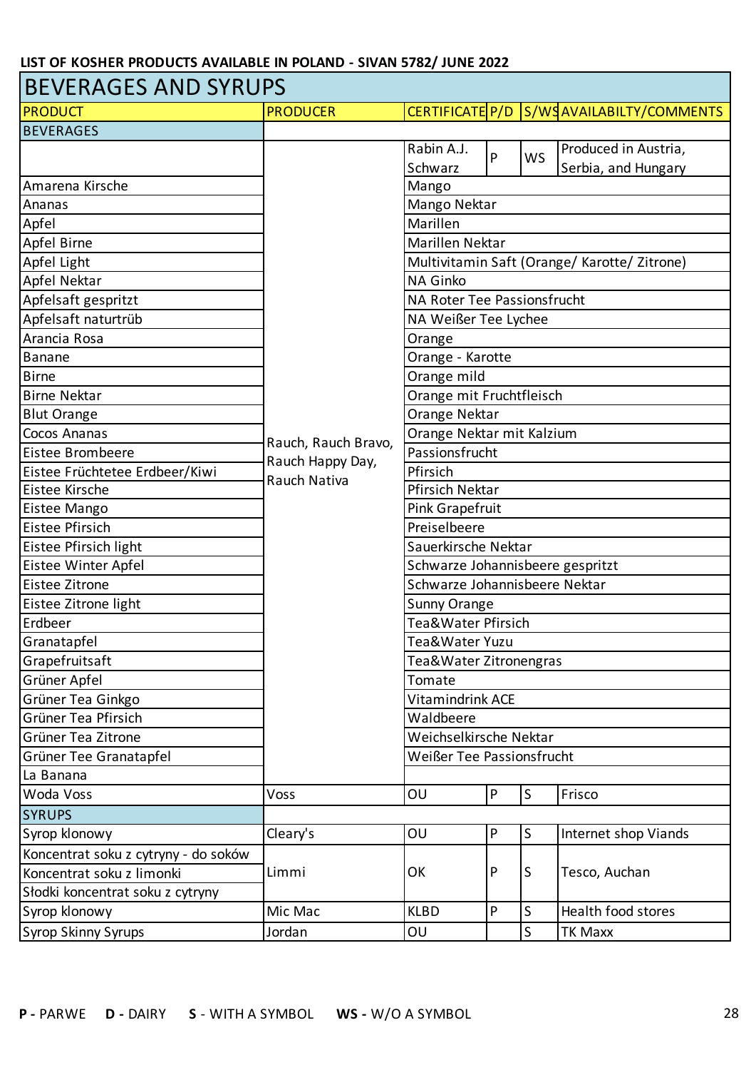**LIST OF KOSHER PRODUCTS AVAILABLE IN POLAND - SIVAN 5782/ JUNE 2022**

# BEVERAGES AND SYRUPS

| PRODUCT | PRODUCER | CERTIFICATE | P/D | S/WS | AVAILABILTY/COMMENTS |
|---|---|---|---|---|---|
| **BEVERAGES** | | | | | |
| | Rauch, Rauch Bravo, Rauch Happy Day, Rauch Nativa | Rabin A.J. Schwarz | P | WS | Produced in Austria, Serbia, and Hungary |
| Amarena Kirsche | | Mango | | | |
| Ananas | | Mango Nektar | | | |
| Apfel | | Marillen | | | |
| Apfel Birne | | Marillen Nektar | | | |
| Apfel Light | | Multivitamin Saft (Orange/ Karotte/ Zitrone) | | | |
| Apfel Nektar | | NA Ginko | | | |
| Apfelsaft gespritzt | | NA Roter Tee Passionsfrucht | | | |
| Apfelsaft naturtrüb | | NA Weißer Tee Lychee | | | |
| Arancia Rosa | | Orange | | | |
| Banane | | Orange - Karotte | | | |
| Birne | | Orange mild | | | |
| Birne Nektar | | Orange mit Fruchtfleisch | | | |
| Blut Orange | | Orange Nektar | | | |
| Cocos Ananas | | Orange Nektar mit Kalzium | | | |
| Eistee Brombeere | | Passionsfrucht | | | |
| Eistee Früchtetee Erdbeer/Kiwi | | Pfirsich | | | |
| Eistee Kirsche | | Pfirsich Nektar | | | |
| Eistee Mango | | Pink Grapefruit | | | |
| Eistee Pfirsich | | Preiselbeere | | | |
| Eistee Pfirsich light | | Sauerkirsche Nektar | | | |
| Eistee Winter Apfel | | Schwarze Johannisbeere gespritzt | | | |
| Eistee Zitrone | | Schwarze Johannisbeere Nektar | | | |
| Eistee Zitrone light | | Sunny Orange | | | |
| Erdbeer | | Tea&Water Pfirsich | | | |
| Granatapfel | | Tea&Water Yuzu | | | |
| Grapefruitsaft | | Tea&Water Zitronengras | | | |
| Grüner Apfel | | Tomate | | | |
| Grüner Tea Ginkgo | | Vitamindrink ACE | | | |
| Grüner Tea Pfirsich | | Waldbeere | | | |
| Grüner Tea Zitrone | | Weichselkirsche Nektar | | | |
| Grüner Tee Granatapfel | | Weißer Tee Passionsfrucht | | | |
| La Banana | | | | | |
| Woda Voss | Voss | OU | P | S | Frisco |
| **SYRUPS** | | | | | |
| Syrop klonowy | Cleary's | OU | P | S | Internet shop Viands |
| Koncentrat soku z cytryny - do soków | Limmi | OK | P | S | Tesco, Auchan |
| Koncentrat soku z limonki | Limmi | OK | P | S | Tesco, Auchan |
| Słodki koncentrat soku z cytryny | Limmi | OK | P | S | Tesco, Auchan |
| Syrop klonowy | Mic Mac | KLBD | P | S | Health food stores |
| Syrop Skinny Syrups | Jordan | OU | | S | TK Maxx |

**P -** PARWE **D -** DAIRY **S** - WITH A SYMBOL **WS -** W/O A SYMBOL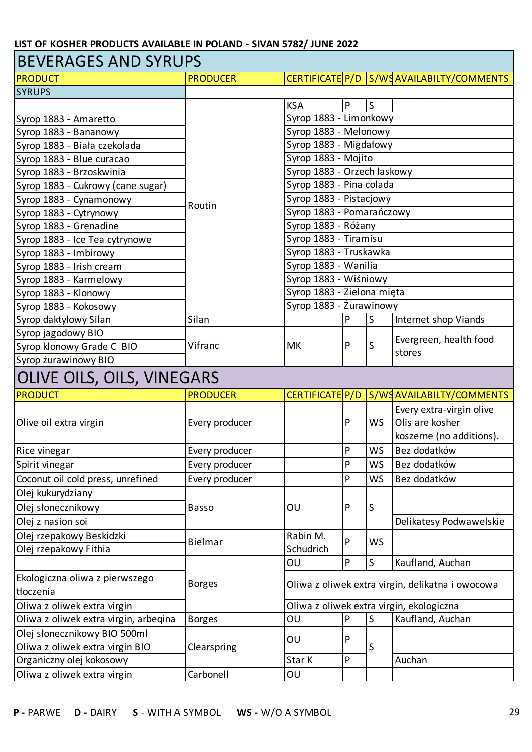**LIST OF KOSHER PRODUCTS AVAILABLE IN POLAND - SIVAN 5782/ JUNE 2022**

## BEVERAGES AND SYRUPS

| PRODUCT | PRODUCER | CERTIFICATE | P/D | S/WS | AVAILABILTY/COMMENTS |
|---|---|---|---|---|---|
| SYRUPS | | | | | |
| | Routin | KSA | P | S | |
| Syrop 1883 - Amaretto | | Syrop 1883 - Limonkowy | | | |
| Syrop 1883 - Bananowy | | Syrop 1883 - Melonowy | | | |
| Syrop 1883 - Biała czekolada | | Syrop 1883 - Migdałowy | | | |
| Syrop 1883 - Blue curacao | | Syrop 1883 - Mojito | | | |
| Syrop 1883 - Brzoskwinia | | Syrop 1883 - Orzech laskowy | | | |
| Syrop 1883 - Cukrowy (cane sugar) | | Syrop 1883 - Pina colada | | | |
| Syrop 1883 - Cynamonowy | | Syrop 1883 - Pistacjowy | | | |
| Syrop 1883 - Cytrynowy | | Syrop 1883 - Pomarańczowy | | | |
| Syrop 1883 - Grenadine | | Syrop 1883 - Różany | | | |
| Syrop 1883 - Ice Tea cytrynowe | | Syrop 1883 - Tiramisu | | | |
| Syrop 1883 - Imbirowy | | Syrop 1883 - Truskawka | | | |
| Syrop 1883 - Irish cream | | Syrop 1883 - Wanilia | | | |
| Syrop 1883 - Karmelowy | | Syrop 1883 - Wiśniowy | | | |
| Syrop 1883 - Klonowy | | Syrop 1883 - Zielona mięta | | | |
| Syrop 1883 - Kokosowy | | Syrop 1883 - Żurawinowy | | | |
| Syrop daktylowy Silan | Silan | | P | S | Internet shop Viands |
| Syrop jagodowy BIO | Vifranc | MK | P | S | Evergreen, health food stores |
| Syrop klonowy Grade C BIO | | | | | |
| Syrop żurawinowy BIO | | | | | |

## OLIVE OILS, OILS, VINEGARS

| PRODUCT | PRODUCER | CERTIFICATE | P/D | S/WS | AVAILABILTY/COMMENTS |
|---|---|---|---|---|---|
| Olive oil extra virgin | Every producer | | P | WS | Every extra-virgin olive Olis are kosher koszerne (no additions). |
| Rice vinegar | Every producer | | P | WS | Bez dodatków |
| Spirit vinegar | Every producer | | P | WS | Bez dodatków |
| Coconut oil cold press, unrefined | Every producer | | P | WS | Bez dodatków |
| Olej kukurydziany | Basso | OU | P | S | |
| Olej słonecznikowy | | | | | |
| Olej z nasion soi | | | | | Delikatesy Podwawelskie |
| Olej rzepakowy Beskidzki | Bielmar | Rabin M. Schudrich | P | WS | |
| Olej rzepakowy Fithia | | | | | |
| | Borges | OU | P | S | Kaufland, Auchan |
| Ekologiczna oliwa z pierwszego tłoczenia | | Oliwa z oliwek extra virgin, delikatna i owocowa | | | |
| Oliwa z oliwek extra virgin | | Oliwa z oliwek extra virgin, ekologiczna | | | |
| Oliwa z oliwek extra virgin, arbeqina | Borges | OU | P | S | Kaufland, Auchan |
| Olej słonecznikowy BIO 500ml | Clearspring | OU | P | S | |
| Oliwa z oliwek extra virgin BIO | | | | | |
| Organiczny olej kokosowy | | Star K | P | | Auchan |
| Oliwa z oliwek extra virgin | Carbonell | OU | | | |

**P** - PARWE **D** - DAIRY **S** - WITH A SYMBOL **WS** - W/O A SYMBOL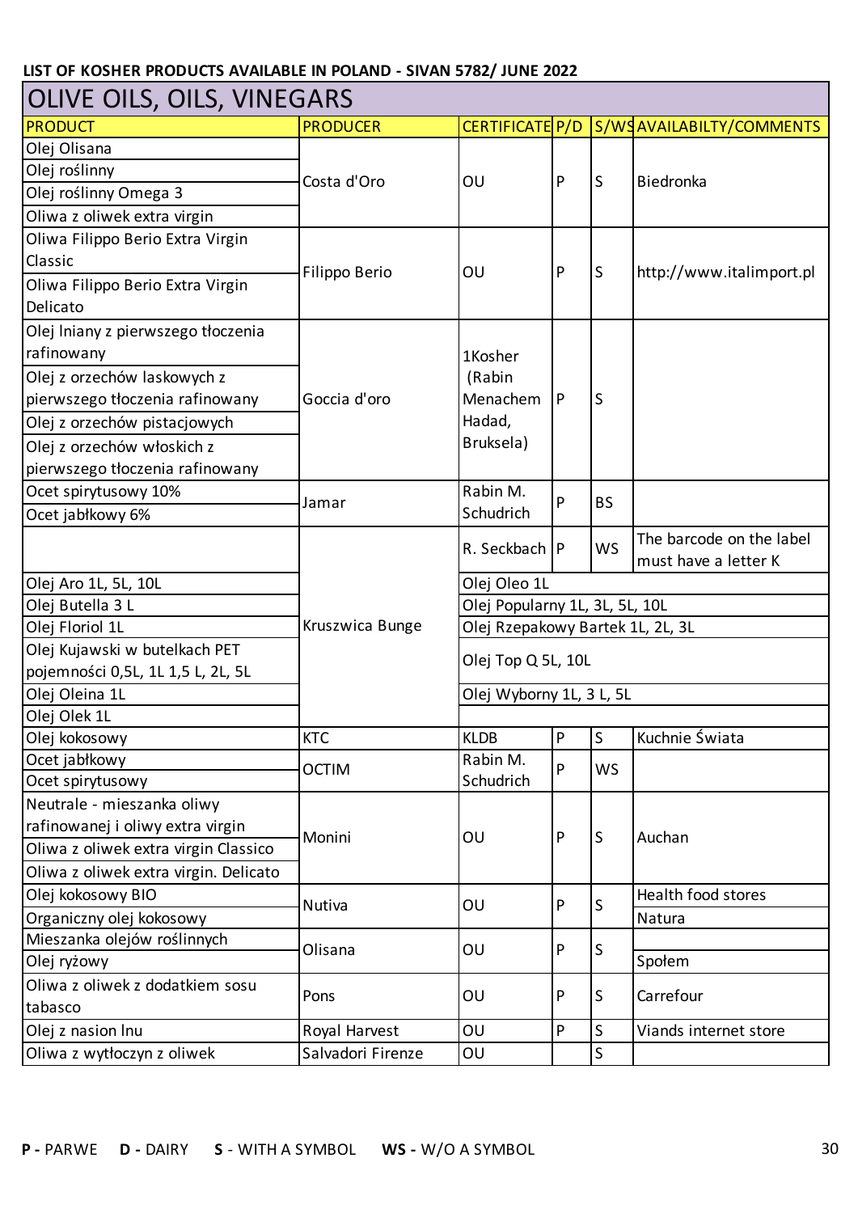LIST OF KOSHER PRODUCTS AVAILABLE IN POLAND - SIVAN 5782/ JUNE 2022

## OLIVE OILS, OILS, VINEGARS

| PRODUCT | PRODUCER | CERTIFICATE | P/D | S/WS | AVAILABILTY/COMMENTS |
|---|---|---|---|---|---|
| Olej Olisana | Costa d'Oro | OU | P | S | Biedronka |
| Olej roślinny | | | | | |
| Olej roślinny Omega 3 | | | | | |
| Oliwa z oliwek extra virgin | | | | | |
| Oliwa Filippo Berio Extra Virgin Classic | Filippo Berio | OU | P | S | http://www.italimport.pl |
| Oliwa Filippo Berio Extra Virgin Delicato | | | | | |
| Olej lniany z pierwszego tłoczenia rafinowany | Goccia d'oro | 1Kosher (Rabin Menachem Hadad, Bruksela) | P | S | |
| Olej z orzechów laskowych z pierwszego tłoczenia rafinowany | | | | | |
| Olej z orzechów pistacjowych | | | | | |
| Olej z orzechów włoskich z pierwszego tłoczenia rafinowany | | | | | |
| Ocet spirytusowy 10% | Jamar | Rabin M. Schudrich | P | BS | |
| Ocet jabłkowy 6% | | | | | |
| | Kruszwica Bunge | R. Seckbach | P | WS | The barcode on the label must have a letter K |
| Olej Aro 1L, 5L, 10L | | Olej Oleo 1L | | | |
| Olej Butella 3 L | | Olej Popularny 1L, 3L, 5L, 10L | | | |
| Olej Floriol 1L | | Olej Rzepakowy Bartek 1L, 2L, 3L | | | |
| Olej Kujawski w butelkach PET pojemności 0,5L, 1L 1,5 L, 2L, 5L | | Olej Top Q 5L, 10L | | | |
| Olej Oleina 1L | | Olej Wyborny 1L, 3 L, 5L | | | |
| Olej Olek 1L | | | | | |
| Olej kokosowy | KTC | KLDB | P | S | Kuchnie Świata |
| Ocet jabłkowy | OCTIM | Rabin M. Schudrich | P | WS | |
| Ocet spirytusowy | | | | | |
| Neutrale - mieszanka oliwy rafinowanej i oliwy extra virgin | Monini | OU | P | S | Auchan |
| Oliwa z oliwek extra virgin Classico | | | | | |
| Oliwa z oliwek extra virgin. Delicato | | | | | |
| Olej kokosowy BIO | Nutiva | OU | P | S | Health food stores |
| Organiczny olej kokosowy | | | | | Natura |
| Mieszanka olejów roślinnych | Olisana | OU | P | S | |
| Olej ryżowy | | | | | Społem |
| Oliwa z oliwek z dodatkiem sosu tabasco | Pons | OU | P | S | Carrefour |
| Olej z nasion lnu | Royal Harvest | OU | P | S | Viands internet store |
| Oliwa z wytłoczyn z oliwek | Salvadori Firenze | OU | | S | |

**P -** PARWE **D -** DAIRY **S** - WITH A SYMBOL **WS -** W/O A SYMBOL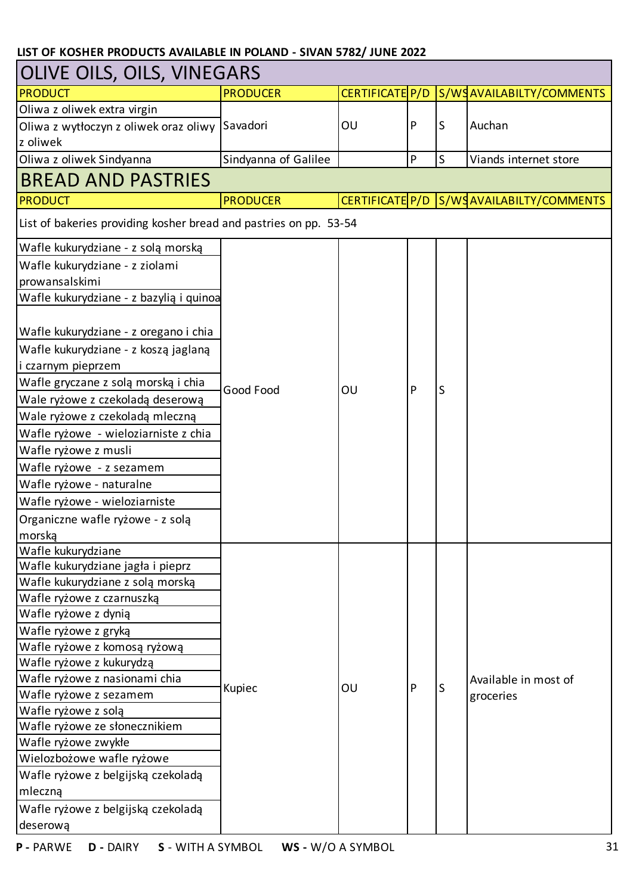LIST OF KOSHER PRODUCTS AVAILABLE IN POLAND - SIVAN 5782/ JUNE 2022

## OLIVE OILS, OILS, VINEGARS

| PRODUCT | PRODUCER | CERTIFICATE | P/D | S/WS | AVAILABILTY/COMMENTS |
|---|---|---|---|---|---|
| Oliwa z oliwek extra virgin | Savadori | OU | P | S | Auchan |
| Oliwa z wytłoczyn z oliwek oraz oliwy z oliwek | | | | | |
| Oliwa z oliwek Sindyanna | Sindyanna of Galilee | | P | S | Viands internet store |

## BREAD AND PASTRIES

| PRODUCT | PRODUCER | CERTIFICATE | P/D | S/WS | AVAILABILTY/COMMENTS |
|---|---|---|---|---|---|
| List of bakeries providing kosher bread and pastries on pp. 53-54 | | | | | |
| Wafle kukurydziane - z solą morską | Good Food | OU | P | S | |
| Wafle kukurydziane - z ziolami prowansalskimi | | | | | |
| Wafle kukurydziane - z bazylią i quinoa | | | | | |
| Wafle kukurydziane - z oregano i chia | | | | | |
| Wafle kukurydziane - z koszą jaglaną i czarnym pieprzem | | | | | |
| Wafle gryczane z solą morską i chia | | | | | |
| Wale ryżowe z czekoladą deserową | | | | | |
| Wale ryżowe z czekoladą mleczną | | | | | |
| Wafle ryżowe - wieloziarniste z chia | | | | | |
| Wafle ryżowe z musli | | | | | |
| Wafle ryżowe - z sezamem | | | | | |
| Wafle ryżowe - naturalne | | | | | |
| Wafle ryżowe - wieloziarniste | | | | | |
| Organiczne wafle ryżowe - z solą morską | | | | | |
| Wafle kukurydziane | Kupiec | OU | P | S | Available in most of groceries |
| Wafle kukurydziane jagła i pieprz | | | | | |
| Wafle kukurydziane z solą morską | | | | | |
| Wafle ryżowe z czarnuszką | | | | | |
| Wafle ryżowe z dynią | | | | | |
| Wafle ryżowe z gryką | | | | | |
| Wafle ryżowe z komosą ryżową | | | | | |
| Wafle ryżowe z kukurydzą | | | | | |
| Wafle ryżowe z nasionami chia | | | | | |
| Wafle ryżowe z sezamem | | | | | |
| Wafle ryżowe z solą | | | | | |
| Wafle ryżowe ze słonecznikiem | | | | | |
| Wafle ryżowe zwykłe | | | | | |
| Wielozbożowe wafle ryżowe | | | | | |
| Wafle ryżowe z belgijską czekoladą mleczną | | | | | |
| Wafle ryżowe z belgijską czekoladą deserową | | | | | |

**P -** PARWE **D -** DAIRY **S** - WITH A SYMBOL **WS -** W/O A SYMBOL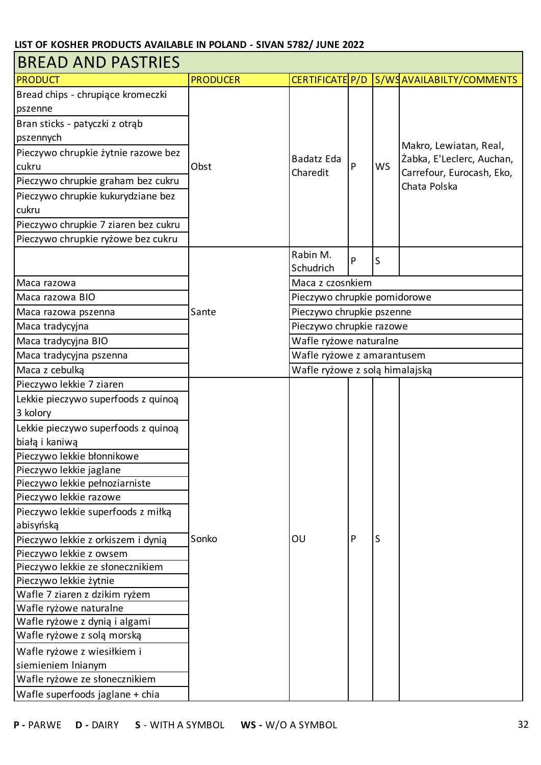**LIST OF KOSHER PRODUCTS AVAILABLE IN POLAND - SIVAN 5782/ JUNE 2022**

## BREAD AND PASTRIES

| PRODUCT | PRODUCER | CERTIFICATE | P/D | S/WS | AVAILABILTY/COMMENTS |
|---|---|---|---|---|---|
| Bread chips - chrupiące kromeczki pszenne | Obst | Badatz Eda Charedit | P | WS | Makro, Lewiatan, Real, Żabka, E'Leclerc, Auchan, Carrefour, Eurocash, Eko, Chata Polska |
| Bran sticks - patyczki z otrąb pszennych | | | | | |
| Pieczywo chrupkie żytnie razowe bez cukru | | | | | |
| Pieczywo chrupkie graham bez cukru | | | | | |
| Pieczywo chrupkie kukurydziane bez cukru | | | | | |
| Pieczywo chrupkie 7 ziaren bez cukru | | | | | |
| Pieczywo chrupkie ryżowe bez cukru | | | | | |
| | Sante | Rabin M. Schudrich | P | S | |
| Maca razowa | | Maca z czosnkiem | | | |
| Maca razowa BIO | | Pieczywo chrupkie pomidorowe | | | |
| Maca razowa pszenna | | Pieczywo chrupkie pszenne | | | |
| Maca tradycyjna | | Pieczywo chrupkie razowe | | | |
| Maca tradycyjna BIO | | Wafle ryżowe naturalne | | | |
| Maca tradycyjna pszenna | | Wafle ryżowe z amarantusem | | | |
| Maca z cebulką | | Wafle ryżowe z solą himalajską | | | |
| Pieczywo lekkie 7 ziaren | Sonko | OU | P | S | |
| Lekkie pieczywo superfoods z quinoą 3 kolory | | | | | |
| Lekkie pieczywo superfoods z quinoą białą i kaniwą | | | | | |
| Pieczywo lekkie błonnikowe | | | | | |
| Pieczywo lekkie jaglane | | | | | |
| Pieczywo lekkie pełnoziarniste | | | | | |
| Pieczywo lekkie razowe | | | | | |
| Pieczywo lekkie superfoods z miłką abisyńską | | | | | |
| Pieczywo lekkie z orkiszem i dynią | | | | | |
| Pieczywo lekkie z owsem | | | | | |
| Pieczywo lekkie ze słonecznikiem | | | | | |
| Pieczywo lekkie żytnie | | | | | |
| Wafle 7 ziaren z dzikim ryżem | | | | | |
| Wafle ryżowe naturalne | | | | | |
| Wafle ryżowe z dynią i algami | | | | | |
| Wafle ryżowe z solą morską | | | | | |
| Wafle ryżowe z wiesiłkiem i siemieniem lnianym | | | | | |
| Wafle ryżowe ze słonecznikiem | | | | | |
| Wafle superfoods jaglane + chia | | | | | |

**P -** PARWE **D -** DAIRY **S** - WITH A SYMBOL **WS -** W/O A SYMBOL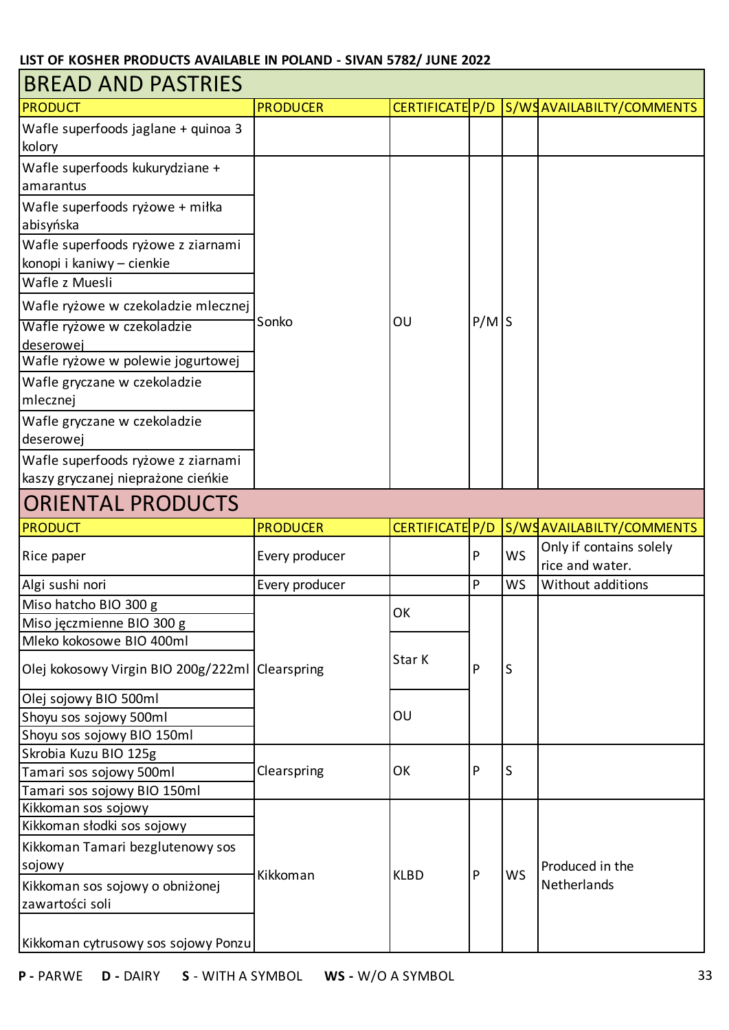**LIST OF KOSHER PRODUCTS AVAILABLE IN POLAND - SIVAN 5782/ JUNE 2022**

## BREAD AND PASTRIES

| PRODUCT | PRODUCER | CERTIFICATE | P/D | S/WS | AVAILABILTY/COMMENTS |
|---|---|---|---|---|---|
| Wafle superfoods jaglane + quinoa 3 kolory | | | | | |
| Wafle superfoods kukurydziane + amarantus | Sonko | OU | P/M | S | |
| Wafle superfoods ryżowe + miłka abisyńska | Sonko | OU | P/M | S | |
| Wafle superfoods ryżowe z ziarnami konopi i kaniwy – cienkie | Sonko | OU | P/M | S | |
| Wafle z Muesli | Sonko | OU | P/M | S | |
| Wafle ryżowe w czekoladzie mlecznej | Sonko | OU | P/M | S | |
| Wafle ryżowe w czekoladzie deserowej | Sonko | OU | P/M | S | |
| Wafle ryżowe w polewie jogurtowej | Sonko | OU | P/M | S | |
| Wafle gryczane w czekoladzie mlecznej | Sonko | OU | P/M | S | |
| Wafle gryczane w czekoladzie deserowej | Sonko | OU | P/M | S | |
| Wafle superfoods ryżowe z ziarnami kaszy gryczanej nieprażone cieńkie | Sonko | OU | P/M | S | |

## ORIENTAL PRODUCTS

| PRODUCT | PRODUCER | CERTIFICATE | P/D | S/WS | AVAILABILTY/COMMENTS |
|---|---|---|---|---|---|
| Rice paper | Every producer | | P | WS | Only if contains solely rice and water. |
| Algi sushi nori | Every producer | | P | WS | Without additions |
| Miso hatcho BIO 300 g | Clearspring | OK | P | S | |
| Miso jęczmienne BIO 300 g | Clearspring | OK | P | S | |
| Mleko kokosowe BIO 400ml | Clearspring | Star K | P | S | |
| Olej kokosowy Virgin BIO 200g/222ml | Clearspring | Star K | P | S | |
| Olej sojowy BIO 500ml | Clearspring | OU | P | S | |
| Shoyu sos sojowy 500ml | Clearspring | OU | P | S | |
| Shoyu sos sojowy BIO 150ml | Clearspring | OU | P | S | |
| Skrobia Kuzu BIO 125g | Clearspring | OK | P | S | |
| Tamari sos sojowy 500ml | Clearspring | OK | P | S | |
| Tamari sos sojowy BIO 150ml | Clearspring | OK | P | S | |
| Kikkoman sos sojowy | Kikkoman | KLBD | P | WS | Produced in the Netherlands |
| Kikkoman słodki sos sojowy | Kikkoman | KLBD | P | WS | Produced in the Netherlands |
| Kikkoman Tamari bezglutenowy sos sojowy | Kikkoman | KLBD | P | WS | Produced in the Netherlands |
| Kikkoman sos sojowy o obniżonej zawartości soli | Kikkoman | KLBD | P | WS | Produced in the Netherlands |
| Kikkoman cytrusowy sos sojowy Ponzu | Kikkoman | KLBD | P | WS | Produced in the Netherlands |

**P -** PARWE **D -** DAIRY **S** - WITH A SYMBOL **WS -** W/O A SYMBOL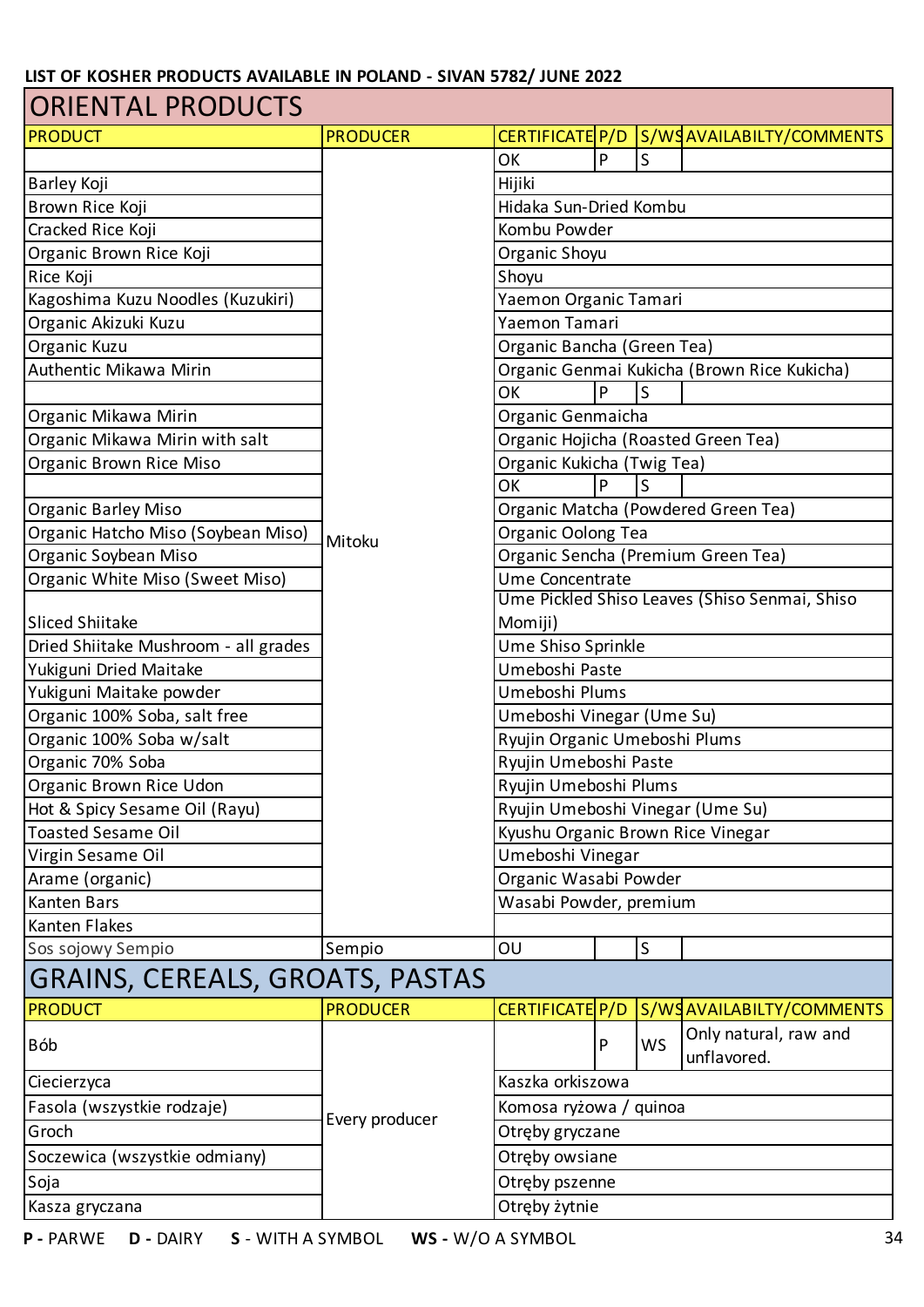LIST OF KOSHER PRODUCTS AVAILABLE IN POLAND - SIVAN 5782/ JUNE 2022

## ORIENTAL PRODUCTS

| PRODUCT | PRODUCER | CERTIFICATE | P/D | S/WS | AVAILABILTY/COMMENTS |
|---|---|---|---|---|---|
| | Mitoku | OK | P | S | |
| Barley Koji | | Hijiki | | | |
| Brown Rice Koji | | Hidaka Sun-Dried Kombu | | | |
| Cracked Rice Koji | | Kombu Powder | | | |
| Organic Brown Rice Koji | | Organic Shoyu | | | |
| Rice Koji | | Shoyu | | | |
| Kagoshima Kuzu Noodles (Kuzukiri) | | Yaemon Organic Tamari | | | |
| Organic Akizuki Kuzu | | Yaemon Tamari | | | |
| Organic Kuzu | | Organic Bancha (Green Tea) | | | |
| Authentic Mikawa Mirin | | Organic Genmai Kukicha (Brown Rice Kukicha) | | | |
| | | OK | P | S | |
| Organic Mikawa Mirin | | Organic Genmaicha | | | |
| Organic Mikawa Mirin with salt | | Organic Hojicha (Roasted Green Tea) | | | |
| Organic Brown Rice Miso | | Organic Kukicha (Twig Tea) | | | |
| | | OK | P | S | |
| Organic Barley Miso | | Organic Matcha (Powdered Green Tea) | | | |
| Organic Hatcho Miso (Soybean Miso) | | Organic Oolong Tea | | | |
| Organic Soybean Miso | | Organic Sencha (Premium Green Tea) | | | |
| Organic White Miso (Sweet Miso) | | Ume Concentrate | | | |
| Sliced Shiitake | | Ume Pickled Shiso Leaves (Shiso Senmai, Shiso Momiji) | | | |
| Dried Shiitake Mushroom - all grades | | Ume Shiso Sprinkle | | | |
| Yukiguni Dried Maitake | | Umeboshi Paste | | | |
| Yukiguni Maitake powder | | Umeboshi Plums | | | |
| Organic 100% Soba, salt free | | Umeboshi Vinegar (Ume Su) | | | |
| Organic 100% Soba w/salt | | Ryujin Organic Umeboshi Plums | | | |
| Organic 70% Soba | | Ryujin Umeboshi Paste | | | |
| Organic Brown Rice Udon | | Ryujin Umeboshi Plums | | | |
| Hot & Spicy Sesame Oil (Rayu) | | Ryujin Umeboshi Vinegar (Ume Su) | | | |
| Toasted Sesame Oil | | Kyushu Organic Brown Rice Vinegar | | | |
| Virgin Sesame Oil | | Umeboshi Vinegar | | | |
| Arame (organic) | | Organic Wasabi Powder | | | |
| Kanten Bars | | Wasabi Powder, premium | | | |
| Kanten Flakes | | | | | |
| Sos sojowy Sempio | Sempio | OU | | S | |

## GRAINS, CEREALS, GROATS, PASTAS

| PRODUCT | PRODUCER | CERTIFICATE | P/D | S/WS | AVAILABILTY/COMMENTS |
|---|---|---|---|---|---|
| Bób | Every producer | | P | WS | Only natural, raw and unflavored. |
| Ciecierzyca | | Kaszka orkiszowa | | | |
| Fasola (wszystkie rodzaje) | | Komosa ryżowa / quinoa | | | |
| Groch | | Otręby gryczane | | | |
| Soczewica (wszystkie odmiany) | | Otręby owsiane | | | |
| Soja | | Otręby pszenne | | | |
| Kasza gryczana | | Otręby żytnie | | | |

**P** - PARWE **D** - DAIRY **S** - WITH A SYMBOL **WS** - W/O A SYMBOL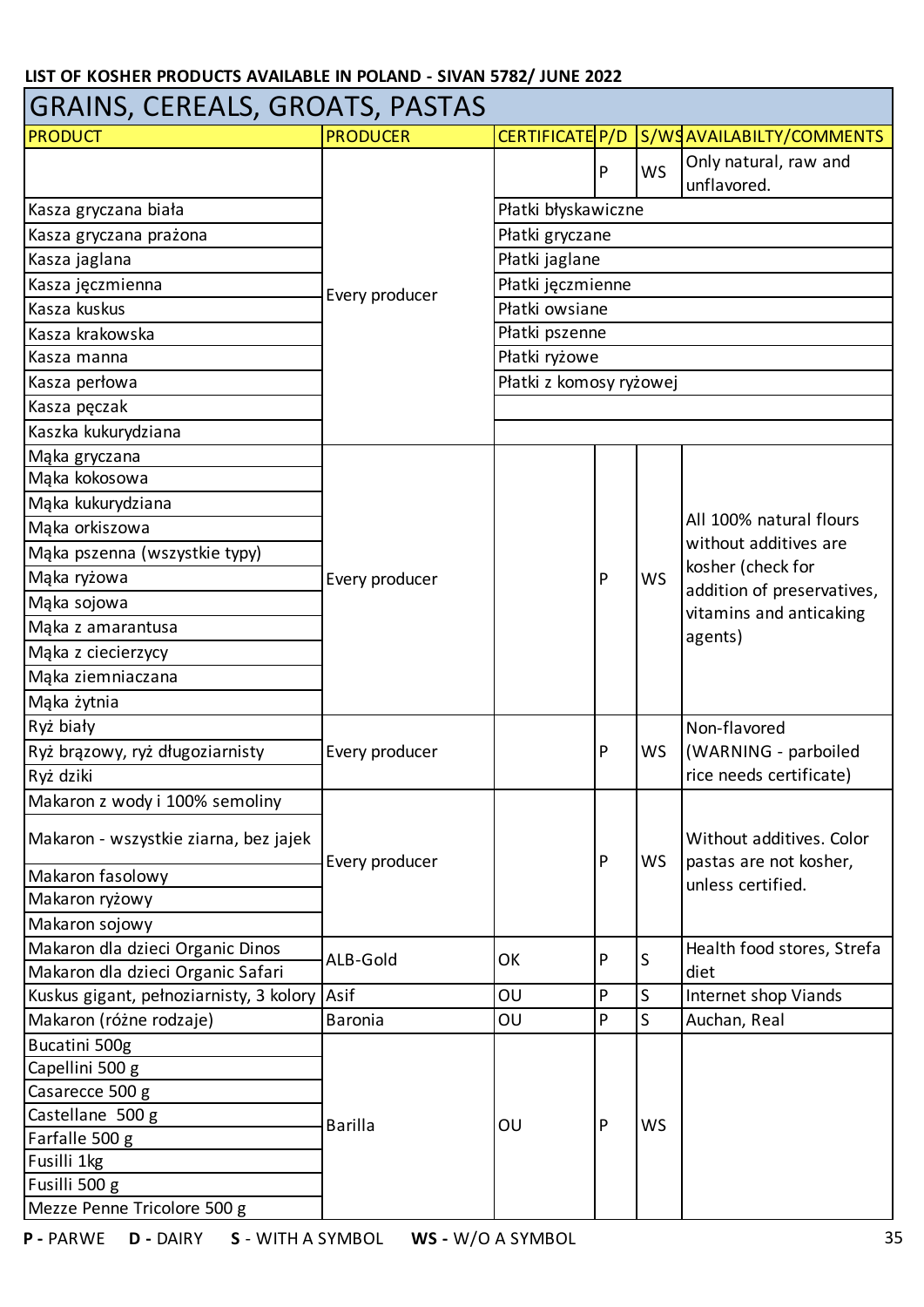**LIST OF KOSHER PRODUCTS AVAILABLE IN POLAND - SIVAN 5782/ JUNE 2022**

## GRAINS, CEREALS, GROATS, PASTAS

| PRODUCT | PRODUCER | CERTIFICATE | P/D | S/WS | AVAILABILTY/COMMENTS |
|---|---|---|---|---|---|
| | Every producer | | P | WS | Only natural, raw and unflavored. |
| Kasza gryczana biała | | Płatki błyskawiczne | | | |
| Kasza gryczana prażona | | Płatki gryczane | | | |
| Kasza jaglana | | Płatki jaglane | | | |
| Kasza jęczmienna | | Płatki jęczmienne | | | |
| Kasza kuskus | | Płatki owsiane | | | |
| Kasza krakowska | | Płatki pszenne | | | |
| Kasza manna | | Płatki ryżowe | | | |
| Kasza perłowa | | Płatki z komosy ryżowej | | | |
| Kasza pęczak | | | | | |
| Kaszka kukurydziana | | | | | |
| Mąka gryczana | Every producer | | P | WS | All 100% natural flours without additives are kosher (check for addition of preservatives, vitamins and anticaking agents) |
| Mąka kokosowa | | | | | |
| Mąka kukurydziana | | | | | |
| Mąka orkiszowa | | | | | |
| Mąka pszenna (wszystkie typy) | | | | | |
| Mąka ryżowa | | | | | |
| Mąka sojowa | | | | | |
| Mąka z amarantusa | | | | | |
| Mąka z ciecierzycy | | | | | |
| Mąka ziemniaczana | | | | | |
| Mąka żytnia | | | | | |
| Ryż biały | Every producer | | P | WS | Non-flavored (WARNING - parboiled rice needs certificate) |
| Ryż brązowy, ryż długoziarnisty | | | | | |
| Ryż dziki | | | | | |
| Makaron z wody i 100% semoliny | Every producer | | P | WS | Without additives. Color pastas are not kosher, unless certified. |
| Makaron - wszystkie ziarna, bez jajek | | | | | |
| Makaron fasolowy | | | | | |
| Makaron ryżowy | | | | | |
| Makaron sojowy | | | | | |
| Makaron dla dzieci Organic Dinos | ALB-Gold | OK | P | S | Health food stores, Strefa diet |
| Makaron dla dzieci Organic Safari | ALB-Gold | OK | P | S | Health food stores, Strefa diet |
| Kuskus gigant, pełnoziarnisty, 3 kolory | Asif | OU | P | S | Internet shop Viands |
| Makaron (różne rodzaje) | Baronia | OU | P | S | Auchan, Real |
| Bucatini 500g | Barilla | OU | P | WS | |
| Capellini 500 g | Barilla | OU | P | WS | |
| Casarecce 500 g | Barilla | OU | P | WS | |
| Castellane 500 g | Barilla | OU | P | WS | |
| Farfalle 500 g | Barilla | OU | P | WS | |
| Fusilli 1kg | Barilla | OU | P | WS | |
| Fusilli 500 g | Barilla | OU | P | WS | |
| Mezze Penne Tricolore 500 g | Barilla | OU | P | WS | |

**P -** PARWE **D -** DAIRY **S** - WITH A SYMBOL **WS -** W/O A SYMBOL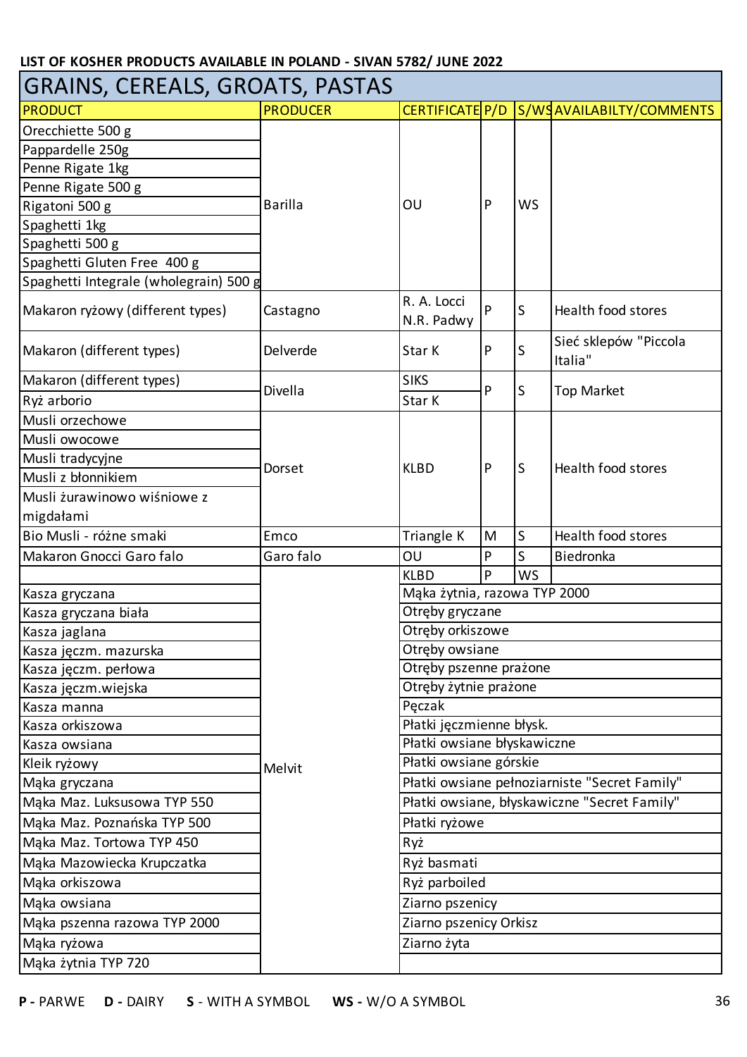LIST OF KOSHER PRODUCTS AVAILABLE IN POLAND - SIVAN 5782/ JUNE 2022

## GRAINS, CEREALS, GROATS, PASTAS

| PRODUCT | PRODUCER | CERTIFICATE | P/D | S/WS | AVAILABILTY/COMMENTS |
|---|---|---|---|---|---|
| Orecchiette 500 g | Barilla | OU | P | WS | |
| Pappardelle 250g | Barilla | OU | P | WS | |
| Penne Rigate 1kg | Barilla | OU | P | WS | |
| Penne Rigate 500 g | Barilla | OU | P | WS | |
| Rigatoni 500 g | Barilla | OU | P | WS | |
| Spaghetti 1kg | Barilla | OU | P | WS | |
| Spaghetti 500 g | Barilla | OU | P | WS | |
| Spaghetti Gluten Free 400 g | Barilla | OU | P | WS | |
| Spaghetti Integrale (wholegrain) 500 g | Barilla | OU | P | WS | |
| Makaron ryżowy (different types) | Castagno | R. A. Locci N.R. Padwy | P | S | Health food stores |
| Makaron (different types) | Delverde | Star K | P | S | Sieć sklepów "Piccola Italia" |
| Makaron (different types) | Divella | SIKS | P | S | Top Market |
| Ryż arborio | Divella | Star K | P | S | Top Market |
| Musli orzechowe | Dorset | KLBD | P | S | Health food stores |
| Musli owocowe | Dorset | KLBD | P | S | Health food stores |
| Musli tradycyjne | Dorset | KLBD | P | S | Health food stores |
| Musli z błonnikiem | Dorset | KLBD | P | S | Health food stores |
| Musli żurawinowo wiśniowe z migdałami | Dorset | KLBD | P | S | Health food stores |
| Bio Musli - różne smaki | Emco | Triangle K | M | S | Health food stores |
| Makaron Gnocci Garo falo | Garo falo | OU | P | S | Biedronka |
| | Melvit | KLBD | P | WS | |
| Kasza gryczana | Melvit | Mąka żytnia, razowa TYP 2000 | | | |
| Kasza gryczana biała | Melvit | Otręby gryczane | | | |
| Kasza jaglana | Melvit | Otręby orkiszowe | | | |
| Kasza jęczm. mazurska | Melvit | Otręby owsiane | | | |
| Kasza jęczm. perłowa | Melvit | Otręby pszenne prażone | | | |
| Kasza jęczm.wiejska | Melvit | Otręby żytnie prażone | | | |
| Kasza manna | Melvit | Pęczak | | | |
| Kasza orkiszowa | Melvit | Płatki jęczmienne błysk. | | | |
| Kasza owsiana | Melvit | Płatki owsiane błyskawiczne | | | |
| Kleik ryżowy | Melvit | Płatki owsiane górskie | | | |
| Mąka gryczana | Melvit | Płatki owsiane pełnoziarniste "Secret Family" | | | |
| Mąka Maz. Luksusowa TYP 550 | Melvit | Płatki owsiane, błyskawiczne "Secret Family" | | | |
| Mąka Maz. Poznańska TYP 500 | Melvit | Płatki ryżowe | | | |
| Mąka Maz. Tortowa TYP 450 | Melvit | Ryż | | | |
| Mąka Mazowiecka Krupczatka | Melvit | Ryż basmati | | | |
| Mąka orkiszowa | Melvit | Ryż parboiled | | | |
| Mąka owsiana | Melvit | Ziarno pszenicy | | | |
| Mąka pszenna razowa TYP 2000 | Melvit | Ziarno pszenicy Orkisz | | | |
| Mąka ryżowa | Melvit | Ziarno żyta | | | |
| Mąka żytnia TYP 720 | Melvit | | | | |

**P -** PARWE **D -** DAIRY **S** - WITH A SYMBOL **WS -** W/O A SYMBOL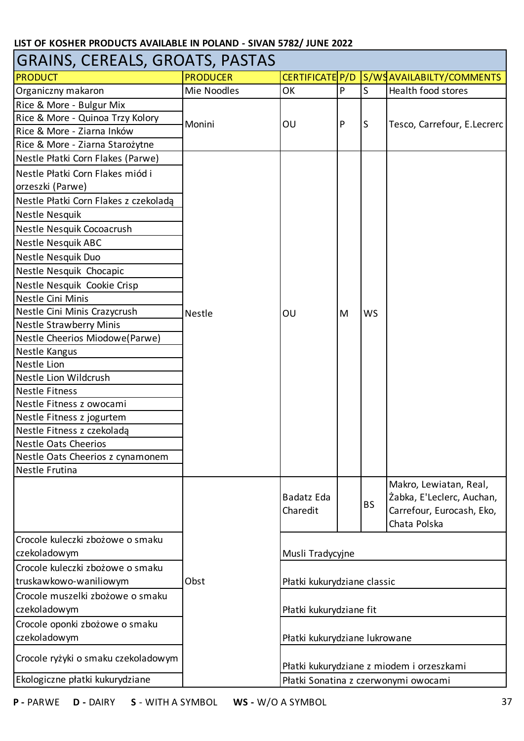**LIST OF KOSHER PRODUCTS AVAILABLE IN POLAND - SIVAN 5782/ JUNE 2022**

# GRAINS, CEREALS, GROATS, PASTAS

| PRODUCT | PRODUCER | CERTIFICATE | P/D | S/WS | AVAILABILTY/COMMENTS |
|---|---|---|---|---|---|
| Organiczny makaron | Mie Noodles | OK | P | S | Health food stores |
| Rice & More - Bulgur Mix | Monini | OU | P | S | Tesco, Carrefour, E.Lecrerc |
| Rice & More - Quinoa Trzy Kolory | | | | | |
| Rice & More - Ziarna Inków | | | | | |
| Rice & More - Ziarna Starożytne | | | | | |
| Nestle Płatki Corn Flakes (Parwe) | Nestle | OU | M | WS | |
| Nestle Płatki Corn Flakes miód i orzeszki (Parwe) | | | | | |
| Nestle Płatki Corn Flakes z czekoladą | | | | | |
| Nestle Nesquik | | | | | |
| Nestle Nesquik Cocoacrush | | | | | |
| Nestle Nesquik ABC | | | | | |
| Nestle Nesquik Duo | | | | | |
| Nestle Nesquik Chocapic | | | | | |
| Nestle Nesquik Cookie Crisp | | | | | |
| Nestle Cini Minis | | | | | |
| Nestle Cini Minis Crazycrush | | | | | |
| Nestle Strawberry Minis | | | | | |
| Nestle Cheerios Miodowe(Parwe) | | | | | |
| Nestle Kangus | | | | | |
| Nestle Lion | | | | | |
| Nestle Lion Wildcrush | | | | | |
| Nestle Fitness | | | | | |
| Nestle Fitness z owocami | | | | | |
| Nestle Fitness z jogurtem | | | | | |
| Nestle Fitness z czekoladą | | | | | |
| Nestle Oats Cheerios | | | | | |
| Nestle Oats Cheerios z cynamonem | | | | | |
| Nestle Frutina | | | | | |
| | Obst | Badatz Eda Charedit | | BS | Makro, Lewiatan, Real, Żabka, E'Leclerc, Auchan, Carrefour, Eurocash, Eko, Chata Polska |
| Crocole kuleczki zbożowe o smaku czekoladowym | | Musli Tradycyjne | | | |
| Crocole kuleczki zbożowe o smaku truskawkowo-waniliowym | | Płatki kukurydziane classic | | | |
| Crocole muszelki zbożowe o smaku czekoladowym | | Płatki kukurydziane fit | | | |
| Crocole oponki zbożowe o smaku czekoladowym | | Płatki kukurydziane lukrowane | | | |
| Crocole ryżyki o smaku czekoladowym | | Płatki kukurydziane z miodem i orzeszkami | | | |
| Ekologiczne płatki kukurydziane | | Płatki Sonatina z czerwonymi owocami | | | |

**P -** PARWE  **D -** DAIRY  **S** - WITH A SYMBOL  **WS -** W/O A SYMBOL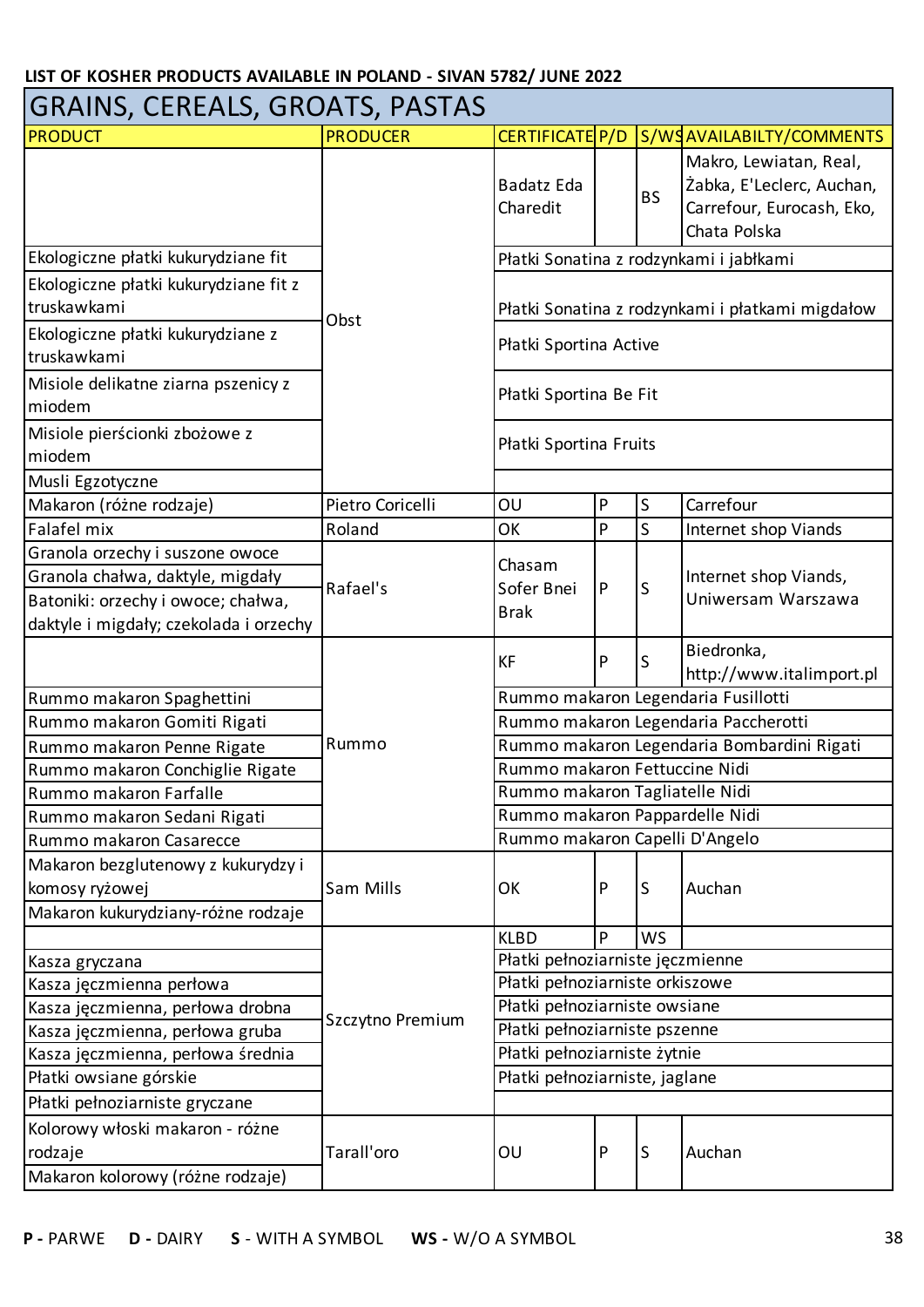**LIST OF KOSHER PRODUCTS AVAILABLE IN POLAND - SIVAN 5782/ JUNE 2022**

## GRAINS, CEREALS, GROATS, PASTAS

| PRODUCT | PRODUCER | CERTIFICATE | P/D | S/WS | AVAILABILTY/COMMENTS |
|---|---|---|---|---|---|
| | Obst | Badatz Eda Charedit | | BS | Makro, Lewiatan, Real, Żabka, E'Leclerc, Auchan, Carrefour, Eurocash, Eko, Chata Polska |
| Ekologiczne płatki kukurydziane fit | Obst | Płatki Sonatina z rodzynkami i jabłkami | | | |
| Ekologiczne płatki kukurydziane fit z truskawkami | Obst | Płatki Sonatina z rodzynkami i płatkami migdałow | | | |
| Ekologiczne płatki kukurydziane z truskawkami | Obst | Płatki Sportina Active | | | |
| Misiole delikatne ziarna pszenicy z miodem | Obst | Płatki Sportina Be Fit | | | |
| Misiole pierścionki zbożowe z miodem | Obst | Płatki Sportina Fruits | | | |
| Musli Egzotyczne | Obst | | | | |
| Makaron (różne rodzaje) | Pietro Coricelli | OU | P | S | Carrefour |
| Falafel mix | Roland | OK | P | S | Internet shop Viands |
| Granola orzechy i suszone owoce | Rafael's | Chasam Sofer Bnei Brak | P | S | Internet shop Viands, Uniwersam Warszawa |
| Granola chałwa, daktyle, migdały | Rafael's | Chasam Sofer Bnei Brak | P | S | Internet shop Viands, Uniwersam Warszawa |
| Batoniki: orzechy i owoce; chałwa, daktyle i migdały; czekolada i orzechy | Rafael's | Chasam Sofer Bnei Brak | P | S | Internet shop Viands, Uniwersam Warszawa |
| | Rummo | KF | P | S | Biedronka, http://www.italimport.pl |
| Rummo makaron Spaghettini | Rummo | Rummo makaron Legendaria Fusillotti | | | |
| Rummo makaron Gomiti Rigati | Rummo | Rummo makaron Legendaria Paccherotti | | | |
| Rummo makaron Penne Rigate | Rummo | Rummo makaron Legendaria Bombardini Rigati | | | |
| Rummo makaron Conchiglie Rigate | Rummo | Rummo makaron Fettuccine Nidi | | | |
| Rummo makaron Farfalle | Rummo | Rummo makaron Tagliatelle Nidi | | | |
| Rummo makaron Sedani Rigati | Rummo | Rummo makaron Pappardelle Nidi | | | |
| Rummo makaron Casarecce | Rummo | Rummo makaron Capelli D'Angelo | | | |
| Makaron bezglutenowy z kukurydzy i komosy ryżowej | Sam Mills | OK | P | S | Auchan |
| Makaron kukurydziany-różne rodzaje | Sam Mills | OK | P | S | Auchan |
| | Szczytno Premium | KLBD | P | WS | |
| Kasza gryczana | Szczytno Premium | Płatki pełnoziarniste jęczmienne | | | |
| Kasza jęczmienna perłowa | Szczytno Premium | Płatki pełnoziarniste orkiszowe | | | |
| Kasza jęczmienna, perłowa drobna | Szczytno Premium | Płatki pełnoziarniste owsiane | | | |
| Kasza jęczmienna, perłowa gruba | Szczytno Premium | Płatki pełnoziarniste pszenne | | | |
| Kasza jęczmienna, perłowa średnia | Szczytno Premium | Płatki pełnoziarniste żytnie | | | |
| Płatki owsiane górskie | Szczytno Premium | Płatki pełnoziarniste, jaglane | | | |
| Płatki pełnoziarniste gryczane | Szczytno Premium | | | | |
| Kolorowy włoski makaron - różne rodzaje | Tarall'oro | OU | P | S | Auchan |
| Makaron kolorowy (różne rodzaje) | Tarall'oro | OU | P | S | Auchan |

**P -** PARWE **D -** DAIRY **S** - WITH A SYMBOL **WS -** W/O A SYMBOL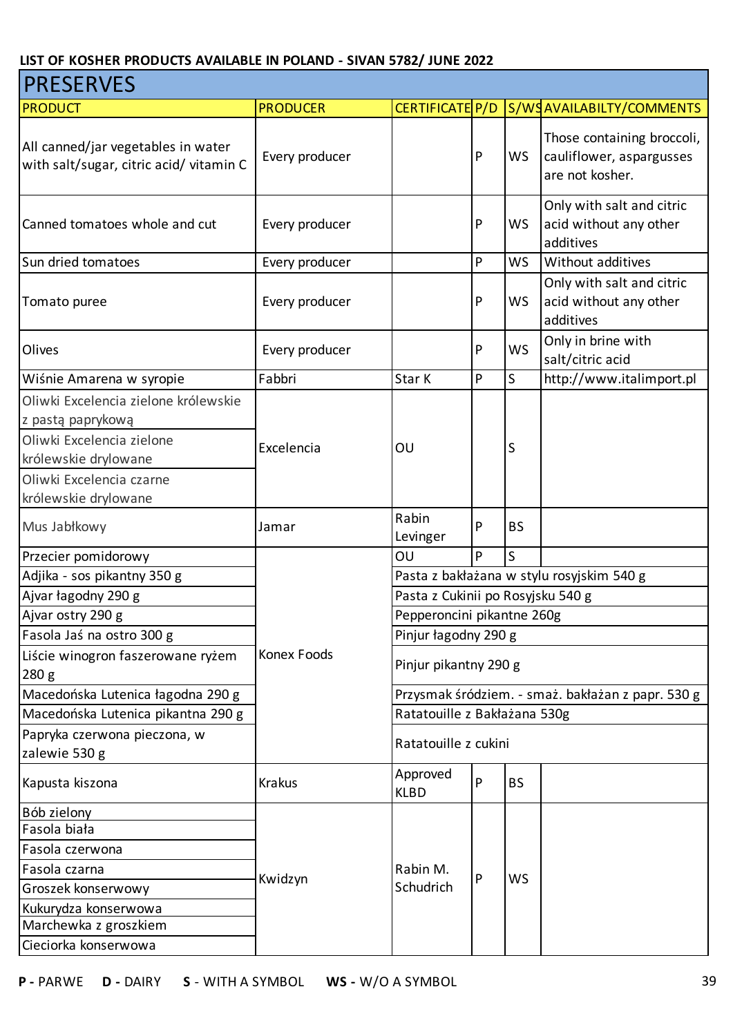**LIST OF KOSHER PRODUCTS AVAILABLE IN POLAND - SIVAN 5782/ JUNE 2022**

# PRESERVES

| PRODUCT | PRODUCER | CERTIFICATE | P/D | S/WS | AVAILABILTY/COMMENTS |
|---|---|---|---|---|---|
| All canned/jar vegetables in water with salt/sugar, citric acid/ vitamin C | Every producer | | P | WS | Those containing broccoli, cauliflower, aspargusses are not kosher. |
| Canned tomatoes whole and cut | Every producer | | P | WS | Only with salt and citric acid without any other additives |
| Sun dried tomatoes | Every producer | | P | WS | Without additives |
| Tomato puree | Every producer | | P | WS | Only with salt and citric acid without any other additives |
| Olives | Every producer | | P | WS | Only in brine with salt/citric acid |
| Wiśnie Amarena w syropie | Fabbri | Star K | P | S | http://www.italimport.pl |
| Oliwki Excelencia zielone królewskie z pastą paprykową | Excelencia | OU | | S | |
| Oliwki Excelencia zielone królewskie drylowane | Excelencia | OU | | S | |
| Oliwki Excelencia czarne królewskie drylowane | Excelencia | OU | | S | |
| Mus Jabłkowy | Jamar | Rabin Levinger | P | BS | |
| Przecier pomidorowy | Konex Foods | OU | P | S | |
| Adjika - sos pikantny 350 g | Konex Foods | Pasta z bakłażana w stylu rosyjskim 540 g | | | |
| Ajvar łagodny 290 g | Konex Foods | Pasta z Cukinii po Rosyjsku 540 g | | | |
| Ajvar ostry 290 g | Konex Foods | Pepperoncini pikantne 260g | | | |
| Fasola Jaś na ostro 300 g | Konex Foods | Pinjur łagodny 290 g | | | |
| Liście winogron faszerowane ryżem 280 g | Konex Foods | Pinjur pikantny 290 g | | | |
| Macedońska Lutenica łagodna 290 g | Konex Foods | Przysmak śródziem. - smaż. bakłażan z papr. 530 g | | | |
| Macedońska Lutenica pikantna 290 g | Konex Foods | Ratatouille z Bakłażana 530g | | | |
| Papryka czerwona pieczona, w zalewie 530 g | Konex Foods | Ratatouille z cukini | | | |
| Kapusta kiszona | Krakus | Approved KLBD | P | BS | |
| Bób zielony | Kwidzyn | Rabin M. Schudrich | P | WS | |
| Fasola biała | Kwidzyn | Rabin M. Schudrich | P | WS | |
| Fasola czerwona | Kwidzyn | Rabin M. Schudrich | P | WS | |
| Fasola czarna | Kwidzyn | Rabin M. Schudrich | P | WS | |
| Groszek konserwowy | Kwidzyn | Rabin M. Schudrich | P | WS | |
| Kukurydza konserwowa | Kwidzyn | Rabin M. Schudrich | P | WS | |
| Marchewka z groszkiem | Kwidzyn | Rabin M. Schudrich | P | WS | |
| Cieciorka konserwowa | Kwidzyn | Rabin M. Schudrich | P | WS | |

**P -** PARWE **D -** DAIRY **S** - WITH A SYMBOL **WS -** W/O A SYMBOL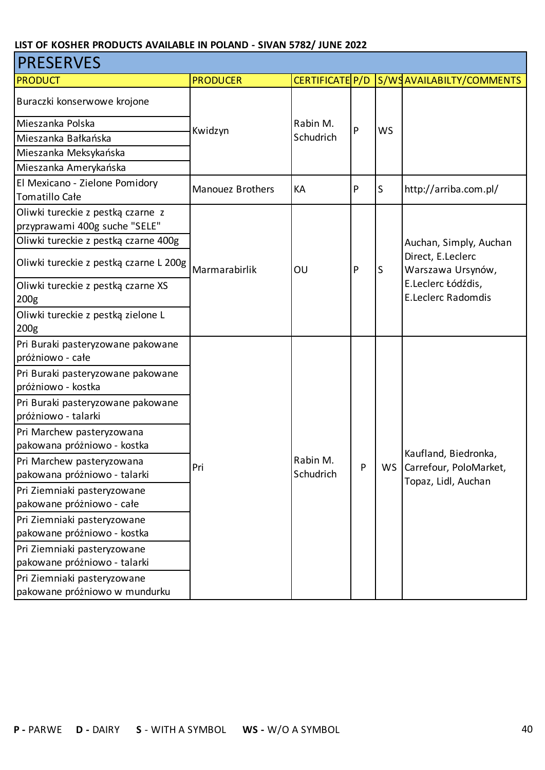**LIST OF KOSHER PRODUCTS AVAILABLE IN POLAND - SIVAN 5782/ JUNE 2022**

## PRESERVES

| PRODUCT | PRODUCER | CERTIFICATE | P/D | S/WS | AVAILABILTY/COMMENTS |
|---|---|---|---|---|---|
| Buraczki konserwowe krojone | Kwidzyn | Rabin M. Schudrich | P | WS | |
| Mieszanka Polska | Kwidzyn | Rabin M. Schudrich | P | WS | |
| Mieszanka Bałkańska | Kwidzyn | Rabin M. Schudrich | P | WS | |
| Mieszanka Meksykańska | Kwidzyn | Rabin M. Schudrich | P | WS | |
| Mieszanka Amerykańska | Kwidzyn | Rabin M. Schudrich | P | WS | |
| El Mexicano - Zielone Pomidory Tomatillo Całe | Manouez Brothers | KA | P | S | http://arriba.com.pl/ |
| Oliwki tureckie z pestką czarne z przyprawami 400g suche "SELE" | Marmarabirlik | OU | P | S | Auchan, Simply, Auchan Direct, E.Leclerc Warszawa Ursynów, E.Leclerc Łódźdis, E.Leclerc Radomdis |
| Oliwki tureckie z pestką czarne 400g | Marmarabirlik | OU | P | S | Auchan, Simply, Auchan Direct, E.Leclerc Warszawa Ursynów, E.Leclerc Łódźdis, E.Leclerc Radomdis |
| Oliwki tureckie z pestką czarne L 200g | Marmarabirlik | OU | P | S | Auchan, Simply, Auchan Direct, E.Leclerc Warszawa Ursynów, E.Leclerc Łódźdis, E.Leclerc Radomdis |
| Oliwki tureckie z pestką czarne XS 200g | Marmarabirlik | OU | P | S | Auchan, Simply, Auchan Direct, E.Leclerc Warszawa Ursynów, E.Leclerc Łódźdis, E.Leclerc Radomdis |
| Oliwki tureckie z pestką zielone L 200g | Marmarabirlik | OU | P | S | Auchan, Simply, Auchan Direct, E.Leclerc Warszawa Ursynów, E.Leclerc Łódźdis, E.Leclerc Radomdis |
| Pri Buraki pasteryzowane pakowane próżniowo - całe | Pri | Rabin M. Schudrich | P | WS | Kaufland, Biedronka, Carrefour, PoloMarket, Topaz, Lidl, Auchan |
| Pri Buraki pasteryzowane pakowane próżniowo - kostka | Pri | Rabin M. Schudrich | P | WS | Kaufland, Biedronka, Carrefour, PoloMarket, Topaz, Lidl, Auchan |
| Pri Buraki pasteryzowane pakowane próżniowo - talarki | Pri | Rabin M. Schudrich | P | WS | Kaufland, Biedronka, Carrefour, PoloMarket, Topaz, Lidl, Auchan |
| Pri Marchew pasteryzowana pakowana próżniowo - kostka | Pri | Rabin M. Schudrich | P | WS | Kaufland, Biedronka, Carrefour, PoloMarket, Topaz, Lidl, Auchan |
| Pri Marchew pasteryzowana pakowana próżniowo - talarki | Pri | Rabin M. Schudrich | P | WS | Kaufland, Biedronka, Carrefour, PoloMarket, Topaz, Lidl, Auchan |
| Pri Ziemniaki pasteryzowane pakowane próżniowo - całe | Pri | Rabin M. Schudrich | P | WS | Kaufland, Biedronka, Carrefour, PoloMarket, Topaz, Lidl, Auchan |
| Pri Ziemniaki pasteryzowane pakowane próżniowo - kostka | Pri | Rabin M. Schudrich | P | WS | Kaufland, Biedronka, Carrefour, PoloMarket, Topaz, Lidl, Auchan |
| Pri Ziemniaki pasteryzowane pakowane próżniowo - talarki | Pri | Rabin M. Schudrich | P | WS | Kaufland, Biedronka, Carrefour, PoloMarket, Topaz, Lidl, Auchan |
| Pri Ziemniaki pasteryzowane pakowane próżniowo w mundurku | Pri | Rabin M. Schudrich | P | WS | Kaufland, Biedronka, Carrefour, PoloMarket, Topaz, Lidl, Auchan |

**P -** PARWE **D -** DAIRY **S** - WITH A SYMBOL **WS -** W/O A SYMBOL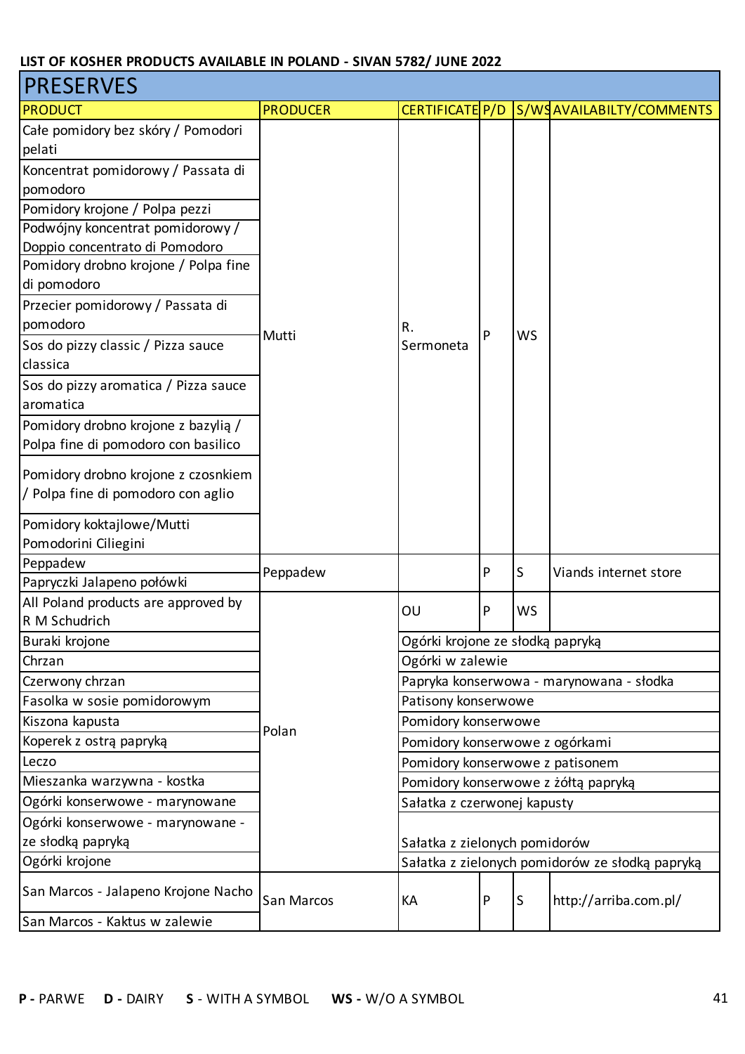**LIST OF KOSHER PRODUCTS AVAILABLE IN POLAND - SIVAN 5782/ JUNE 2022**

## PRESERVES

| PRODUCT | PRODUCER | CERTIFICATE | P/D | S/WS | AVAILABILTY/COMMENTS |
|---|---|---|---|---|---|
| Całe pomidory bez skóry / Pomodori pelati | Mutti | R. Sermoneta | P | WS | |
| Koncentrat pomidorowy / Passata di pomodoro | Mutti | R. Sermoneta | P | WS | |
| Pomidory krojone / Polpa pezzi | Mutti | R. Sermoneta | P | WS | |
| Podwójny koncentrat pomidorowy / Doppio concentrato di Pomodoro | Mutti | R. Sermoneta | P | WS | |
| Pomidory drobno krojone / Polpa fine di pomodoro | Mutti | R. Sermoneta | P | WS | |
| Przecier pomidorowy / Passata di pomodoro | Mutti | R. Sermoneta | P | WS | |
| Sos do pizzy classic / Pizza sauce classica | Mutti | R. Sermoneta | P | WS | |
| Sos do pizzy aromatica / Pizza sauce aromatica | Mutti | R. Sermoneta | P | WS | |
| Pomidory drobno krojone z bazylią / Polpa fine di pomodoro con basilico | Mutti | R. Sermoneta | P | WS | |
| Pomidory drobno krojone z czosnkiem / Polpa fine di pomodoro con aglio | Mutti | R. Sermoneta | P | WS | |
| Pomidory koktajlowe/Mutti Pomodorini Ciliegini | Mutti | R. Sermoneta | P | WS | |
| Peppadew | Peppadew | | P | S | Viands internet store |
| Papryczki Jalapeno połówki | Peppadew | | P | S | Viands internet store |
| All Poland products are approved by R M Schudrich | Polan | OU | P | WS | |
| Buraki krojone | Polan | Ogórki krojone ze słodką papryką | | | |
| Chrzan | Polan | Ogórki w zalewie | | | |
| Czerwony chrzan | Polan | Papryka konserwowa - marynowana - słodka | | | |
| Fasolka w sosie pomidorowym | Polan | Patisony konserwowe | | | |
| Kiszona kapusta | Polan | Pomidory konserwowe | | | |
| Koperek z ostrą papryką | Polan | Pomidory konserwowe z ogórkami | | | |
| Leczo | Polan | Pomidory konserwowe z patisonem | | | |
| Mieszanka warzywna - kostka | Polan | Pomidory konserwowe z żółtą papryką | | | |
| Ogórki konserwowe - marynowane | Polan | Sałatka z czerwonej kapusty | | | |
| Ogórki konserwowe - marynowane - ze słodką papryką | Polan | Sałatka z zielonych pomidorów | | | |
| Ogórki krojone | Polan | Sałatka z zielonych pomidorów ze słodką papryką | | | |
| San Marcos - Jalapeno Krojone Nacho | San Marcos | KA | P | S | http://arriba.com.pl/ |
| San Marcos - Kaktus w zalewie | San Marcos | KA | P | S | http://arriba.com.pl/ |

**P -** PARWE **D -** DAIRY **S** - WITH A SYMBOL **WS -** W/O A SYMBOL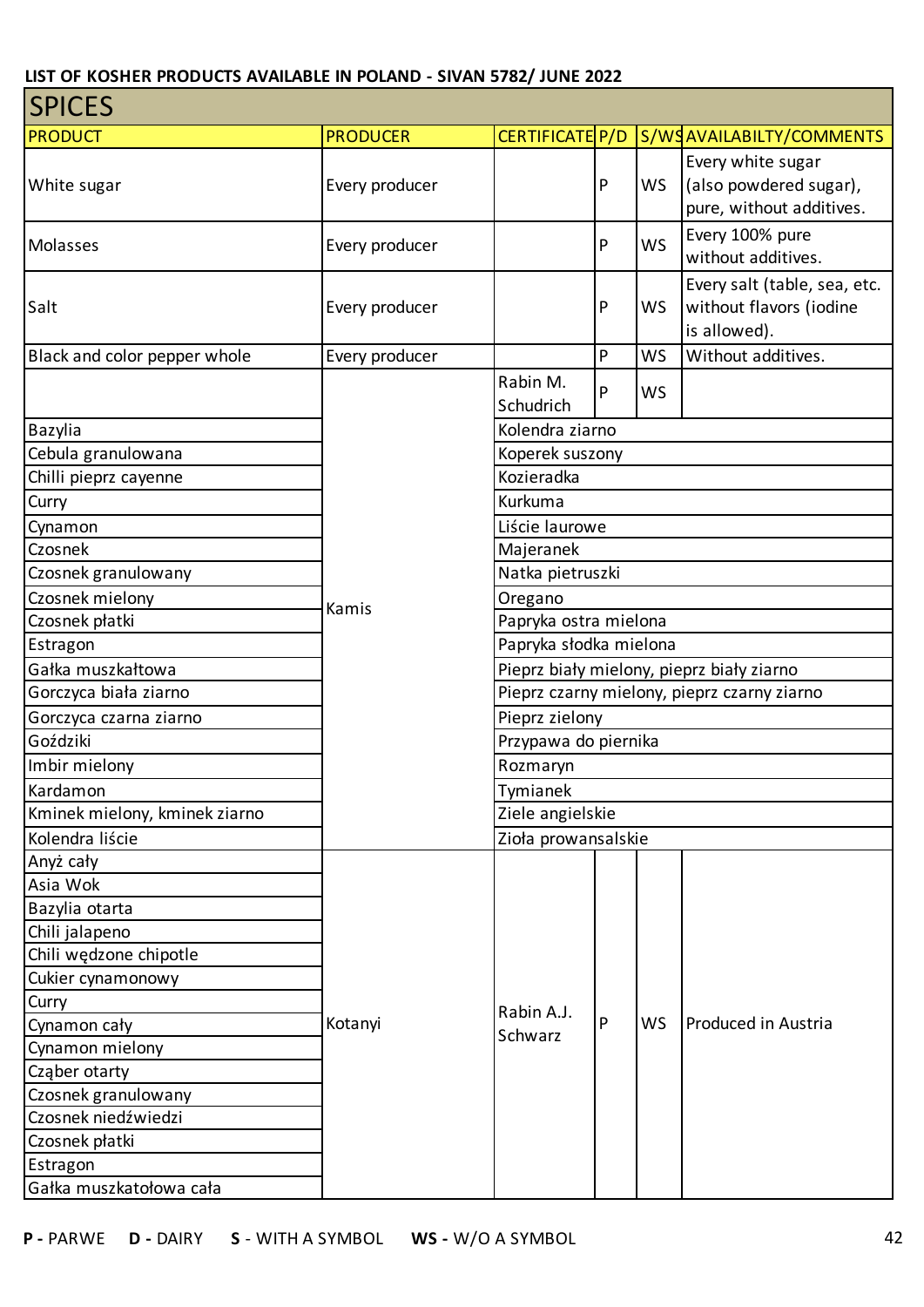**LIST OF KOSHER PRODUCTS AVAILABLE IN POLAND - SIVAN 5782/ JUNE 2022**

## SPICES

| PRODUCT | PRODUCER | CERTIFICATE | P/D | S/WS | AVAILABILTY/COMMENTS |
|---|---|---|---|---|---|
| White sugar | Every producer | | P | WS | Every white sugar (also powdered sugar), pure, without additives. |
| Molasses | Every producer | | P | WS | Every 100% pure without additives. |
| Salt | Every producer | | P | WS | Every salt (table, sea, etc. without flavors (iodine is allowed). |
| Black and color pepper whole | Every producer | | P | WS | Without additives. |
| | Kamis | Rabin M. Schudrich | P | WS | |
| Bazylia | Kamis | Kolendra ziarno | | | |
| Cebula granulowana | Kamis | Koperek suszony | | | |
| Chilli pieprz cayenne | Kamis | Kozieradka | | | |
| Curry | Kamis | Kurkuma | | | |
| Cynamon | Kamis | Liście laurowe | | | |
| Czosnek | Kamis | Majeranek | | | |
| Czosnek granulowany | Kamis | Natka pietruszki | | | |
| Czosnek mielony | Kamis | Oregano | | | |
| Czosnek płatki | Kamis | Papryka ostra mielona | | | |
| Estragon | Kamis | Papryka słodka mielona | | | |
| Gałka muszkałtowa | Kamis | Pieprz biały mielony, pieprz biały ziarno | | | |
| Gorczyca biała ziarno | Kamis | Pieprz czarny mielony, pieprz czarny ziarno | | | |
| Gorczyca czarna ziarno | Kamis | Pieprz zielony | | | |
| Goździki | Kamis | Przypawa do piernika | | | |
| Imbir mielony | Kamis | Rozmaryn | | | |
| Kardamon | Kamis | Tymianek | | | |
| Kminek mielony, kminek ziarno | Kamis | Ziele angielskie | | | |
| Kolendra liście | Kamis | Zioła prowansalskie | | | |
| Anyż cały | Kotanyi | Rabin A.J. Schwarz | P | WS | Produced in Austria |
| Asia Wok | Kotanyi | Rabin A.J. Schwarz | P | WS | Produced in Austria |
| Bazylia otarta | Kotanyi | Rabin A.J. Schwarz | P | WS | Produced in Austria |
| Chili jalapeno | Kotanyi | Rabin A.J. Schwarz | P | WS | Produced in Austria |
| Chili wędzone chipotle | Kotanyi | Rabin A.J. Schwarz | P | WS | Produced in Austria |
| Cukier cynamonowy | Kotanyi | Rabin A.J. Schwarz | P | WS | Produced in Austria |
| Curry | Kotanyi | Rabin A.J. Schwarz | P | WS | Produced in Austria |
| Cynamon cały | Kotanyi | Rabin A.J. Schwarz | P | WS | Produced in Austria |
| Cynamon mielony | Kotanyi | Rabin A.J. Schwarz | P | WS | Produced in Austria |
| Cząber otarty | Kotanyi | Rabin A.J. Schwarz | P | WS | Produced in Austria |
| Czosnek granulowany | Kotanyi | Rabin A.J. Schwarz | P | WS | Produced in Austria |
| Czosnek niedźwiedzi | Kotanyi | Rabin A.J. Schwarz | P | WS | Produced in Austria |
| Czosnek płatki | Kotanyi | Rabin A.J. Schwarz | P | WS | Produced in Austria |
| Estragon | Kotanyi | Rabin A.J. Schwarz | P | WS | Produced in Austria |
| Gałka muszkatołowa cała | Kotanyi | Rabin A.J. Schwarz | P | WS | Produced in Austria |

**P** - PARWE **D** - DAIRY **S** - WITH A SYMBOL **WS** - W/O A SYMBOL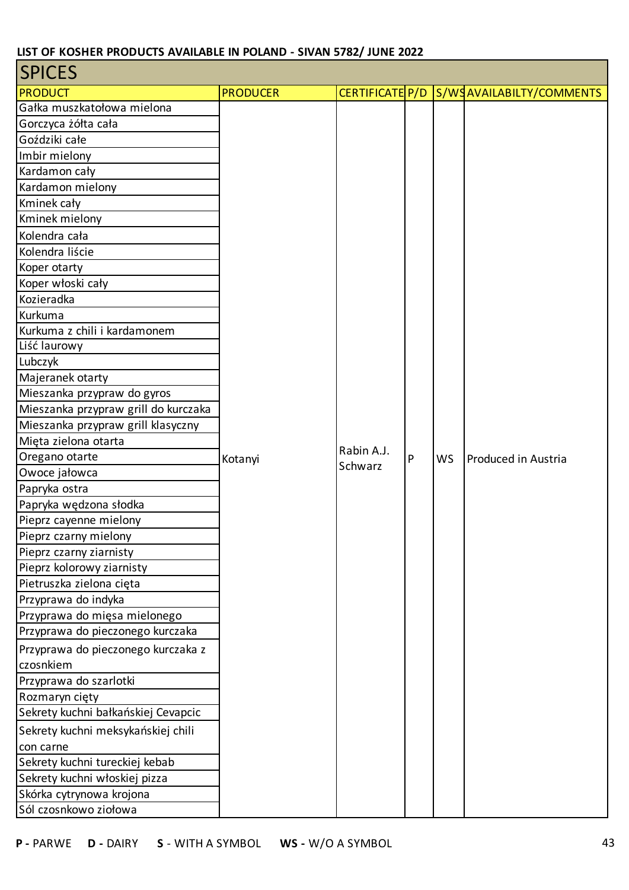**LIST OF KOSHER PRODUCTS AVAILABLE IN POLAND - SIVAN 5782/ JUNE 2022**

## SPICES

| PRODUCT | PRODUCER | CERTIFICATE | P/D | S/WS | AVAILABILTY/COMMENTS |
|---|---|---|---|---|---|
| Gałka muszkatołowa mielona | Kotanyi | Rabin A.J. Schwarz | P | WS | Produced in Austria |
| Gorczyca żółta cała | | | | | |
| Goździki całe | | | | | |
| Imbir mielony | | | | | |
| Kardamon cały | | | | | |
| Kardamon mielony | | | | | |
| Kminek cały | | | | | |
| Kminek mielony | | | | | |
| Kolendra cała | | | | | |
| Kolendra liście | | | | | |
| Koper otarty | | | | | |
| Koper włoski cały | | | | | |
| Kozieradka | | | | | |
| Kurkuma | | | | | |
| Kurkuma z chili i kardamonem | | | | | |
| Liść laurowy | | | | | |
| Lubczyk | | | | | |
| Majeranek otarty | | | | | |
| Mieszanka przypraw do gyros | | | | | |
| Mieszanka przypraw grill do kurczaka | | | | | |
| Mieszanka przypraw grill klasyczny | | | | | |
| Mięta zielona otarta | | | | | |
| Oregano otarte | | | | | |
| Owoce jałowca | | | | | |
| Papryka ostra | | | | | |
| Papryka wędzona słodka | | | | | |
| Pieprz cayenne mielony | | | | | |
| Pieprz czarny mielony | | | | | |
| Pieprz czarny ziarnisty | | | | | |
| Pieprz kolorowy ziarnisty | | | | | |
| Pietruszka zielona cięta | | | | | |
| Przyprawa do indyka | | | | | |
| Przyprawa do mięsa mielonego | | | | | |
| Przyprawa do pieczonego kurczaka | | | | | |
| Przyprawa do pieczonego kurczaka z czosnkiem | | | | | |
| Przyprawa do szarlotki | | | | | |
| Rozmaryn cięty | | | | | |
| Sekrety kuchni bałkańskiej Cevapcic | | | | | |
| Sekrety kuchni meksykańskiej chili con carne | | | | | |
| Sekrety kuchni tureckiej kebab | | | | | |
| Sekrety kuchni włoskiej pizza | | | | | |
| Skórka cytrynowa krojona | | | | | |
| Sól czosnkowo ziołowa | | | | | |

**P -** PARWE **D -** DAIRY **S** - WITH A SYMBOL **WS -** W/O A SYMBOL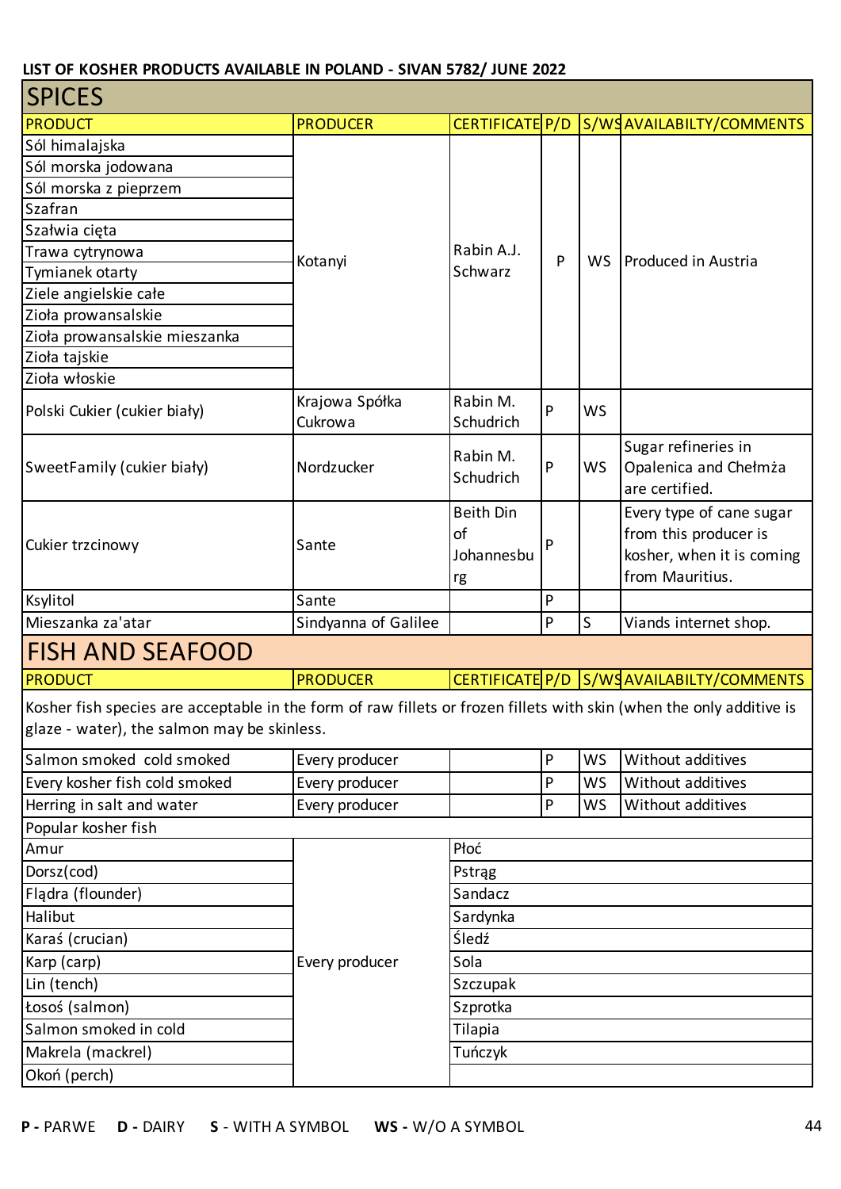**LIST OF KOSHER PRODUCTS AVAILABLE IN POLAND - SIVAN 5782/ JUNE 2022**

## SPICES

| PRODUCT | PRODUCER | CERTIFICATE | P/D | S/WS | AVAILABILTY/COMMENTS |
|---|---|---|---|---|---|
| Sól himalajska | Kotanyi | Rabin A.J. Schwarz | P | WS | Produced in Austria |
| Sól morska jodowana | Kotanyi | Rabin A.J. Schwarz | P | WS | Produced in Austria |
| Sól morska z pieprzem | Kotanyi | Rabin A.J. Schwarz | P | WS | Produced in Austria |
| Szafran | Kotanyi | Rabin A.J. Schwarz | P | WS | Produced in Austria |
| Szałwia cięta | Kotanyi | Rabin A.J. Schwarz | P | WS | Produced in Austria |
| Trawa cytrynowa | Kotanyi | Rabin A.J. Schwarz | P | WS | Produced in Austria |
| Tymianek otarty | Kotanyi | Rabin A.J. Schwarz | P | WS | Produced in Austria |
| Ziele angielskie całe | Kotanyi | Rabin A.J. Schwarz | P | WS | Produced in Austria |
| Zioła prowansalskie | Kotanyi | Rabin A.J. Schwarz | P | WS | Produced in Austria |
| Zioła prowansalskie mieszanka | Kotanyi | Rabin A.J. Schwarz | P | WS | Produced in Austria |
| Zioła tajskie | Kotanyi | Rabin A.J. Schwarz | P | WS | Produced in Austria |
| Zioła włoskie | Kotanyi | Rabin A.J. Schwarz | P | WS | Produced in Austria |
| Polski Cukier (cukier biały) | Krajowa Spółka Cukrowa | Rabin M. Schudrich | P | WS | |
| SweetFamily (cukier biały) | Nordzucker | Rabin M. Schudrich | P | WS | Sugar refineries in Opalenica and Chełmża are certified. |
| Cukier trzcinowy | Sante | Beith Din of Johannesburg | P | | Every type of cane sugar from this producer is kosher, when it is coming from Mauritius. |
| Ksylitol | Sante | | P | | |
| Mieszanka za'atar | Sindyanna of Galilee | | P | S | Viands internet shop. |

## FISH AND SEAFOOD

| PRODUCT | PRODUCER | CERTIFICATE | P/D | S/WS | AVAILABILTY/COMMENTS |
|---|---|---|---|---|---|
| Kosher fish species are acceptable in the form of raw fillets or frozen fillets with skin (when the only additive is glaze - water), the salmon may be skinless. | | | | | |
| Salmon smoked cold smoked | Every producer | | P | WS | Without additives |
| Every kosher fish cold smoked | Every producer | | P | WS | Without additives |
| Herring in salt and water | Every producer | | P | WS | Without additives |
| Popular kosher fish | | | | | |
| Amur | Every producer | Płoć | | | |
| Dorsz(cod) | Every producer | Pstrąg | | | |
| Flądra (flounder) | Every producer | Sandacz | | | |
| Halibut | Every producer | Sardynka | | | |
| Karaś (crucian) | Every producer | Śledź | | | |
| Karp (carp) | Every producer | Sola | | | |
| Lin (tench) | Every producer | Szczupak | | | |
| Łosoś (salmon) | Every producer | Szprotka | | | |
| Salmon smoked in cold | Every producer | Tilapia | | | |
| Makrela (mackrel) | Every producer | Tuńczyk | | | |
| Okoń (perch) | Every producer | | | | |

**P -** PARWE **D -** DAIRY **S** - WITH A SYMBOL **WS -** W/O A SYMBOL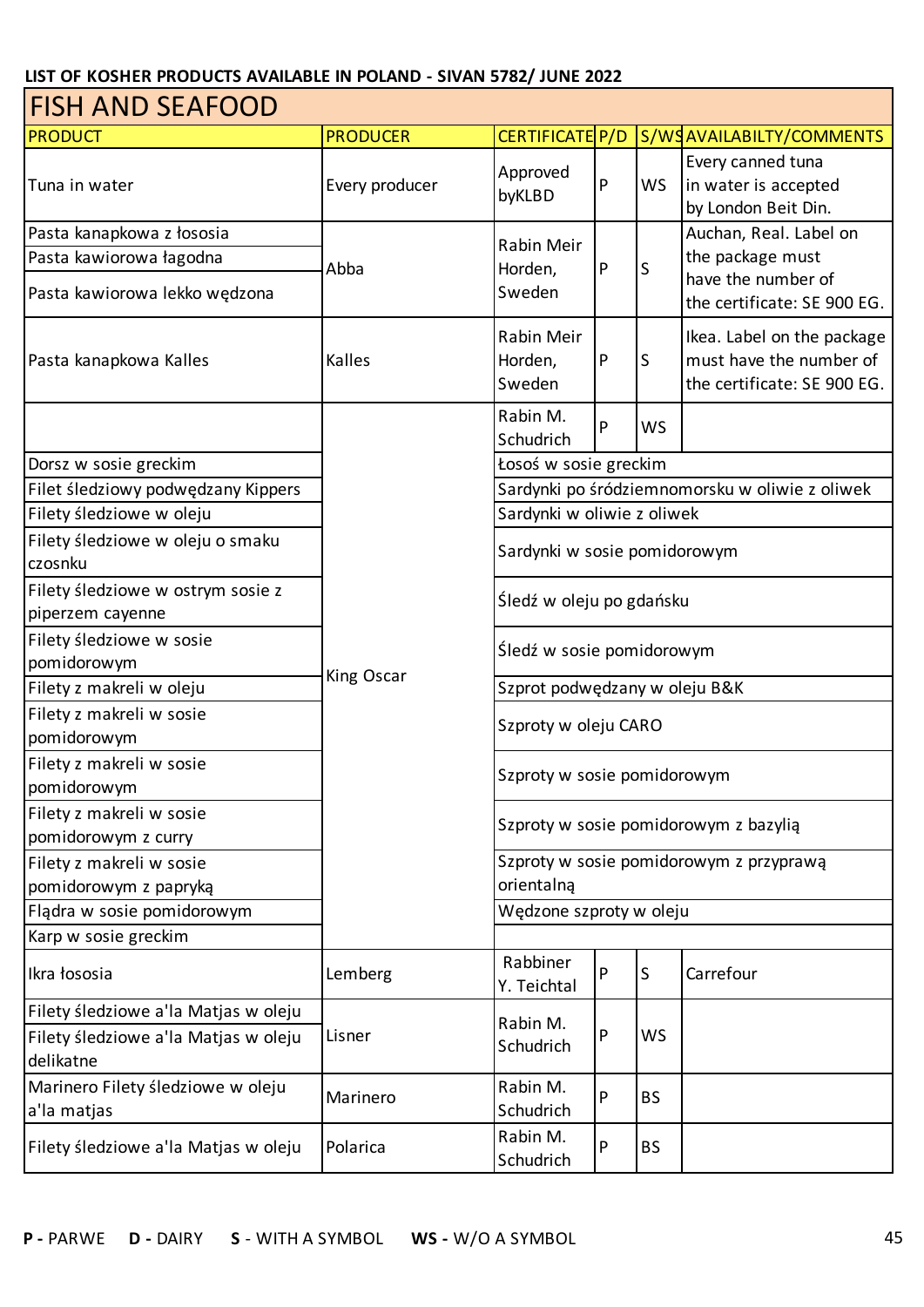**LIST OF KOSHER PRODUCTS AVAILABLE IN POLAND - SIVAN 5782/ JUNE 2022**

## FISH AND SEAFOOD

| PRODUCT | PRODUCER | CERTIFICATE | P/D | S/WS | AVAILABILTY/COMMENTS |
|---|---|---|---|---|---|
| Tuna in water | Every producer | Approved byKLBD | P | WS | Every canned tuna in water is accepted by London Beit Din. |
| Pasta kanapkowa z łososia<br>Pasta kawiorowa łagodna<br>Pasta kawiorowa lekko wędzona | Abba | Rabin Meir Horden, Sweden | P | S | Auchan, Real. Label on the package must have the number of the certificate: SE 900 EG. |
| Pasta kanapkowa Kalles | Kalles | Rabin Meir Horden, Sweden | P | S | Ikea. Label on the package must have the number of the certificate: SE 900 EG. |
| | King Oscar | Rabin M. Schudrich | P | WS | |
| Dorsz w sosie greckim | King Oscar | Łosoś w sosie greckim | | | |
| Filet śledziowy podwędzany Kippers | King Oscar | Sardynki po śródziemnomorsku w oliwie z oliwek | | | |
| Filety śledziowe w oleju | King Oscar | Sardynki w oliwie z oliwek | | | |
| Filety śledziowe w oleju o smaku czosnku | King Oscar | Sardynki w sosie pomidorowym | | | |
| Filety śledziowe w ostrym sosie z piperzem cayenne | King Oscar | Śledź w oleju po gdańsku | | | |
| Filety śledziowe w sosie pomidorowym | King Oscar | Śledź w sosie pomidorowym | | | |
| Filety z makreli w oleju | King Oscar | Szprot podwędzany w oleju B&K | | | |
| Filety z makreli w sosie pomidorowym | King Oscar | Szproty w oleju CARO | | | |
| Filety z makreli w sosie pomidorowym | King Oscar | Szproty w sosie pomidorowym | | | |
| Filety z makreli w sosie pomidorowym z curry | King Oscar | Szproty w sosie pomidorowym z bazylią | | | |
| Filety z makreli w sosie pomidorowym z papryką | King Oscar | Szproty w sosie pomidorowym z przyprawą orientalną | | | |
| Flądra w sosie pomidorowym | King Oscar | Wędzone szproty w oleju | | | |
| Karp w sosie greckim | King Oscar | | | | |
| Ikra łososia | Lemberg | Rabbiner Y. Teichtal | P | S | Carrefour |
| Filety śledziowe a'la Matjas w oleju<br>Filety śledziowe a'la Matjas w oleju delikatne | Lisner | Rabin M. Schudrich | P | WS | |
| Marinero Filety śledziowe w oleju a'la matjas | Marinero | Rabin M. Schudrich | P | BS | |
| Filety śledziowe a'la Matjas w oleju | Polarica | Rabin M. Schudrich | P | BS | |

**P -** PARWE **D -** DAIRY **S** - WITH A SYMBOL **WS -** W/O A SYMBOL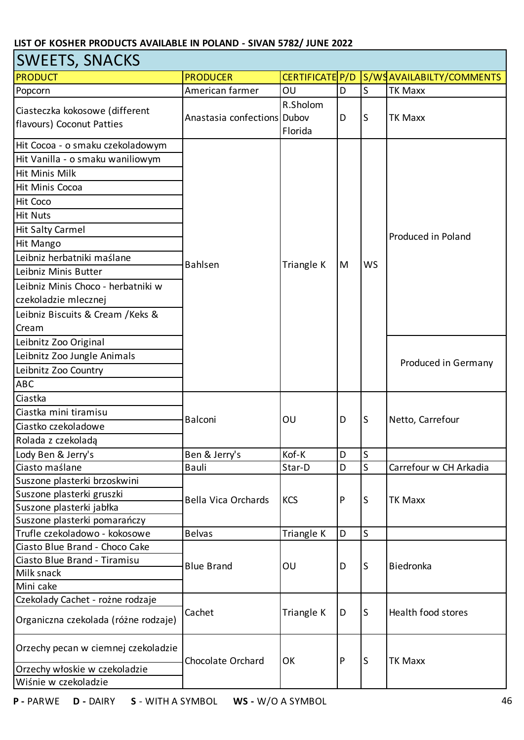**LIST OF KOSHER PRODUCTS AVAILABLE IN POLAND - SIVAN 5782/ JUNE 2022**

## SWEETS, SNACKS

| PRODUCT | PRODUCER | CERTIFICATE | P/D | S/WS | AVAILABILTY/COMMENTS |
|---|---|---|---|---|---|
| Popcorn | American farmer | OU | D | S | TK Maxx |
| Ciasteczka kokosowe (different flavours) Coconut Patties | Anastasia confections | R.Sholom Dubov Florida | D | S | TK Maxx |
| Hit Cocoa - o smaku czekoladowym | Bahlsen | Triangle K | M | WS | Produced in Poland |
| Hit Vanilla - o smaku waniliowym | Bahlsen | Triangle K | M | WS | Produced in Poland |
| Hit Minis Milk | Bahlsen | Triangle K | M | WS | Produced in Poland |
| Hit Minis Cocoa | Bahlsen | Triangle K | M | WS | Produced in Poland |
| Hit Coco | Bahlsen | Triangle K | M | WS | Produced in Poland |
| Hit Nuts | Bahlsen | Triangle K | M | WS | Produced in Poland |
| Hit Salty Carmel | Bahlsen | Triangle K | M | WS | Produced in Poland |
| Hit Mango | Bahlsen | Triangle K | M | WS | Produced in Poland |
| Leibniz herbatniki maślane | Bahlsen | Triangle K | M | WS | Produced in Poland |
| Leibniz Minis Butter | Bahlsen | Triangle K | M | WS | Produced in Poland |
| Leibniz Minis Choco - herbatniki w czekoladzie mlecznej | Bahlsen | Triangle K | M | WS | Produced in Poland |
| Leibniz Biscuits & Cream /Keks & Cream | Bahlsen | Triangle K | M | WS | Produced in Poland |
| Leibnitz Zoo Original | Bahlsen | Triangle K | M | WS | Produced in Germany |
| Leibnitz Zoo Jungle Animals | Bahlsen | Triangle K | M | WS | Produced in Germany |
| Leibnitz Zoo Country | Bahlsen | Triangle K | M | WS | Produced in Germany |
| ABC | Bahlsen | Triangle K | M | WS | Produced in Germany |
| Ciastka | Balconi | OU | D | S | Netto, Carrefour |
| Ciastka mini tiramisu | Balconi | OU | D | S | Netto, Carrefour |
| Ciastko czekoladowe | Balconi | OU | D | S | Netto, Carrefour |
| Rolada z czekoladą | Balconi | OU | D | S | Netto, Carrefour |
| Lody Ben & Jerry's | Ben & Jerry's | Kof-K | D | S | |
| Ciasto maślane | Bauli | Star-D | D | S | Carrefour w CH Arkadia |
| Suszone plasterki brzoskwini | Bella Vica Orchards | KCS | P | S | TK Maxx |
| Suszone plasterki gruszki | Bella Vica Orchards | KCS | P | S | TK Maxx |
| Suszone plasterki jabłka | Bella Vica Orchards | KCS | P | S | TK Maxx |
| Suszone plasterki pomarańczy | Bella Vica Orchards | KCS | P | S | TK Maxx |
| Trufle czekoladowo - kokosowe | Belvas | Triangle K | D | S | |
| Ciasto Blue Brand - Choco Cake | Blue Brand | OU | D | S | Biedronka |
| Ciasto Blue Brand - Tiramisu | Blue Brand | OU | D | S | Biedronka |
| Milk snack | Blue Brand | OU | D | S | Biedronka |
| Mini cake | Blue Brand | OU | D | S | Biedronka |
| Czekolady Cachet - rożne rodzaje | Cachet | Triangle K | D | S | Health food stores |
| Organiczna czekolada (różne rodzaje) | Cachet | Triangle K | D | S | Health food stores |
| Orzechy pecan w ciemnej czekoladzie | Chocolate Orchard | OK | P | S | TK Maxx |
| Orzechy włoskie w czekoladzie | Chocolate Orchard | OK | P | S | TK Maxx |
| Wiśnie w czekoladzie | Chocolate Orchard | OK | P | S | TK Maxx |

**P -** PARWE **D -** DAIRY **S** - WITH A SYMBOL **WS -** W/O A SYMBOL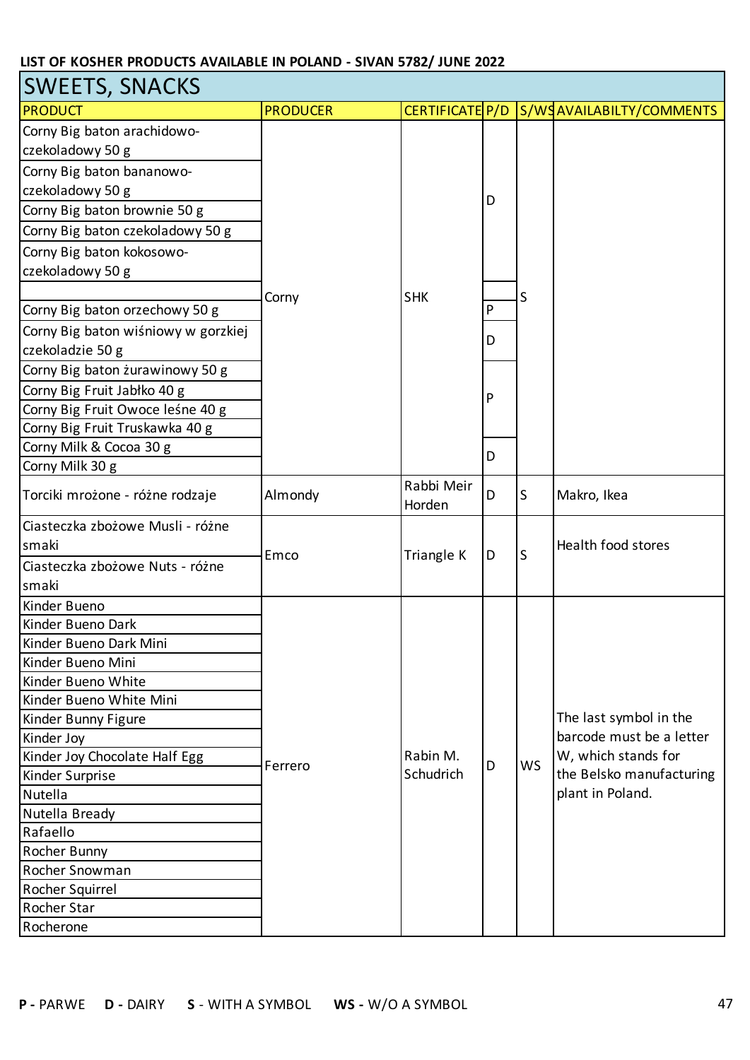LIST OF KOSHER PRODUCTS AVAILABLE IN POLAND - SIVAN 5782/ JUNE 2022

## SWEETS, SNACKS

| PRODUCT | PRODUCER | CERTIFICATE | P/D | S/WS | AVAILABILTY/COMMENTS |
|---|---|---|---|---|---|
| Corny Big baton arachidowo-czekoladowy 50 g | Corny | SHK | D | S | |
| Corny Big baton bananowo-czekoladowy 50 g | Corny | SHK | D | S | |
| Corny Big baton brownie 50 g | Corny | SHK | D | S | |
| Corny Big baton czekoladowy 50 g | Corny | SHK | D | S | |
| Corny Big baton kokosowo-czekoladowy 50 g | Corny | SHK | D | S | |
| | Corny | SHK | | S | |
| Corny Big baton orzechowy 50 g | Corny | SHK | P | S | |
| Corny Big baton wiśniowy w gorzkiej czekoladzie 50 g | Corny | SHK | D | S | |
| Corny Big baton żurawinowy 50 g | Corny | SHK | P | S | |
| Corny Big Fruit Jabłko 40 g | Corny | SHK | P | S | |
| Corny Big Fruit Owoce leśne 40 g | Corny | SHK | P | S | |
| Corny Big Fruit Truskawka 40 g | Corny | SHK | P | S | |
| Corny Milk & Cocoa 30 g | Corny | SHK | D | S | |
| Corny Milk 30 g | Corny | SHK | D | S | |
| Torciki mrożone - różne rodzaje | Almondy | Rabbi Meir Horden | D | S | Makro, Ikea |
| Ciasteczka zbożowe Musli - różne smaki | Emco | Triangle K | D | S | Health food stores |
| Ciasteczka zbożowe Nuts - różne smaki | Emco | Triangle K | D | S | Health food stores |
| Kinder Bueno | Ferrero | Rabin M. Schudrich | D | WS | The last symbol in the barcode must be a letter W, which stands for the Belsko manufacturing plant in Poland. |
| Kinder Bueno Dark | Ferrero | Rabin M. Schudrich | D | WS | |
| Kinder Bueno Dark Mini | Ferrero | Rabin M. Schudrich | D | WS | |
| Kinder Bueno Mini | Ferrero | Rabin M. Schudrich | D | WS | |
| Kinder Bueno White | Ferrero | Rabin M. Schudrich | D | WS | |
| Kinder Bueno White Mini | Ferrero | Rabin M. Schudrich | D | WS | |
| Kinder Bunny Figure | Ferrero | Rabin M. Schudrich | D | WS | |
| Kinder Joy | Ferrero | Rabin M. Schudrich | D | WS | |
| Kinder Joy Chocolate Half Egg | Ferrero | Rabin M. Schudrich | D | WS | |
| Kinder Surprise | Ferrero | Rabin M. Schudrich | D | WS | |
| Nutella | Ferrero | Rabin M. Schudrich | D | WS | |
| Nutella Bready | Ferrero | Rabin M. Schudrich | D | WS | |
| Rafaello | Ferrero | Rabin M. Schudrich | D | WS | |
| Rocher Bunny | Ferrero | Rabin M. Schudrich | D | WS | |
| Rocher Snowman | Ferrero | Rabin M. Schudrich | D | WS | |
| Rocher Squirrel | Ferrero | Rabin M. Schudrich | D | WS | |
| Rocher Star | Ferrero | Rabin M. Schudrich | D | WS | |
| Rocherone | Ferrero | Rabin M. Schudrich | D | WS | |

**P -** PARWE **D -** DAIRY **S** - WITH A SYMBOL **WS -** W/O A SYMBOL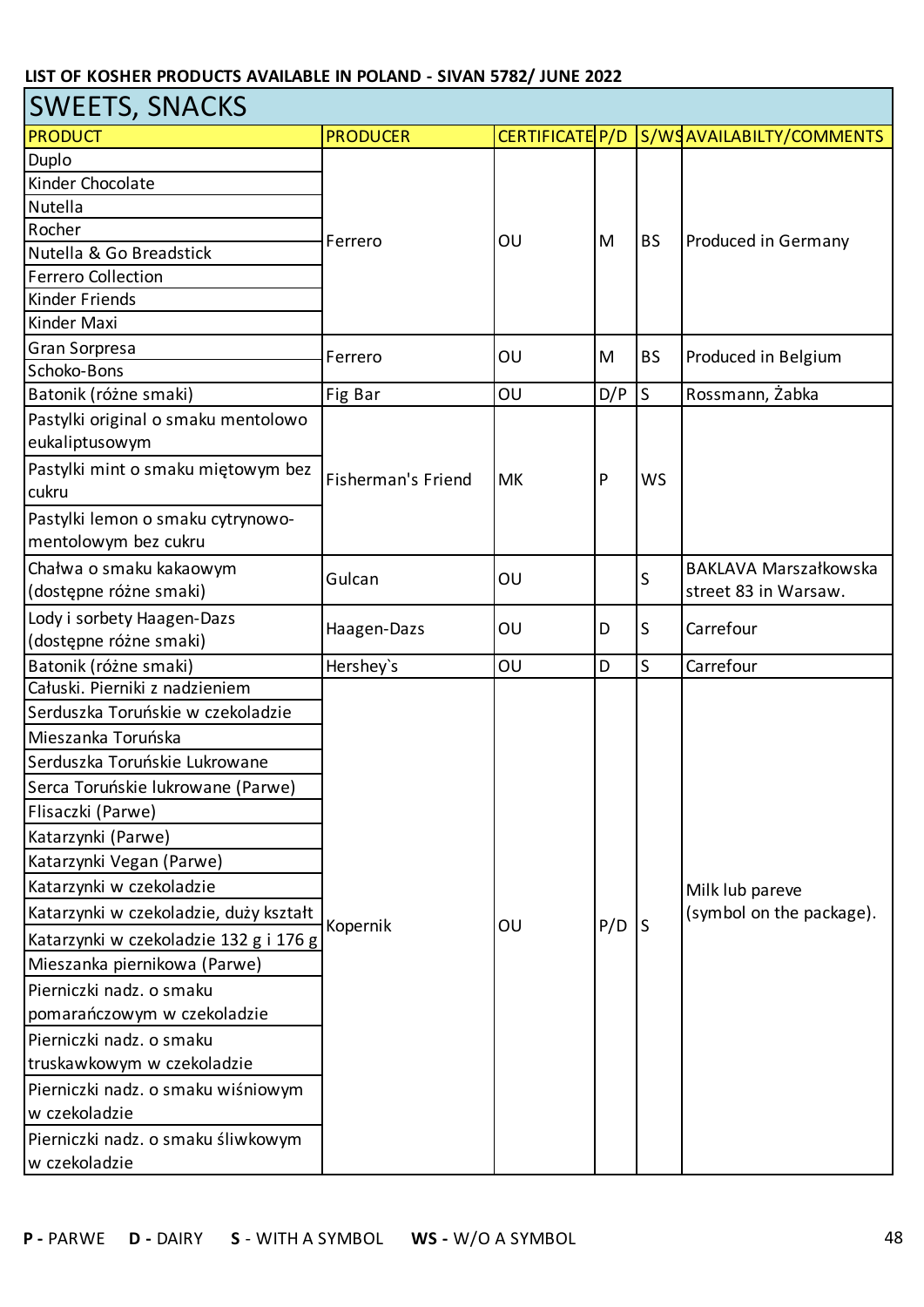**LIST OF KOSHER PRODUCTS AVAILABLE IN POLAND - SIVAN 5782/ JUNE 2022**

## SWEETS, SNACKS

| PRODUCT | PRODUCER | CERTIFICATE | P/D | S/WS | AVAILABILTY/COMMENTS |
|---|---|---|---|---|---|
| Duplo | Ferrero | OU | M | BS | Produced in Germany |
| Kinder Chocolate | | | | | |
| Nutella | | | | | |
| Rocher | | | | | |
| Nutella & Go Breadstick | | | | | |
| Ferrero Collection | | | | | |
| Kinder Friends | | | | | |
| Kinder Maxi | | | | | |
| Gran Sorpresa | Ferrero | OU | M | BS | Produced in Belgium |
| Schoko-Bons | | | | | |
| Batonik (różne smaki) | Fig Bar | OU | D/P | S | Rossmann, Żabka |
| Pastylki original o smaku mentolowo eukaliptusowym | Fisherman's Friend | MK | P | WS | |
| Pastylki mint o smaku miętowym bez cukru | | | | | |
| Pastylki lemon o smaku cytrynowo-mentolowym bez cukru | | | | | |
| Chałwa o smaku kakaowym (dostępne różne smaki) | Gulcan | OU | | S | BAKLAVA Marszałkowska street 83 in Warsaw. |
| Lody i sorbety Haagen-Dazs (dostępne różne smaki) | Haagen-Dazs | OU | D | S | Carrefour |
| Batonik (różne smaki) | Hershey`s | OU | D | S | Carrefour |
| Całuski. Pierniki z nadzieniem | Kopernik | OU | P/D | S | Milk lub pareve (symbol on the package). |
| Serduszka Toruńskie w czekoladzie | | | | | |
| Mieszanka Toruńska | | | | | |
| Serduszka Toruńskie Lukrowane | | | | | |
| Serca Toruńskie lukrowane (Parwe) | | | | | |
| Flisaczki (Parwe) | | | | | |
| Katarzynki (Parwe) | | | | | |
| Katarzynki Vegan (Parwe) | | | | | |
| Katarzynki w czekoladzie | | | | | |
| Katarzynki w czekoladzie, duży kształt | | | | | |
| Katarzynki w czekoladzie 132 g i 176 g | | | | | |
| Mieszanka piernikowa (Parwe) | | | | | |
| Pierniczki nadz. o smaku pomarańczowym w czekoladzie | | | | | |
| Pierniczki nadz. o smaku truskawkowym w czekoladzie | | | | | |
| Pierniczki nadz. o smaku wiśniowym w czekoladzie | | | | | |
| Pierniczki nadz. o smaku śliwkowym w czekoladzie | | | | | |

**P -** PARWE **D -** DAIRY **S** - WITH A SYMBOL **WS -** W/O A SYMBOL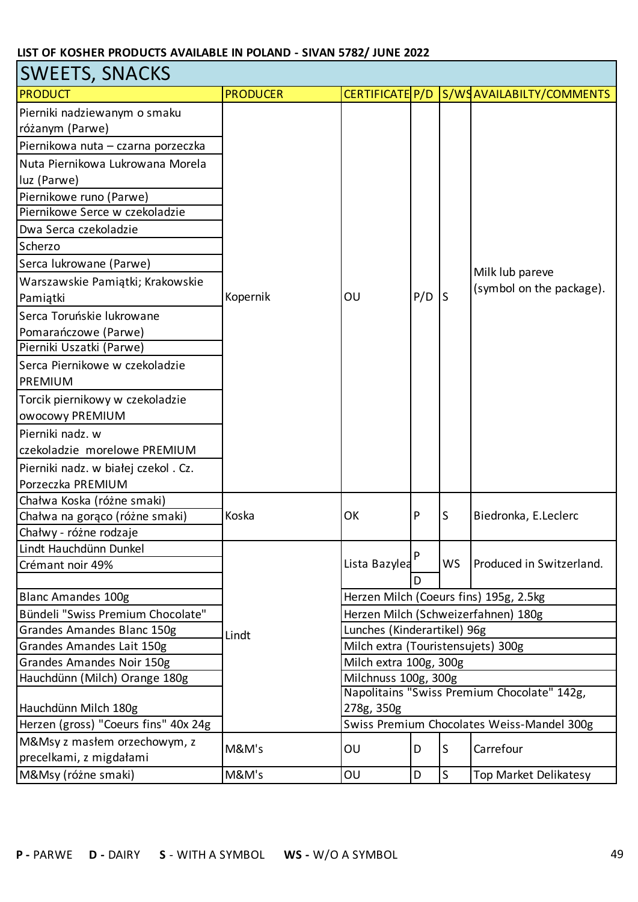**LIST OF KOSHER PRODUCTS AVAILABLE IN POLAND - SIVAN 5782/ JUNE 2022**

## SWEETS, SNACKS

| PRODUCT | PRODUCER | CERTIFICATE | P/D | S/WS | AVAILABILTY/COMMENTS |
|---|---|---|---|---|---|
| Pierniki nadziewanym o smaku różanym (Parwe) | Kopernik | OU | P/D | S | Milk lub pareve (symbol on the package). |
| Piernikowa nuta – czarna porzeczka | | | | | |
| Nuta Piernikowa Lukrowana Morela luz (Parwe) | | | | | |
| Piernikowe runo (Parwe) | | | | | |
| Piernikowe Serce w czekoladzie | | | | | |
| Dwa Serca czekoladzie | | | | | |
| Scherzo | | | | | |
| Serca lukrowane (Parwe) | | | | | |
| Warszawskie Pamiątki; Krakowskie Pamiątki | | | | | |
| Serca Toruńskie lukrowane Pomarańczowe (Parwe) | | | | | |
| Pierniki Uszatki (Parwe) | | | | | |
| Serca Piernikowe w czekoladzie PREMIUM | | | | | |
| Torcik piernikowy w czekoladzie owocowy PREMIUM | | | | | |
| Pierniki nadz. w czekoladzie morelowe PREMIUM | | | | | |
| Pierniki nadz. w białej czekol . Cz. Porzeczka PREMIUM | | | | | |
| Chałwa Koska (różne smaki) | Koska | OK | P | S | Biedronka, E.Leclerc |
| Chałwa na gorąco (różne smaki) | | | | | |
| Chałwy - różne rodzaje | | | | | |
| Lindt Hauchdünn Dunkel | Lindt | Lista Bazylea | P | WS | Produced in Switzerland. |
| Crémant noir 49% | | | | | |
| | | | D | | |
| Blanc Amandes 100g | | Herzen Milch (Coeurs fins) 195g, 2.5kg | | | |
| Bündeli "Swiss Premium Chocolate" | | Herzen Milch (Schweizerfahnen) 180g | | | |
| Grandes Amandes Blanc 150g | | Lunches (Kinderartikel) 96g | | | |
| Grandes Amandes Lait 150g | | Milch extra (Touristensujets) 300g | | | |
| Grandes Amandes Noir 150g | | Milch extra 100g, 300g | | | |
| Hauchdünn (Milch) Orange 180g | | Milchnuss 100g, 300g | | | |
| Hauchdünn Milch 180g | | Napolitains "Swiss Premium Chocolate" 142g, 278g, 350g | | | |
| Herzen (gross) "Coeurs fins" 40x 24g | | Swiss Premium Chocolates Weiss-Mandel 300g | | | |
| M&Msy z masłem orzechowym, z precelkami, z migdałami | M&M's | OU | D | S | Carrefour |
| M&Msy (różne smaki) | M&M's | OU | D | S | Top Market Delikatesy |

**P** - PARWE **D** - DAIRY **S** - WITH A SYMBOL **WS** - W/O A SYMBOL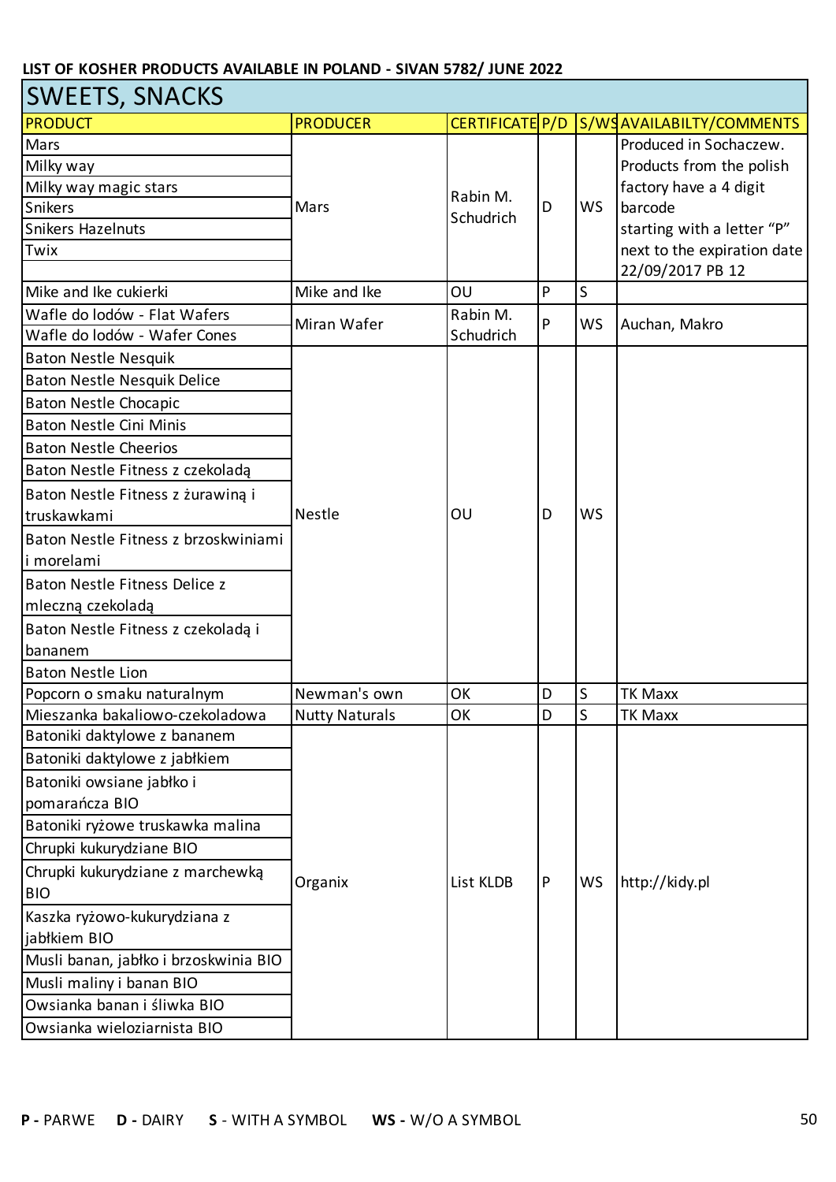**LIST OF KOSHER PRODUCTS AVAILABLE IN POLAND - SIVAN 5782/ JUNE 2022**

## SWEETS, SNACKS

| PRODUCT | PRODUCER | CERTIFICATE | P/D | S/WS | AVAILABILTY/COMMENTS |
|---|---|---|---|---|---|
| Mars | Mars | Rabin M. Schudrich | D | WS | Produced in Sochaczew. Products from the polish factory have a 4 digit barcode starting with a letter "P" next to the expiration date 22/09/2017 PB 12 |
| Milky way | | | | | |
| Milky way magic stars | | | | | |
| Snikers | | | | | |
| Snikers Hazelnuts | | | | | |
| Twix | | | | | |
| Mike and Ike cukierki | Mike and Ike | OU | P | S | |
| Wafle do lodów - Flat Wafers | Miran Wafer | Rabin M. Schudrich | P | WS | Auchan, Makro |
| Wafle do lodów - Wafer Cones | | | | | |
| Baton Nestle Nesquik | Nestle | OU | D | WS | |
| Baton Nestle Nesquik Delice | | | | | |
| Baton Nestle Chocapic | | | | | |
| Baton Nestle Cini Minis | | | | | |
| Baton Nestle Cheerios | | | | | |
| Baton Nestle Fitness z czekoladą | | | | | |
| Baton Nestle Fitness z żurawiną i truskawkami | | | | | |
| Baton Nestle Fitness z brzoskwiniami i morelami | | | | | |
| Baton Nestle Fitness Delice z mleczną czekoladą | | | | | |
| Baton Nestle Fitness z czekoladą i bananem | | | | | |
| Baton Nestle Lion | | | | | |
| Popcorn o smaku naturalnym | Newman's own | OK | D | S | TK Maxx |
| Mieszanka bakaliowo-czekoladowa | Nutty Naturals | OK | D | S | TK Maxx |
| Batoniki daktylowe z bananem | Organix | List KLDB | P | WS | http://kidy.pl |
| Batoniki daktylowe z jabłkiem | | | | | |
| Batoniki owsiane jabłko i pomarańcza BIO | | | | | |
| Batoniki ryżowe truskawka malina | | | | | |
| Chrupki kukurydziane BIO | | | | | |
| Chrupki kukurydziane z marchewką BIO | | | | | |
| Kaszka ryżowo-kukurydziana z jabłkiem BIO | | | | | |
| Musli banan, jabłko i brzoskwinia BIO | | | | | |
| Musli maliny i banan BIO | | | | | |
| Owsianka banan i śliwka BIO | | | | | |
| Owsianka wieloziarnista BIO | | | | | |

**P** - PARWE **D** - DAIRY **S** - WITH A SYMBOL **WS** - W/O A SYMBOL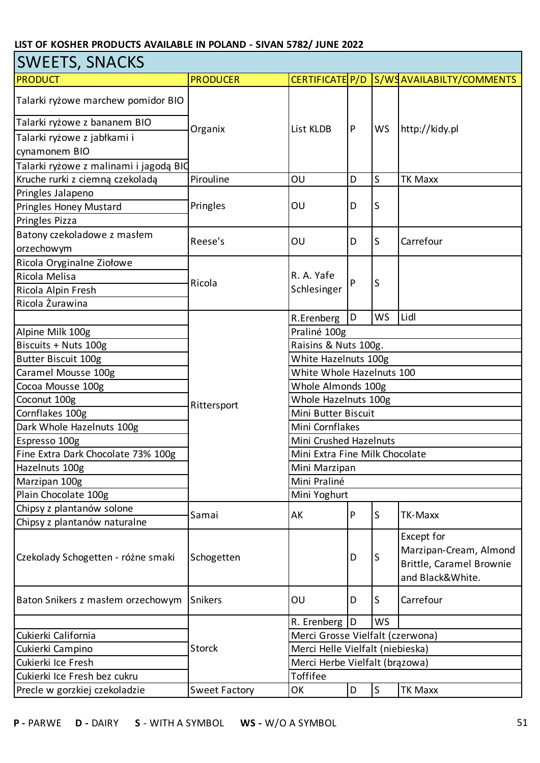**LIST OF KOSHER PRODUCTS AVAILABLE IN POLAND - SIVAN 5782/ JUNE 2022**

## SWEETS, SNACKS

| PRODUCT | PRODUCER | CERTIFICATE | P/D | S/WS | AVAILABILTY/COMMENTS |
|---|---|---|---|---|---|
| Talarki ryżowe marchew pomidor BIO | Organix | List KLDB | P | WS | http://kidy.pl |
| Talarki ryżowe z bananem BIO | Organix | List KLDB | P | WS | http://kidy.pl |
| Talarki ryżowe z jabłkami i cynamonem BIO | Organix | List KLDB | P | WS | http://kidy.pl |
| Talarki ryżowe z malinami i jagodą BIO | Organix | List KLDB | P | WS | http://kidy.pl |
| Kruche rurki z ciemną czekoladą | Pirouline | OU | D | S | TK Maxx |
| Pringles Jalapeno | Pringles | OU | D | S | |
| Pringles Honey Mustard | Pringles | OU | D | S | |
| Pringles Pizza | Pringles | OU | D | S | |
| Batony czekoladowe z masłem orzechowym | Reese's | OU | D | S | Carrefour |
| Ricola Oryginalne Ziołowe | Ricola | R. A. Yafe Schlesinger | P | S | |
| Ricola Melisa | Ricola | R. A. Yafe Schlesinger | P | S | |
| Ricola Alpin Fresh | Ricola | R. A. Yafe Schlesinger | P | S | |
| Ricola Żurawina | Ricola | R. A. Yafe Schlesinger | P | S | |
| | Rittersport | R.Erenberg | D | WS | Lidl |
| Alpine Milk 100g | Rittersport | Praliné 100g | | | |
| Biscuits + Nuts 100g | Rittersport | Raisins & Nuts 100g. | | | |
| Butter Biscuit 100g | Rittersport | White Hazelnuts 100g | | | |
| Caramel Mousse 100g | Rittersport | White Whole Hazelnuts 100 | | | |
| Cocoa Mousse 100g | Rittersport | Whole Almonds 100g | | | |
| Coconut 100g | Rittersport | Whole Hazelnuts 100g | | | |
| Cornflakes 100g | Rittersport | Mini Butter Biscuit | | | |
| Dark Whole Hazelnuts 100g | Rittersport | Mini Cornflakes | | | |
| Espresso 100g | Rittersport | Mini Crushed Hazelnuts | | | |
| Fine Extra Dark Chocolate 73% 100g | Rittersport | Mini Extra Fine Milk Chocolate | | | |
| Hazelnuts 100g | Rittersport | Mini Marzipan | | | |
| Marzipan 100g | Rittersport | Mini Praliné | | | |
| Plain Chocolate 100g | Rittersport | Mini Yoghurt | | | |
| Chipsy z plantanów solone | Samai | AK | P | S | TK-Maxx |
| Chipsy z plantanów naturalne | Samai | AK | P | S | TK-Maxx |
| Czekolady Schogetten - różne smaki | Schogetten | | D | S | Except for Marzipan-Cream, Almond Brittle, Caramel Brownie and Black&White. |
| Baton Snikers z masłem orzechowym | Snikers | OU | D | S | Carrefour |
| | Storck | R. Erenberg | D | WS | |
| Cukierki California | Storck | Merci Grosse Vielfalt (czerwona) | | | |
| Cukierki Campino | Storck | Merci Helle Vielfalt (niebieska) | | | |
| Cukierki Ice Fresh | Storck | Merci Herbe Vielfalt (brązowa) | | | |
| Cukierki Ice Fresh bez cukru | Storck | Toffifee | | | |
| Precle w gorzkiej czekoladzie | Sweet Factory | OK | D | S | TK Maxx |

**P -** PARWE **D -** DAIRY **S** - WITH A SYMBOL **WS -** W/O A SYMBOL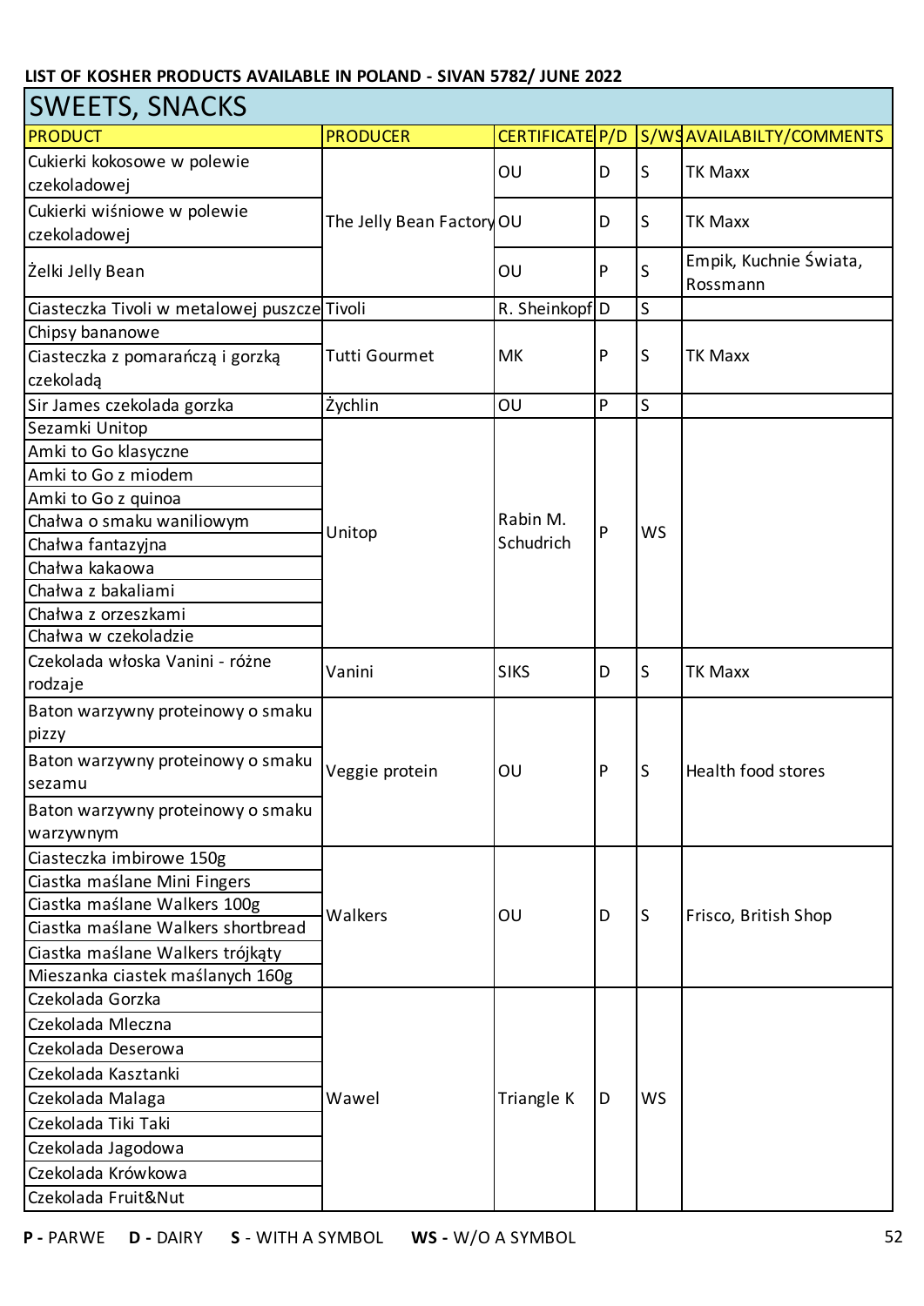**LIST OF KOSHER PRODUCTS AVAILABLE IN POLAND - SIVAN 5782/ JUNE 2022**

## SWEETS, SNACKS

| PRODUCT | PRODUCER | CERTIFICATE | P/D | S/WS | AVAILABILTY/COMMENTS |
|---|---|---|---|---|---|
| Cukierki kokosowe w polewie czekoladowej | The Jelly Bean Factory | OU | D | S | TK Maxx |
| Cukierki wiśniowe w polewie czekoladowej | The Jelly Bean Factory | OU | D | S | TK Maxx |
| Żelki Jelly Bean | The Jelly Bean Factory | OU | P | S | Empik, Kuchnie Świata, Rossmann |
| Ciasteczka Tivoli w metalowej puszcze | Tivoli | R. Sheinkopf | D | S | |
| Chipsy bananowe | Tutti Gourmet | MK | P | S | TK Maxx |
| Ciasteczka z pomarańczą i gorzką czekoladą | Tutti Gourmet | MK | P | S | TK Maxx |
| Sir James czekolada gorzka | Żychlin | OU | P | S | |
| Sezamki Unitop | Unitop | Rabin M. Schudrich | P | WS | |
| Amki to Go klasyczne | Unitop | Rabin M. Schudrich | P | WS | |
| Amki to Go z miodem | Unitop | Rabin M. Schudrich | P | WS | |
| Amki to Go z quinoa | Unitop | Rabin M. Schudrich | P | WS | |
| Chałwa o smaku waniliowym | Unitop | Rabin M. Schudrich | P | WS | |
| Chałwa fantazyjna | Unitop | Rabin M. Schudrich | P | WS | |
| Chałwa kakaowa | Unitop | Rabin M. Schudrich | P | WS | |
| Chałwa z bakaliami | Unitop | Rabin M. Schudrich | P | WS | |
| Chałwa z orzeszkami | Unitop | Rabin M. Schudrich | P | WS | |
| Chałwa w czekoladzie | Unitop | Rabin M. Schudrich | P | WS | |
| Czekolada włoska Vanini - różne rodzaje | Vanini | SIKS | D | S | TK Maxx |
| Baton warzywny proteinowy o smaku pizzy | Veggie protein | OU | P | S | Health food stores |
| Baton warzywny proteinowy o smaku sezamu | Veggie protein | OU | P | S | Health food stores |
| Baton warzywny proteinowy o smaku warzywnym | Veggie protein | OU | P | S | Health food stores |
| Ciasteczka imbirowe 150g | Walkers | OU | D | S | Frisco, British Shop |
| Ciastka maślane Mini Fingers | Walkers | OU | D | S | Frisco, British Shop |
| Ciastka maślane Walkers 100g | Walkers | OU | D | S | Frisco, British Shop |
| Ciastka maślane Walkers shortbread | Walkers | OU | D | S | Frisco, British Shop |
| Ciastka maślane Walkers trójkąty | Walkers | OU | D | S | Frisco, British Shop |
| Mieszanka ciastek maślanych 160g | Walkers | OU | D | S | Frisco, British Shop |
| Czekolada Gorzka | Wawel | Triangle K | D | WS | |
| Czekolada Mleczna | Wawel | Triangle K | D | WS | |
| Czekolada Deserowa | Wawel | Triangle K | D | WS | |
| Czekolada Kasztanki | Wawel | Triangle K | D | WS | |
| Czekolada Malaga | Wawel | Triangle K | D | WS | |
| Czekolada Tiki Taki | Wawel | Triangle K | D | WS | |
| Czekolada Jagodowa | Wawel | Triangle K | D | WS | |
| Czekolada Krówkowa | Wawel | Triangle K | D | WS | |
| Czekolada Fruit&Nut | Wawel | Triangle K | D | WS | |

**P -** PARWE **D -** DAIRY **S** - WITH A SYMBOL **WS -** W/O A SYMBOL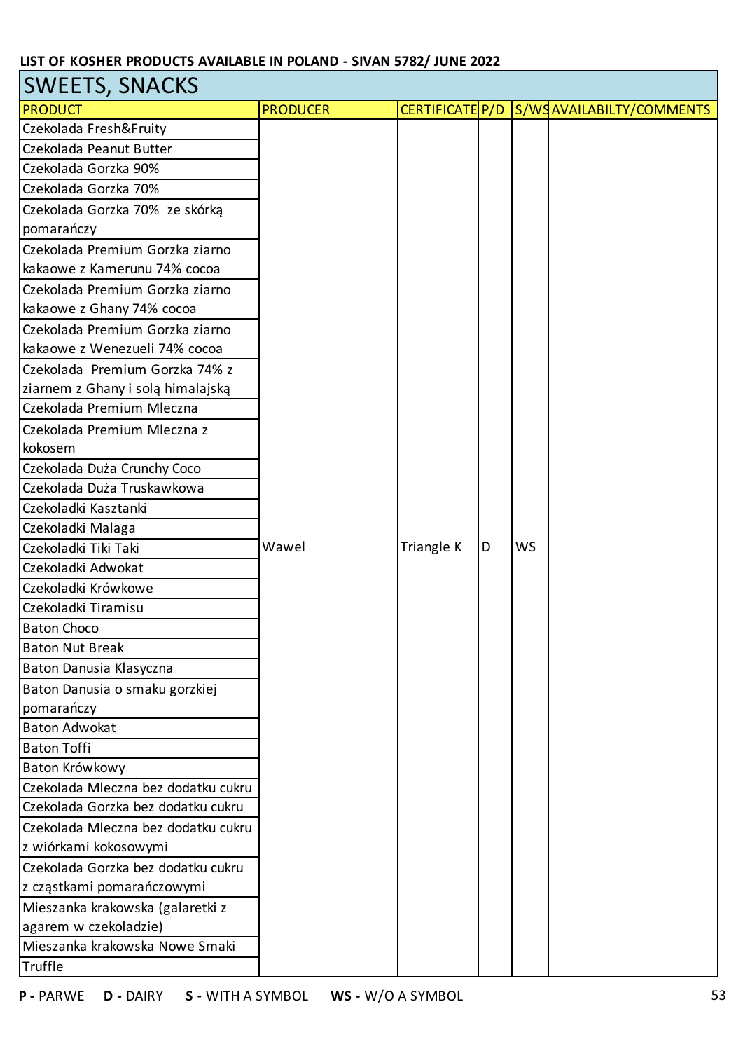**LIST OF KOSHER PRODUCTS AVAILABLE IN POLAND - SIVAN 5782/ JUNE 2022**

## SWEETS, SNACKS

| PRODUCT | PRODUCER | CERTIFICATE | P/D | S/WS | AVAILABILTY/COMMENTS |
|---|---|---|---|---|---|
| Czekolada Fresh&Fruity | Wawel | Triangle K | D | WS | |
| Czekolada Peanut Butter | Wawel | Triangle K | D | WS | |
| Czekolada Gorzka 90% | Wawel | Triangle K | D | WS | |
| Czekolada Gorzka 70% | Wawel | Triangle K | D | WS | |
| Czekolada Gorzka 70% ze skórką pomarańczy | Wawel | Triangle K | D | WS | |
| Czekolada Premium Gorzka ziarno kakaowe z Kamerunu 74% cocoa | Wawel | Triangle K | D | WS | |
| Czekolada Premium Gorzka ziarno kakaowe z Ghany 74% cocoa | Wawel | Triangle K | D | WS | |
| Czekolada Premium Gorzka ziarno kakaowe z Wenezueli 74% cocoa | Wawel | Triangle K | D | WS | |
| Czekolada Premium Gorzka 74% z ziarnem z Ghany i solą himalajską | Wawel | Triangle K | D | WS | |
| Czekolada Premium Mleczna | Wawel | Triangle K | D | WS | |
| Czekolada Premium Mleczna z kokosem | Wawel | Triangle K | D | WS | |
| Czekolada Duża Crunchy Coco | Wawel | Triangle K | D | WS | |
| Czekolada Duża Truskawkowa | Wawel | Triangle K | D | WS | |
| Czekoladki Kasztanki | Wawel | Triangle K | D | WS | |
| Czekoladki Malaga | Wawel | Triangle K | D | WS | |
| Czekoladki Tiki Taki | Wawel | Triangle K | D | WS | |
| Czekoladki Adwokat | Wawel | Triangle K | D | WS | |
| Czekoladki Krówkowe | Wawel | Triangle K | D | WS | |
| Czekoladki Tiramisu | Wawel | Triangle K | D | WS | |
| Baton Choco | Wawel | Triangle K | D | WS | |
| Baton Nut Break | Wawel | Triangle K | D | WS | |
| Baton Danusia Klasyczna | Wawel | Triangle K | D | WS | |
| Baton Danusia o smaku gorzkiej pomarańczy | Wawel | Triangle K | D | WS | |
| Baton Adwokat | Wawel | Triangle K | D | WS | |
| Baton Toffi | Wawel | Triangle K | D | WS | |
| Baton Krówkowy | Wawel | Triangle K | D | WS | |
| Czekolada Mleczna bez dodatku cukru | Wawel | Triangle K | D | WS | |
| Czekolada Gorzka bez dodatku cukru | Wawel | Triangle K | D | WS | |
| Czekolada Mleczna bez dodatku cukru z wiórkami kokosowymi | Wawel | Triangle K | D | WS | |
| Czekolada Gorzka bez dodatku cukru z cząstkami pomarańczowymi | Wawel | Triangle K | D | WS | |
| Mieszanka krakowska (galaretki z agarem w czekoladzie) | Wawel | Triangle K | D | WS | |
| Mieszanka krakowska Nowe Smaki | Wawel | Triangle K | D | WS | |
| Truffle | Wawel | Triangle K | D | WS | |

**P** - PARWE **D** - DAIRY **S** - WITH A SYMBOL **WS** - W/O A SYMBOL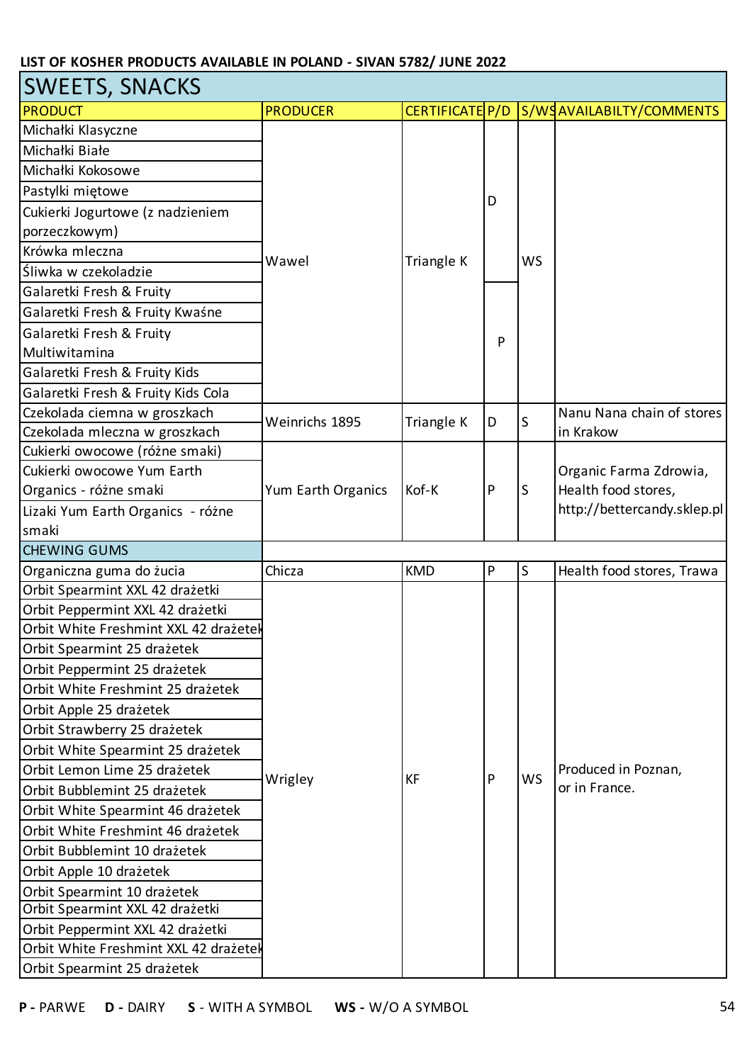**LIST OF KOSHER PRODUCTS AVAILABLE IN POLAND - SIVAN 5782/ JUNE 2022**

## SWEETS, SNACKS

| PRODUCT | PRODUCER | CERTIFICATE | P/D | S/WS | AVAILABILTY/COMMENTS |
|---|---|---|---|---|---|
| Michałki Klasyczne | Wawel | Triangle K | D | WS | |
| Michałki Białe | Wawel | Triangle K | D | WS | |
| Michałki Kokosowe | Wawel | Triangle K | D | WS | |
| Pastylki miętowe | Wawel | Triangle K | D | WS | |
| Cukierki Jogurtowe (z nadzieniem porzeczkowym) | Wawel | Triangle K | D | WS | |
| Krówka mleczna | Wawel | Triangle K | D | WS | |
| Śliwka w czekoladzie | Wawel | Triangle K | D | WS | |
| Galaretki Fresh & Fruity | Wawel | Triangle K | P | WS | |
| Galaretki Fresh & Fruity Kwaśne | Wawel | Triangle K | P | WS | |
| Galaretki Fresh & Fruity Multiwitamina | Wawel | Triangle K | P | WS | |
| Galaretki Fresh & Fruity Kids | Wawel | Triangle K | P | WS | |
| Galaretki Fresh & Fruity Kids Cola | Wawel | Triangle K | P | WS | |
| Czekolada ciemna w groszkach | Weinrichs 1895 | Triangle K | D | S | Nanu Nana chain of stores in Krakow |
| Czekolada mleczna w groszkach | Weinrichs 1895 | Triangle K | D | S | Nanu Nana chain of stores in Krakow |
| Cukierki owocowe (różne smaki) | Yum Earth Organics | Kof-K | P | S | Organic Farma Zdrowia, Health food stores, http://bettercandy.sklep.pl |
| Cukierki owocowe Yum Earth Organics - różne smaki | Yum Earth Organics | Kof-K | P | S | Organic Farma Zdrowia, Health food stores, http://bettercandy.sklep.pl |
| Lizaki Yum Earth Organics - różne smaki | Yum Earth Organics | Kof-K | P | S | Organic Farma Zdrowia, Health food stores, http://bettercandy.sklep.pl |
| CHEWING GUMS | | | | | |
| Organiczna guma do żucia | Chicza | KMD | P | S | Health food stores, Trawa |
| Orbit Spearmint XXL 42 drażetki | Wrigley | KF | P | WS | Produced in Poznan, or in France. |
| Orbit Peppermint XXL 42 drażetki | Wrigley | KF | P | WS | Produced in Poznan, or in France. |
| Orbit White Freshmint XXL 42 drażetek | Wrigley | KF | P | WS | Produced in Poznan, or in France. |
| Orbit Spearmint 25 drażetek | Wrigley | KF | P | WS | Produced in Poznan, or in France. |
| Orbit Peppermint 25 drażetek | Wrigley | KF | P | WS | Produced in Poznan, or in France. |
| Orbit White Freshmint 25 drażetek | Wrigley | KF | P | WS | Produced in Poznan, or in France. |
| Orbit Apple 25 drażetek | Wrigley | KF | P | WS | Produced in Poznan, or in France. |
| Orbit Strawberry 25 drażetek | Wrigley | KF | P | WS | Produced in Poznan, or in France. |
| Orbit White Spearmint 25 drażetek | Wrigley | KF | P | WS | Produced in Poznan, or in France. |
| Orbit Lemon Lime 25 drażetek | Wrigley | KF | P | WS | Produced in Poznan, or in France. |
| Orbit Bubblemint 25 drażetek | Wrigley | KF | P | WS | Produced in Poznan, or in France. |
| Orbit White Spearmint 46 drażetek | Wrigley | KF | P | WS | Produced in Poznan, or in France. |
| Orbit White Freshmint 46 drażetek | Wrigley | KF | P | WS | Produced in Poznan, or in France. |
| Orbit Bubblemint 10 drażetek | Wrigley | KF | P | WS | Produced in Poznan, or in France. |
| Orbit Apple 10 drażetek | Wrigley | KF | P | WS | Produced in Poznan, or in France. |
| Orbit Spearmint 10 drażetek | Wrigley | KF | P | WS | Produced in Poznan, or in France. |
| Orbit Spearmint XXL 42 drażetki | Wrigley | KF | P | WS | Produced in Poznan, or in France. |
| Orbit Peppermint XXL 42 drażetki | Wrigley | KF | P | WS | Produced in Poznan, or in France. |
| Orbit White Freshmint XXL 42 drażetek | Wrigley | KF | P | WS | Produced in Poznan, or in France. |
| Orbit Spearmint 25 drażetek | Wrigley | KF | P | WS | Produced in Poznan, or in France. |

**P -** PARWE **D -** DAIRY **S** - WITH A SYMBOL **WS -** W/O A SYMBOL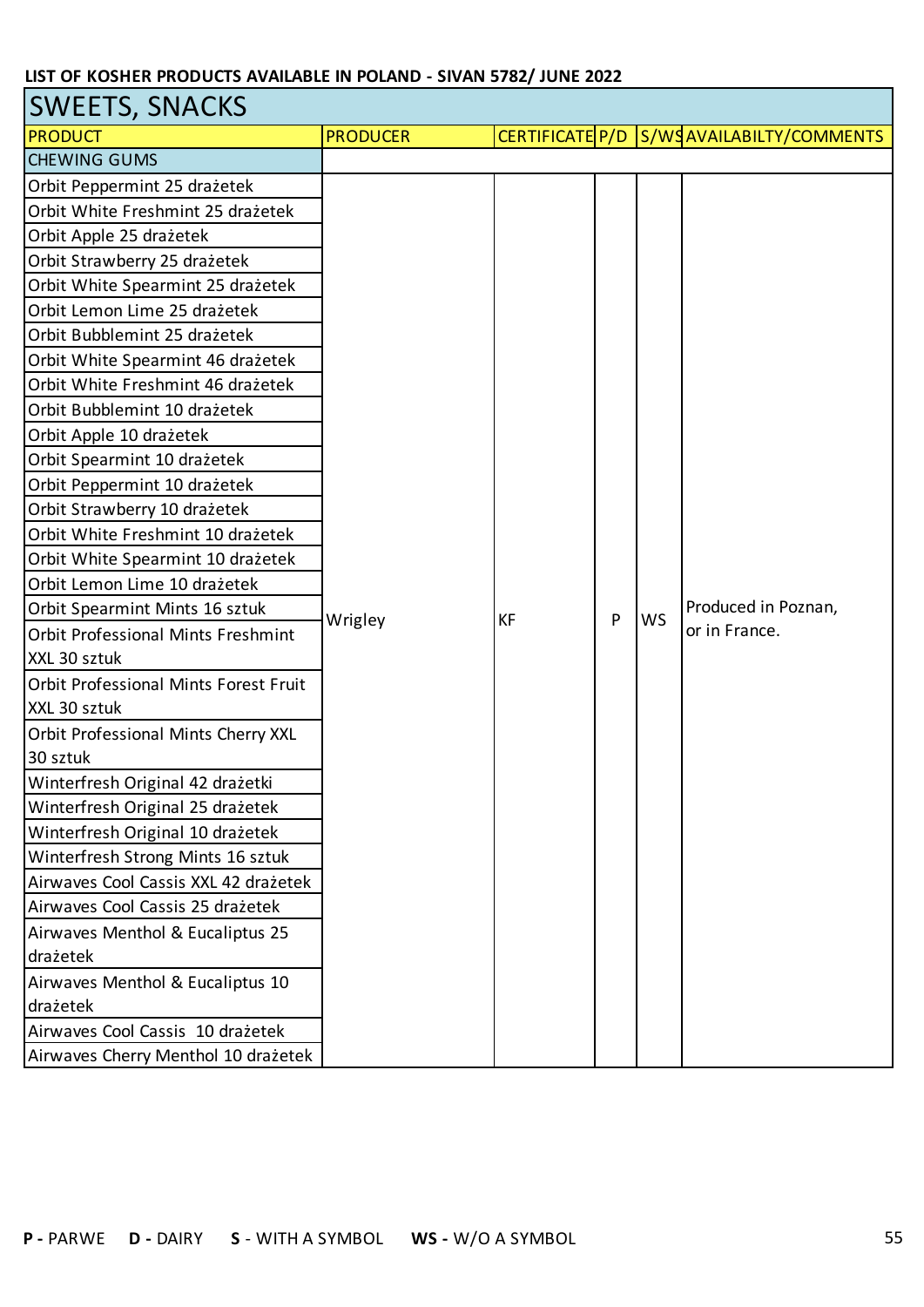**LIST OF KOSHER PRODUCTS AVAILABLE IN POLAND - SIVAN 5782/ JUNE 2022**

## SWEETS, SNACKS

| PRODUCT | PRODUCER | CERTIFICATE | P/D | S/WS | AVAILABILTY/COMMENTS |
|---|---|---|---|---|---|
| CHEWING GUMS | | | | | |
| Orbit Peppermint 25 drażetek | Wrigley | KF | P | WS | Produced in Poznan, or in France. |
| Orbit White Freshmint 25 drażetek | Wrigley | KF | P | WS | Produced in Poznan, or in France. |
| Orbit Apple 25 drażetek | Wrigley | KF | P | WS | Produced in Poznan, or in France. |
| Orbit Strawberry 25 drażetek | Wrigley | KF | P | WS | Produced in Poznan, or in France. |
| Orbit White Spearmint 25 drażetek | Wrigley | KF | P | WS | Produced in Poznan, or in France. |
| Orbit Lemon Lime 25 drażetek | Wrigley | KF | P | WS | Produced in Poznan, or in France. |
| Orbit Bubblemint 25 drażetek | Wrigley | KF | P | WS | Produced in Poznan, or in France. |
| Orbit White Spearmint 46 drażetek | Wrigley | KF | P | WS | Produced in Poznan, or in France. |
| Orbit White Freshmint 46 drażetek | Wrigley | KF | P | WS | Produced in Poznan, or in France. |
| Orbit Bubblemint 10 drażetek | Wrigley | KF | P | WS | Produced in Poznan, or in France. |
| Orbit Apple 10 drażetek | Wrigley | KF | P | WS | Produced in Poznan, or in France. |
| Orbit Spearmint 10 drażetek | Wrigley | KF | P | WS | Produced in Poznan, or in France. |
| Orbit Peppermint 10 drażetek | Wrigley | KF | P | WS | Produced in Poznan, or in France. |
| Orbit Strawberry 10 drażetek | Wrigley | KF | P | WS | Produced in Poznan, or in France. |
| Orbit White Freshmint 10 drażetek | Wrigley | KF | P | WS | Produced in Poznan, or in France. |
| Orbit White Spearmint 10 drażetek | Wrigley | KF | P | WS | Produced in Poznan, or in France. |
| Orbit Lemon Lime 10 drażetek | Wrigley | KF | P | WS | Produced in Poznan, or in France. |
| Orbit Spearmint Mints 16 sztuk | Wrigley | KF | P | WS | Produced in Poznan, or in France. |
| Orbit Professional Mints Freshmint XXL 30 sztuk | Wrigley | KF | P | WS | Produced in Poznan, or in France. |
| Orbit Professional Mints Forest Fruit XXL 30 sztuk | Wrigley | KF | P | WS | Produced in Poznan, or in France. |
| Orbit Professional Mints Cherry XXL 30 sztuk | Wrigley | KF | P | WS | Produced in Poznan, or in France. |
| Winterfresh Original 42 drażetki | Wrigley | KF | P | WS | Produced in Poznan, or in France. |
| Winterfresh Original 25 drażetek | Wrigley | KF | P | WS | Produced in Poznan, or in France. |
| Winterfresh Original 10 drażetek | Wrigley | KF | P | WS | Produced in Poznan, or in France. |
| Winterfresh Strong Mints 16 sztuk | Wrigley | KF | P | WS | Produced in Poznan, or in France. |
| Airwaves Cool Cassis XXL 42 drażetek | Wrigley | KF | P | WS | Produced in Poznan, or in France. |
| Airwaves Cool Cassis 25 drażetek | Wrigley | KF | P | WS | Produced in Poznan, or in France. |
| Airwaves Menthol & Eucaliptus 25 drażetek | Wrigley | KF | P | WS | Produced in Poznan, or in France. |
| Airwaves Menthol & Eucaliptus 10 drażetek | Wrigley | KF | P | WS | Produced in Poznan, or in France. |
| Airwaves Cool Cassis 10 drażetek | Wrigley | KF | P | WS | Produced in Poznan, or in France. |
| Airwaves Cherry Menthol 10 drażetek | Wrigley | KF | P | WS | Produced in Poznan, or in France. |

**P -** PARWE **D -** DAIRY **S** - WITH A SYMBOL **WS -** W/O A SYMBOL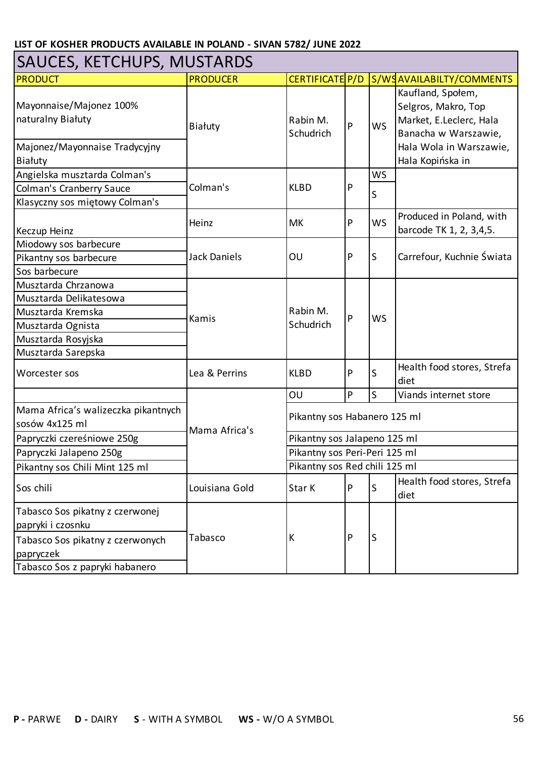**LIST OF KOSHER PRODUCTS AVAILABLE IN POLAND - SIVAN 5782/ JUNE 2022**

## SAUCES, KETCHUPS, MUSTARDS

| PRODUCT | PRODUCER | CERTIFICATE | P/D | S/WS | AVAILABILTY/COMMENTS |
|---|---|---|---|---|---|
| Mayonnaise/Majonez 100% naturalny Białuty | Białuty | Rabin M. Schudrich | P | WS | Kaufland, Społem, Selgros, Makro, Top Market, E.Leclerc, Hala Banacha w Warszawie, Hala Wola in Warszawie, Hala Kopińska in |
| Majonez/Mayonnaise Tradycyjny Białuty | | | | | |
| Angielska musztarda Colman's | Colman's | KLBD | P | WS | |
| Colman's Cranberry Sauce | | | | S | |
| Klasyczny sos miętowy Colman's | | | | | |
| Keczup Heinz | Heinz | MK | P | WS | Produced in Poland, with barcode TK 1, 2, 3,4,5. |
| Miodowy sos barbecure | Jack Daniels | OU | P | S | Carrefour, Kuchnie Świata |
| Pikantny sos barbecure | | | | | |
| Sos barbecure | | | | | |
| Musztarda Chrzanowa | Kamis | Rabin M. Schudrich | P | WS | |
| Musztarda Delikatesowa | | | | | |
| Musztarda Kremska | | | | | |
| Musztarda Ognista | | | | | |
| Musztarda Rosyjska | | | | | |
| Musztarda Sarepska | | | | | |
| Worcester sos | Lea & Perrins | KLBD | P | S | Health food stores, Strefa diet |
| | Mama Africa's | OU | P | S | Viands internet store |
| Mama Africa's walizeczka pikantnych sosów 4x125 ml | | Pikantny sos Habanero 125 ml | | | |
| Papryczki czereśniowe 250g | | Pikantny sos Jalapeno 125 ml | | | |
| Papryczki Jalapeno 250g | | Pikantny sos Peri-Peri 125 ml | | | |
| Pikantny sos Chili Mint 125 ml | | Pikantny sos Red chili 125 ml | | | |
| Sos chili | Louisiana Gold | Star K | P | S | Health food stores, Strefa diet |
| Tabasco Sos pikatny z czerwonej papryki i czosnku | Tabasco | K | P | S | |
| Tabasco Sos pikatny z czerwonych papryczek | | | | | |
| Tabasco Sos z papryki habanero | | | | | |

**P** - PARWE **D** - DAIRY **S** - WITH A SYMBOL **WS** - W/O A SYMBOL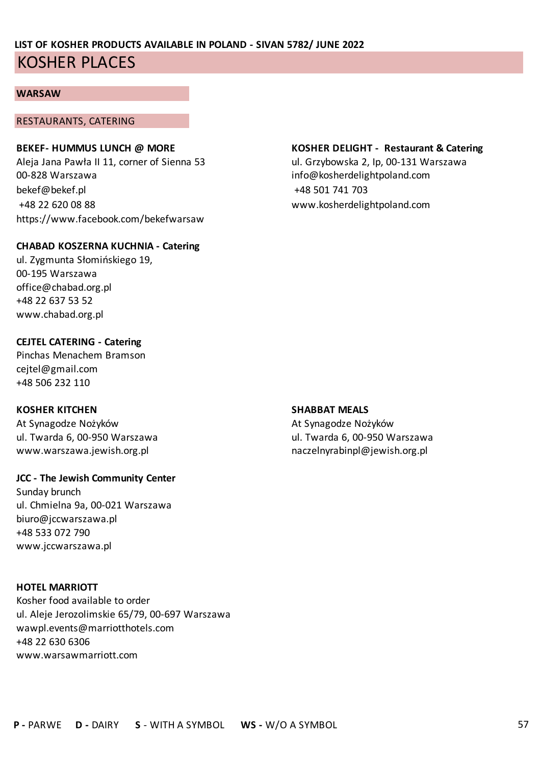LIST OF KOSHER PRODUCTS AVAILABLE IN POLAND - SIVAN 5782/ JUNE 2022

# KOSHER PLACES

## WARSAW

### RESTAURANTS, CATERING

**BEKEF- HUMMUS LUNCH @ MORE**
Aleja Jana Pawła II 11, corner of Sienna 53
00-828 Warszawa
bekef@bekef.pl
+48 22 620 08 88
https://www.facebook.com/bekefwarsaw

**KOSHER DELIGHT - Restaurant & Catering**
ul. Grzybowska 2, Ip, 00-131 Warszawa
info@kosherdelightpoland.com
+48 501 741 703
www.kosherdelightpoland.com

**CHABAD KOSZERNA KUCHNIA - Catering**
ul. Zygmunta Słomińskiego 19,
00-195 Warszawa
office@chabad.org.pl
+48 22 637 53 52
www.chabad.org.pl

**CEJTEL CATERING - Catering**
Pinchas Menachem Bramson
cejtel@gmail.com
+48 506 232 110

**KOSHER KITCHEN**
At Synagodze Nożyków
ul. Twarda 6, 00-950 Warszawa
www.warszawa.jewish.org.pl

**SHABBAT MEALS**
At Synagodze Nożyków
ul. Twarda 6, 00-950 Warszawa
naczelnyrabinpl@jewish.org.pl

**JCC - The Jewish Community Center**
Sunday brunch
ul. Chmielna 9a, 00-021 Warszawa
biuro@jccwarszawa.pl
+48 533 072 790
www.jccwarszawa.pl

**HOTEL MARRIOTT**
Kosher food available to order
ul. Aleje Jerozolimskie 65/79, 00-697 Warszawa
wawpl.events@marriotthotels.com
+48 22 630 6306
www.warsawmarriott.com

**P -** PARWE **D -** DAIRY **S** - WITH A SYMBOL **WS -** W/O A SYMBOL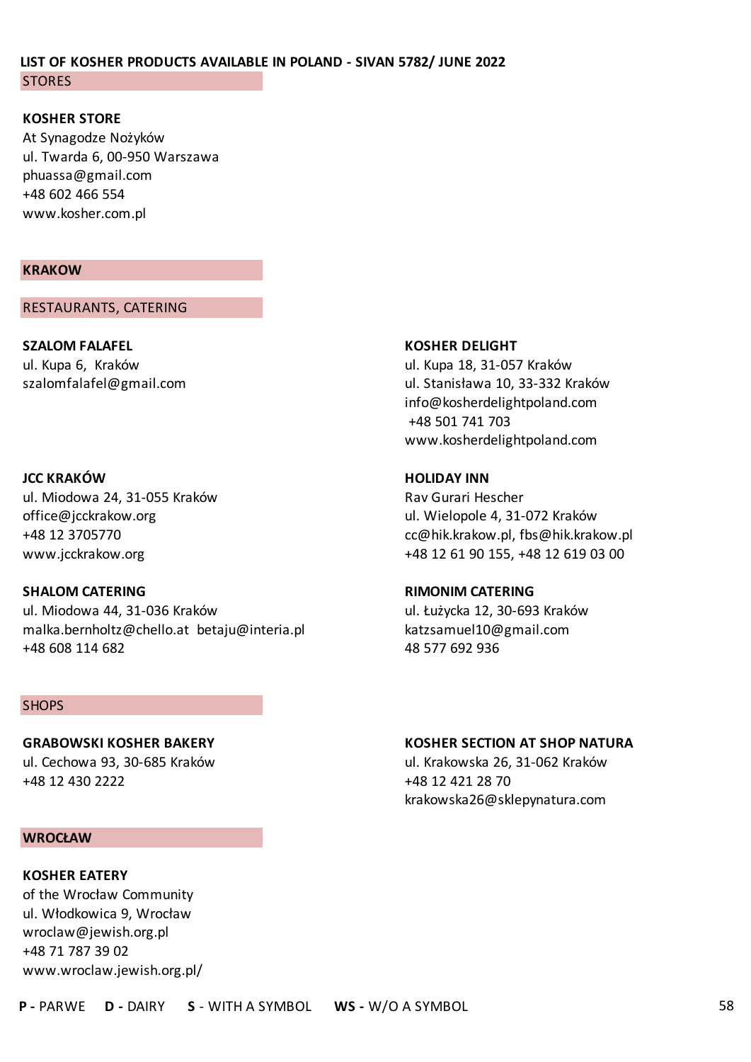**LIST OF KOSHER PRODUCTS AVAILABLE IN POLAND - SIVAN 5782/ JUNE 2022**

## STORES

**KOSHER STORE**
At Synagodze Nożyków
ul. Twarda 6, 00-950 Warszawa
phuassa@gmail.com
+48 602 466 554
www.kosher.com.pl

## KRAKOW

### RESTAURANTS, CATERING

**SZALOM FALAFEL**
ul. Kupa 6, Kraków
szalomfalafel@gmail.com

**KOSHER DELIGHT**
ul. Kupa 18, 31-057 Kraków
ul. Stanisława 10, 33-332 Kraków
info@kosherdelightpoland.com
+48 501 741 703
www.kosherdelightpoland.com

**JCC KRAKÓW**
ul. Miodowa 24, 31-055 Kraków
office@jcckrakow.org
+48 12 3705770
www.jcckrakow.org

**HOLIDAY INN**
Rav Gurari Hescher
ul. Wielopole 4, 31-072 Kraków
cc@hik.krakow.pl, fbs@hik.krakow.pl
+48 12 61 90 155, +48 12 619 03 00

**SHALOM CATERING**
ul. Miodowa 44, 31-036 Kraków
malka.bernholtz@chello.at betaju@interia.pl
+48 608 114 682

**RIMONIM CATERING**
ul. Łużycka 12, 30-693 Kraków
katzsamuel10@gmail.com
48 577 692 936

### SHOPS

**GRABOWSKI KOSHER BAKERY**
ul. Cechowa 93, 30-685 Kraków
+48 12 430 2222

**KOSHER SECTION AT SHOP NATURA**
ul. Krakowska 26, 31-062 Kraków
+48 12 421 28 70
krakowska26@sklepynatura.com

## WROCŁAW

**KOSHER EATERY**
of the Wrocław Community
ul. Włodkowica 9, Wrocław
wroclaw@jewish.org.pl
+48 71 787 39 02
www.wroclaw.jewish.org.pl/

**P -** PARWE **D -** DAIRY **S** - WITH A SYMBOL **WS -** W/O A SYMBOL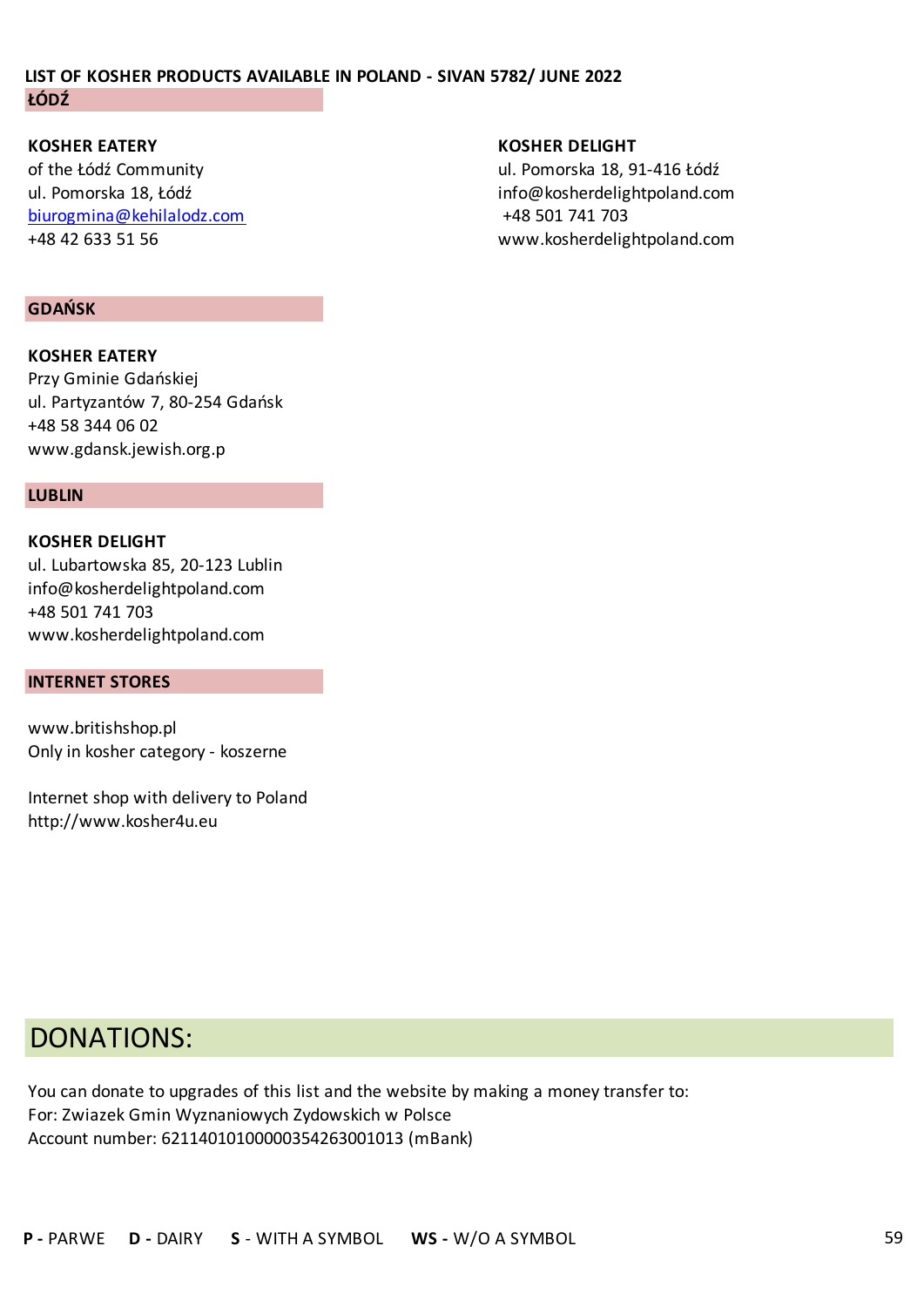**LIST OF KOSHER PRODUCTS AVAILABLE IN POLAND - SIVAN 5782/ JUNE 2022**

## ŁÓDŹ

**KOSHER EATERY**
of the Łódź Community
ul. Pomorska 18, Łódź
biurogmina@kehilalodz.com
+48 42 633 51 56

**KOSHER DELIGHT**
ul. Pomorska 18, 91-416 Łódź
info@kosherdelightpoland.com
+48 501 741 703
www.kosherdelightpoland.com

## GDAŃSK

**KOSHER EATERY**
Przy Gminie Gdańskiej
ul. Partyzantów 7, 80-254 Gdańsk
+48 58 344 06 02
www.gdansk.jewish.org.p

## LUBLIN

**KOSHER DELIGHT**
ul. Lubartowska 85, 20-123 Lublin
info@kosherdelightpoland.com
+48 501 741 703
www.kosherdelightpoland.com

## INTERNET STORES

www.britishshop.pl
Only in kosher category - koszerne

Internet shop with delivery to Poland
http://www.kosher4u.eu

# DONATIONS:

You can donate to upgrades of this list and the website by making a money transfer to:
For: Zwiazek Gmin Wyznaniowych Zydowskich w Polsce
Account number: 62114010100000354263001013 (mBank)

**P -** PARWE **D -** DAIRY **S** - WITH A SYMBOL **WS -** W/O A SYMBOL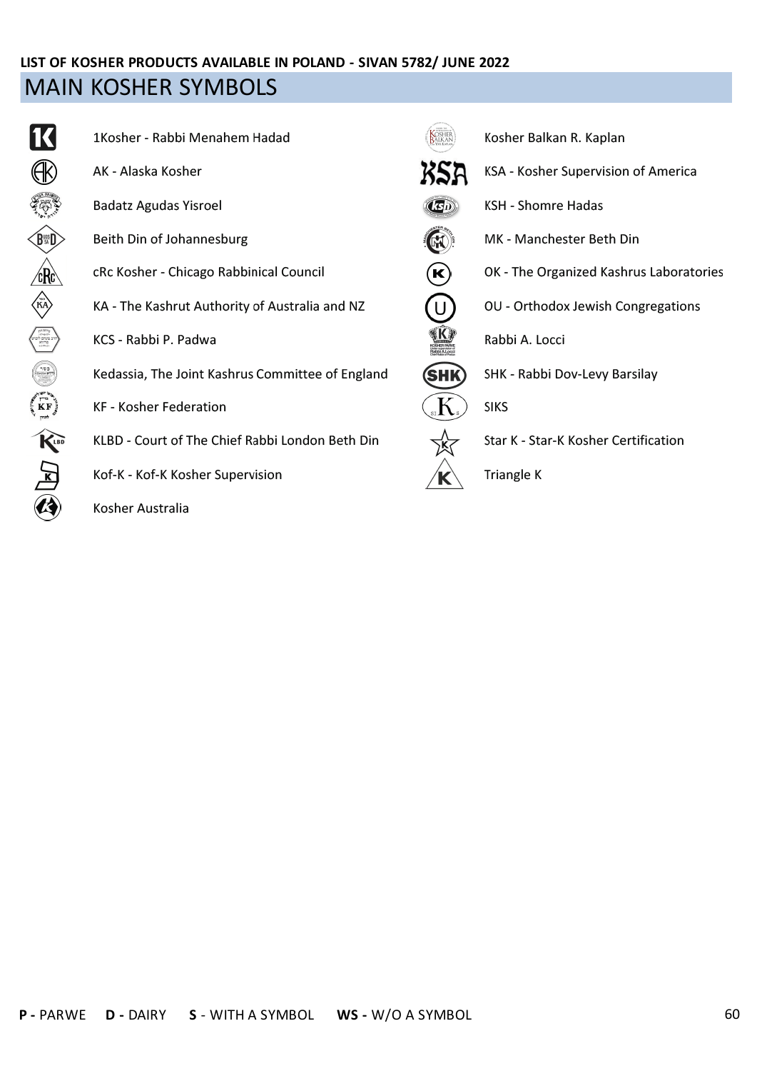LIST OF KOSHER PRODUCTS AVAILABLE IN POLAND - SIVAN 5782/ JUNE 2022

# MAIN KOSHER SYMBOLS

- 1Kosher - Rabbi Menahem Hadad
- AK - Alaska Kosher
- Badatz Agudas Yisroel
- Beith Din of Johannesburg
- cRc Kosher - Chicago Rabbinical Council
- KA - The Kashrut Authority of Australia and NZ
- KCS - Rabbi P. Padwa
- Kedassia, The Joint Kashrus Committee of England
- KF - Kosher Federation
- KLBD - Court of The Chief Rabbi London Beth Din
- Kof-K - Kof-K Kosher Supervision
- Kosher Australia
- Kosher Balkan R. Kaplan
- KSA - Kosher Supervision of America
- KSH - Shomre Hadas
- MK - Manchester Beth Din
- OK - The Organized Kashrus Laboratories
- OU - Orthodox Jewish Congregations
- Rabbi A. Locci
- SHK - Rabbi Dov-Levy Barsilay
- SIKS
- Star K - Star-K Kosher Certification
- Triangle K

**P -** PARWE **D -** DAIRY **S** - WITH A SYMBOL **WS -** W/O A SYMBOL